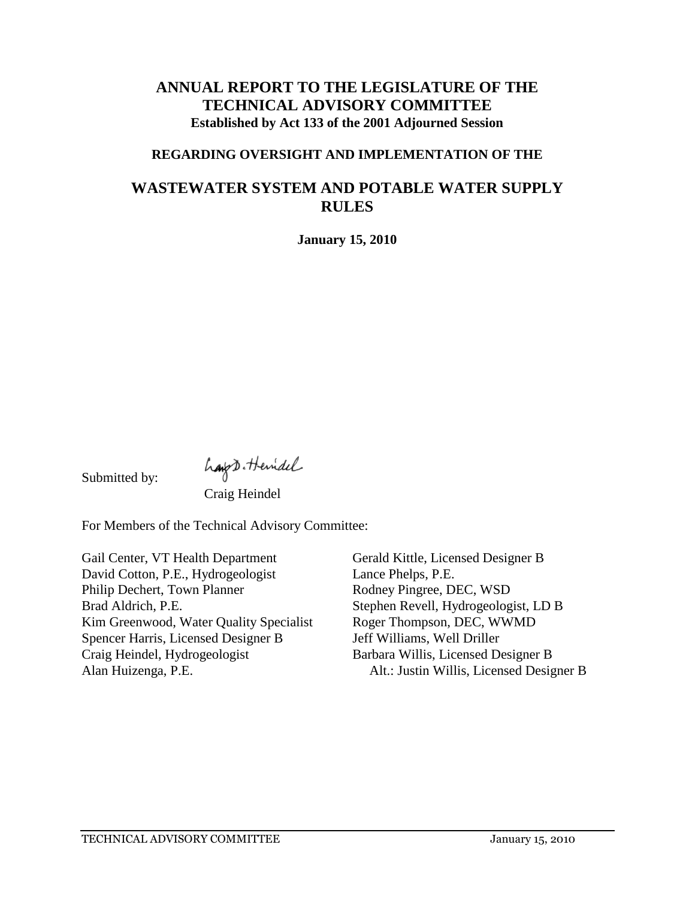# ANNUAL REPORT TO THE LEGISLATURE OF THE TECHNICAL ADVISORY COMMITTEE

**Established by Act 133 of the 2001 Adjourned Session**

**REGARDING OVERSIGHT AND IMPLEMENTATION OF THE**

## WASTEWATER SYSTEM AND POTABLE WATER SUPPLY RULES

**January 15, 2010**

Submitted by:

Craig D. Heindel

Craig Heindel

For Members of the Technical Advisory Committee:

Gail Center, VT Health Department
David Cotton, P.E., Hydrogeologist
Philip Dechert, Town Planner
Brad Aldrich, P.E.
Kim Greenwood, Water Quality Specialist
Spencer Harris, Licensed Designer B
Craig Heindel, Hydrogeologist
Alan Huizenga, P.E.
Gerald Kittle, Licensed Designer B
Lance Phelps, P.E.
Rodney Pingree, DEC, WSD
Stephen Revell, Hydrogeologist, LD B
Roger Thompson, DEC, WWMD
Jeff Williams, Well Driller
Barbara Willis, Licensed Designer B
Alt.: Justin Willis, Licensed Designer B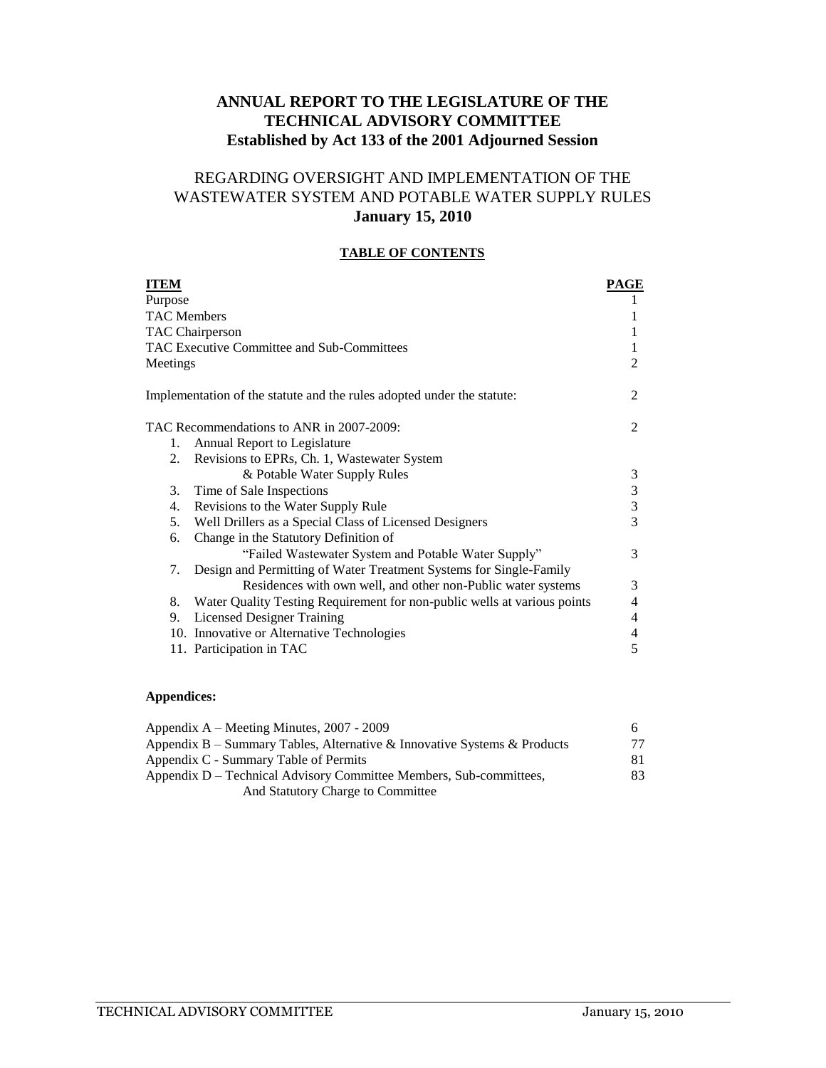# ANNUAL REPORT TO THE LEGISLATURE OF THE TECHNICAL ADVISORY COMMITTEE
## Established by Act 133 of the 2001 Adjourned Session

## REGARDING OVERSIGHT AND IMPLEMENTATION OF THE WASTEWATER SYSTEM AND POTABLE WATER SUPPLY RULES
**January 15, 2010**

**TABLE OF CONTENTS**

| ITEM | PAGE |
|---|---|
| Purpose | 1 |
| TAC Members | 1 |
| TAC Chairperson | 1 |
| TAC Executive Committee and Sub-Committees | 1 |
| Meetings | 2 |
| Implementation of the statute and the rules adopted under the statute: | 2 |
| TAC Recommendations to ANR in 2007-2009: | 2 |
| 1. Annual Report to Legislature | |
| 2. Revisions to EPRs, Ch. 1, Wastewater System & Potable Water Supply Rules | 3 |
| 3. Time of Sale Inspections | 3 |
| 4. Revisions to the Water Supply Rule | 3 |
| 5. Well Drillers as a Special Class of Licensed Designers | 3 |
| 6. Change in the Statutory Definition of "Failed Wastewater System and Potable Water Supply" | 3 |
| 7. Design and Permitting of Water Treatment Systems for Single-Family Residences with own well, and other non-Public water systems | 3 |
| 8. Water Quality Testing Requirement for non-public wells at various points | 4 |
| 9. Licensed Designer Training | 4 |
| 10. Innovative or Alternative Technologies | 4 |
| 11. Participation in TAC | 5 |

**Appendices:**

| | |
|---|---|
| Appendix A – Meeting Minutes, 2007 - 2009 | 6 |
| Appendix B – Summary Tables, Alternative & Innovative Systems & Products | 77 |
| Appendix C - Summary Table of Permits | 81 |
| Appendix D – Technical Advisory Committee Members, Sub-committees, And Statutory Charge to Committee | 83 |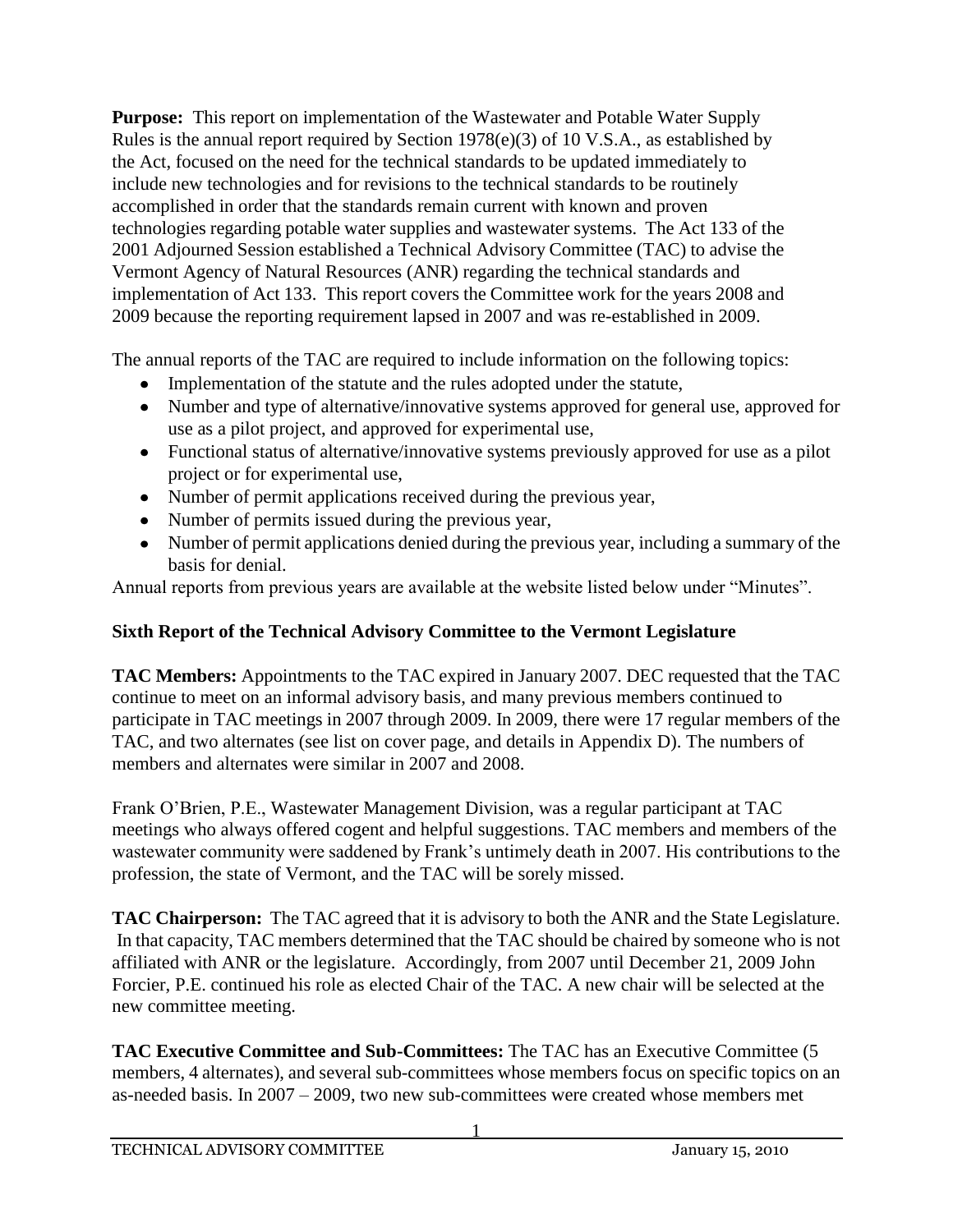**Purpose:** This report on implementation of the Wastewater and Potable Water Supply Rules is the annual report required by Section 1978(e)(3) of 10 V.S.A., as established by the Act, focused on the need for the technical standards to be updated immediately to include new technologies and for revisions to the technical standards to be routinely accomplished in order that the standards remain current with known and proven technologies regarding potable water supplies and wastewater systems. The Act 133 of the 2001 Adjourned Session established a Technical Advisory Committee (TAC) to advise the Vermont Agency of Natural Resources (ANR) regarding the technical standards and implementation of Act 133. This report covers the Committee work for the years 2008 and 2009 because the reporting requirement lapsed in 2007 and was re-established in 2009.

The annual reports of the TAC are required to include information on the following topics:

- Implementation of the statute and the rules adopted under the statute,
- Number and type of alternative/innovative systems approved for general use, approved for use as a pilot project, and approved for experimental use,
- Functional status of alternative/innovative systems previously approved for use as a pilot project or for experimental use,
- Number of permit applications received during the previous year,
- Number of permits issued during the previous year,
- Number of permit applications denied during the previous year, including a summary of the basis for denial.

Annual reports from previous years are available at the website listed below under "Minutes".

## Sixth Report of the Technical Advisory Committee to the Vermont Legislature

**TAC Members:** Appointments to the TAC expired in January 2007. DEC requested that the TAC continue to meet on an informal advisory basis, and many previous members continued to participate in TAC meetings in 2007 through 2009. In 2009, there were 17 regular members of the TAC, and two alternates (see list on cover page, and details in Appendix D). The numbers of members and alternates were similar in 2007 and 2008.

Frank O'Brien, P.E., Wastewater Management Division, was a regular participant at TAC meetings who always offered cogent and helpful suggestions. TAC members and members of the wastewater community were saddened by Frank's untimely death in 2007. His contributions to the profession, the state of Vermont, and the TAC will be sorely missed.

**TAC Chairperson:** The TAC agreed that it is advisory to both the ANR and the State Legislature. In that capacity, TAC members determined that the TAC should be chaired by someone who is not affiliated with ANR or the legislature. Accordingly, from 2007 until December 21, 2009 John Forcier, P.E. continued his role as elected Chair of the TAC. A new chair will be selected at the new committee meeting.

**TAC Executive Committee and Sub-Committees:** The TAC has an Executive Committee (5 members, 4 alternates), and several sub-committees whose members focus on specific topics on an as-needed basis. In 2007 – 2009, two new sub-committees were created whose members met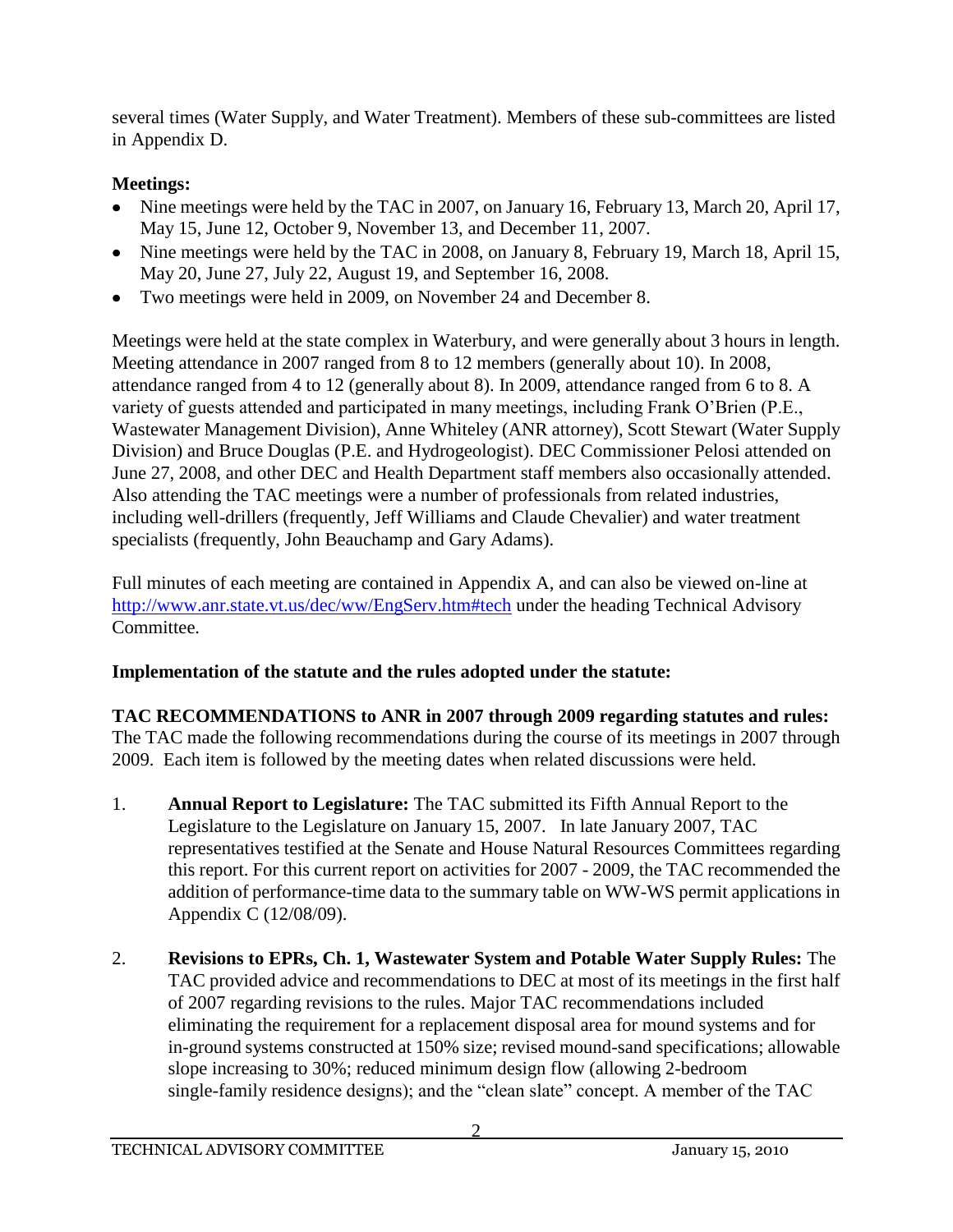several times (Water Supply, and Water Treatment). Members of these sub-committees are listed in Appendix D.

**Meetings:**

- Nine meetings were held by the TAC in 2007, on January 16, February 13, March 20, April 17, May 15, June 12, October 9, November 13, and December 11, 2007.
- Nine meetings were held by the TAC in 2008, on January 8, February 19, March 18, April 15, May 20, June 27, July 22, August 19, and September 16, 2008.
- Two meetings were held in 2009, on November 24 and December 8.

Meetings were held at the state complex in Waterbury, and were generally about 3 hours in length. Meeting attendance in 2007 ranged from 8 to 12 members (generally about 10). In 2008, attendance ranged from 4 to 12 (generally about 8). In 2009, attendance ranged from 6 to 8. A variety of guests attended and participated in many meetings, including Frank O'Brien (P.E., Wastewater Management Division), Anne Whiteley (ANR attorney), Scott Stewart (Water Supply Division) and Bruce Douglas (P.E. and Hydrogeologist). DEC Commissioner Pelosi attended on June 27, 2008, and other DEC and Health Department staff members also occasionally attended. Also attending the TAC meetings were a number of professionals from related industries, including well-drillers (frequently, Jeff Williams and Claude Chevalier) and water treatment specialists (frequently, John Beauchamp and Gary Adams).

Full minutes of each meeting are contained in Appendix A, and can also be viewed on-line at http://www.anr.state.vt.us/dec/ww/EngServ.htm#tech under the heading Technical Advisory Committee.

**Implementation of the statute and the rules adopted under the statute:**

**TAC RECOMMENDATIONS to ANR in 2007 through 2009 regarding statutes and rules:**
The TAC made the following recommendations during the course of its meetings in 2007 through 2009. Each item is followed by the meeting dates when related discussions were held.

1. **Annual Report to Legislature:** The TAC submitted its Fifth Annual Report to the Legislature to the Legislature on January 15, 2007. In late January 2007, TAC representatives testified at the Senate and House Natural Resources Committees regarding this report. For this current report on activities for 2007 - 2009, the TAC recommended the addition of performance-time data to the summary table on WW-WS permit applications in Appendix C (12/08/09).

2. **Revisions to EPRs, Ch. 1, Wastewater System and Potable Water Supply Rules:** The TAC provided advice and recommendations to DEC at most of its meetings in the first half of 2007 regarding revisions to the rules. Major TAC recommendations included eliminating the requirement for a replacement disposal area for mound systems and for in-ground systems constructed at 150% size; revised mound-sand specifications; allowable slope increasing to 30%; reduced minimum design flow (allowing 2-bedroom single-family residence designs); and the "clean slate" concept. A member of the TAC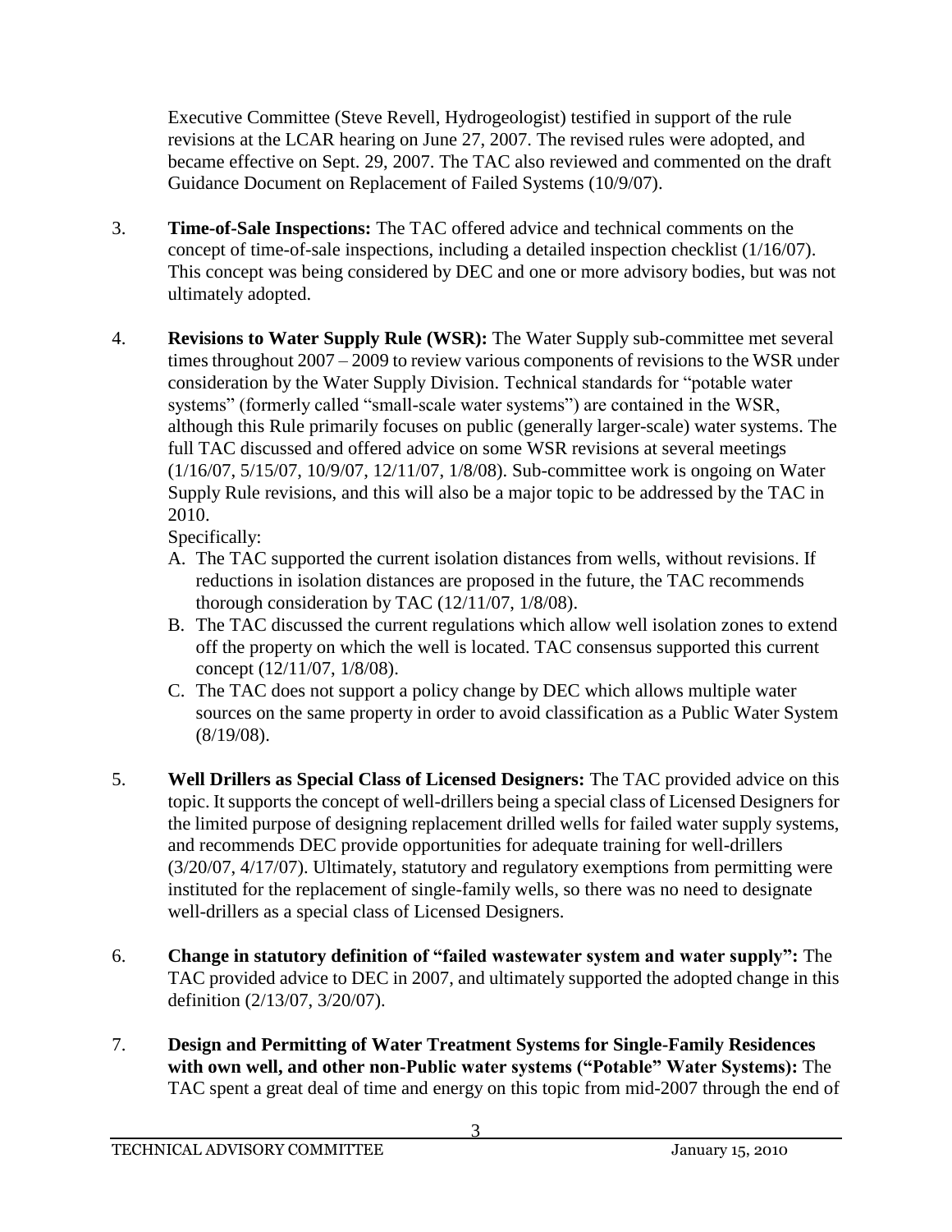Executive Committee (Steve Revell, Hydrogeologist) testified in support of the rule revisions at the LCAR hearing on June 27, 2007. The revised rules were adopted, and became effective on Sept. 29, 2007. The TAC also reviewed and commented on the draft Guidance Document on Replacement of Failed Systems (10/9/07).

3. **Time-of-Sale Inspections:** The TAC offered advice and technical comments on the concept of time-of-sale inspections, including a detailed inspection checklist (1/16/07). This concept was being considered by DEC and one or more advisory bodies, but was not ultimately adopted.

4. **Revisions to Water Supply Rule (WSR):** The Water Supply sub-committee met several times throughout 2007 – 2009 to review various components of revisions to the WSR under consideration by the Water Supply Division. Technical standards for "potable water systems" (formerly called "small-scale water systems") are contained in the WSR, although this Rule primarily focuses on public (generally larger-scale) water systems. The full TAC discussed and offered advice on some WSR revisions at several meetings (1/16/07, 5/15/07, 10/9/07, 12/11/07, 1/8/08). Sub-committee work is ongoing on Water Supply Rule revisions, and this will also be a major topic to be addressed by the TAC in 2010.

   Specifically:

   A. The TAC supported the current isolation distances from wells, without revisions. If reductions in isolation distances are proposed in the future, the TAC recommends thorough consideration by TAC (12/11/07, 1/8/08).
   B. The TAC discussed the current regulations which allow well isolation zones to extend off the property on which the well is located. TAC consensus supported this current concept (12/11/07, 1/8/08).
   C. The TAC does not support a policy change by DEC which allows multiple water sources on the same property in order to avoid classification as a Public Water System (8/19/08).

5. **Well Drillers as Special Class of Licensed Designers:** The TAC provided advice on this topic. It supports the concept of well-drillers being a special class of Licensed Designers for the limited purpose of designing replacement drilled wells for failed water supply systems, and recommends DEC provide opportunities for adequate training for well-drillers (3/20/07, 4/17/07). Ultimately, statutory and regulatory exemptions from permitting were instituted for the replacement of single-family wells, so there was no need to designate well-drillers as a special class of Licensed Designers.

6. **Change in statutory definition of "failed wastewater system and water supply":** The TAC provided advice to DEC in 2007, and ultimately supported the adopted change in this definition (2/13/07, 3/20/07).

7. **Design and Permitting of Water Treatment Systems for Single-Family Residences with own well, and other non-Public water systems ("Potable" Water Systems):** The TAC spent a great deal of time and energy on this topic from mid-2007 through the end of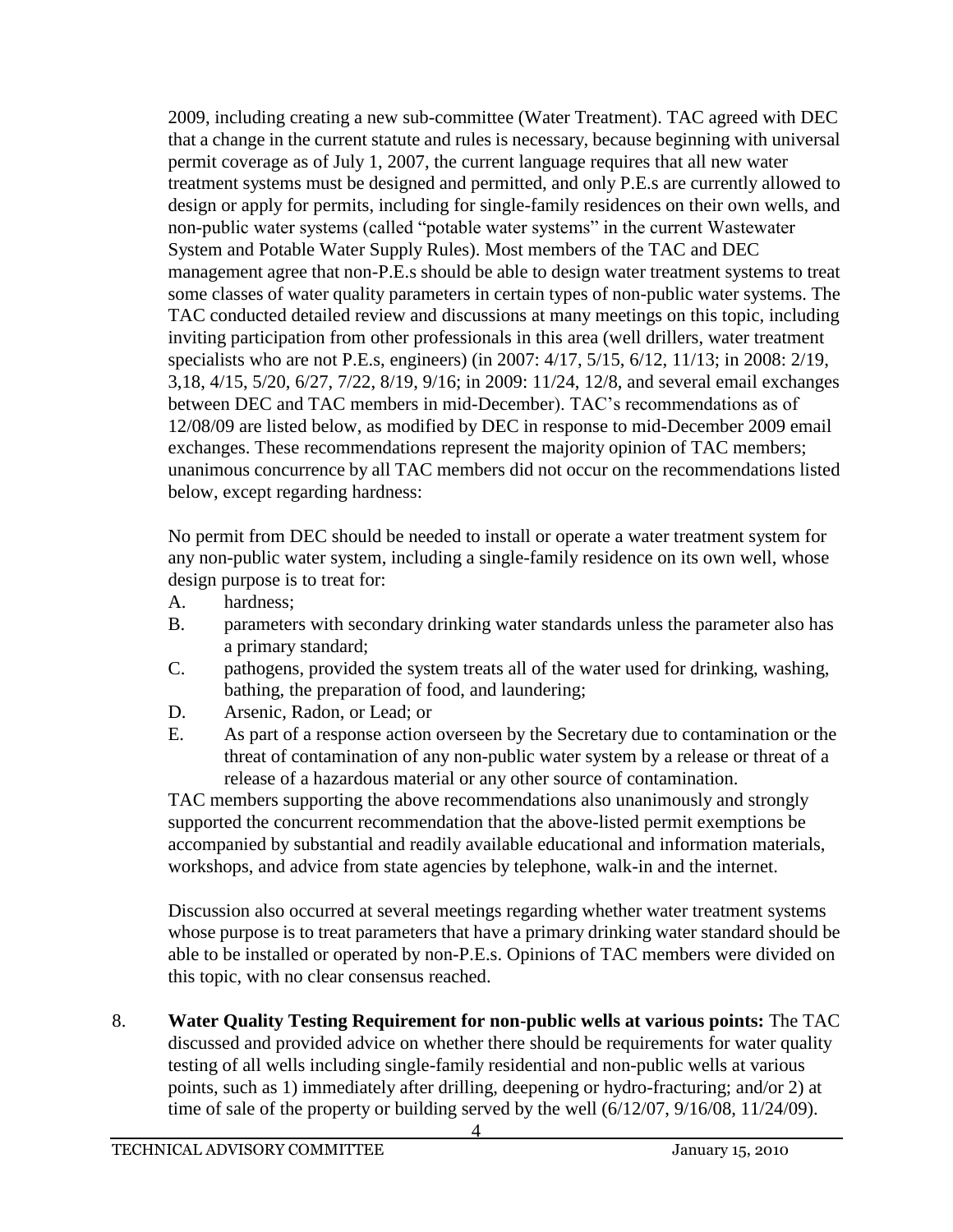2009, including creating a new sub-committee (Water Treatment). TAC agreed with DEC that a change in the current statute and rules is necessary, because beginning with universal permit coverage as of July 1, 2007, the current language requires that all new water treatment systems must be designed and permitted, and only P.E.s are currently allowed to design or apply for permits, including for single-family residences on their own wells, and non-public water systems (called "potable water systems" in the current Wastewater System and Potable Water Supply Rules). Most members of the TAC and DEC management agree that non-P.E.s should be able to design water treatment systems to treat some classes of water quality parameters in certain types of non-public water systems. The TAC conducted detailed review and discussions at many meetings on this topic, including inviting participation from other professionals in this area (well drillers, water treatment specialists who are not P.E.s, engineers) (in 2007: 4/17, 5/15, 6/12, 11/13; in 2008: 2/19, 3,18, 4/15, 5/20, 6/27, 7/22, 8/19, 9/16; in 2009: 11/24, 12/8, and several email exchanges between DEC and TAC members in mid-December). TAC's recommendations as of 12/08/09 are listed below, as modified by DEC in response to mid-December 2009 email exchanges. These recommendations represent the majority opinion of TAC members; unanimous concurrence by all TAC members did not occur on the recommendations listed below, except regarding hardness:

No permit from DEC should be needed to install or operate a water treatment system for any non-public water system, including a single-family residence on its own well, whose design purpose is to treat for:

A. hardness;
B. parameters with secondary drinking water standards unless the parameter also has a primary standard;
C. pathogens, provided the system treats all of the water used for drinking, washing, bathing, the preparation of food, and laundering;
D. Arsenic, Radon, or Lead; or
E. As part of a response action overseen by the Secretary due to contamination or the threat of contamination of any non-public water system by a release or threat of a release of a hazardous material or any other source of contamination.

TAC members supporting the above recommendations also unanimously and strongly supported the concurrent recommendation that the above-listed permit exemptions be accompanied by substantial and readily available educational and information materials, workshops, and advice from state agencies by telephone, walk-in and the internet.

Discussion also occurred at several meetings regarding whether water treatment systems whose purpose is to treat parameters that have a primary drinking water standard should be able to be installed or operated by non-P.E.s. Opinions of TAC members were divided on this topic, with no clear consensus reached.

8. **Water Quality Testing Requirement for non-public wells at various points:** The TAC discussed and provided advice on whether there should be requirements for water quality testing of all wells including single-family residential and non-public wells at various points, such as 1) immediately after drilling, deepening or hydro-fracturing; and/or 2) at time of sale of the property or building served by the well (6/12/07, 9/16/08, 11/24/09).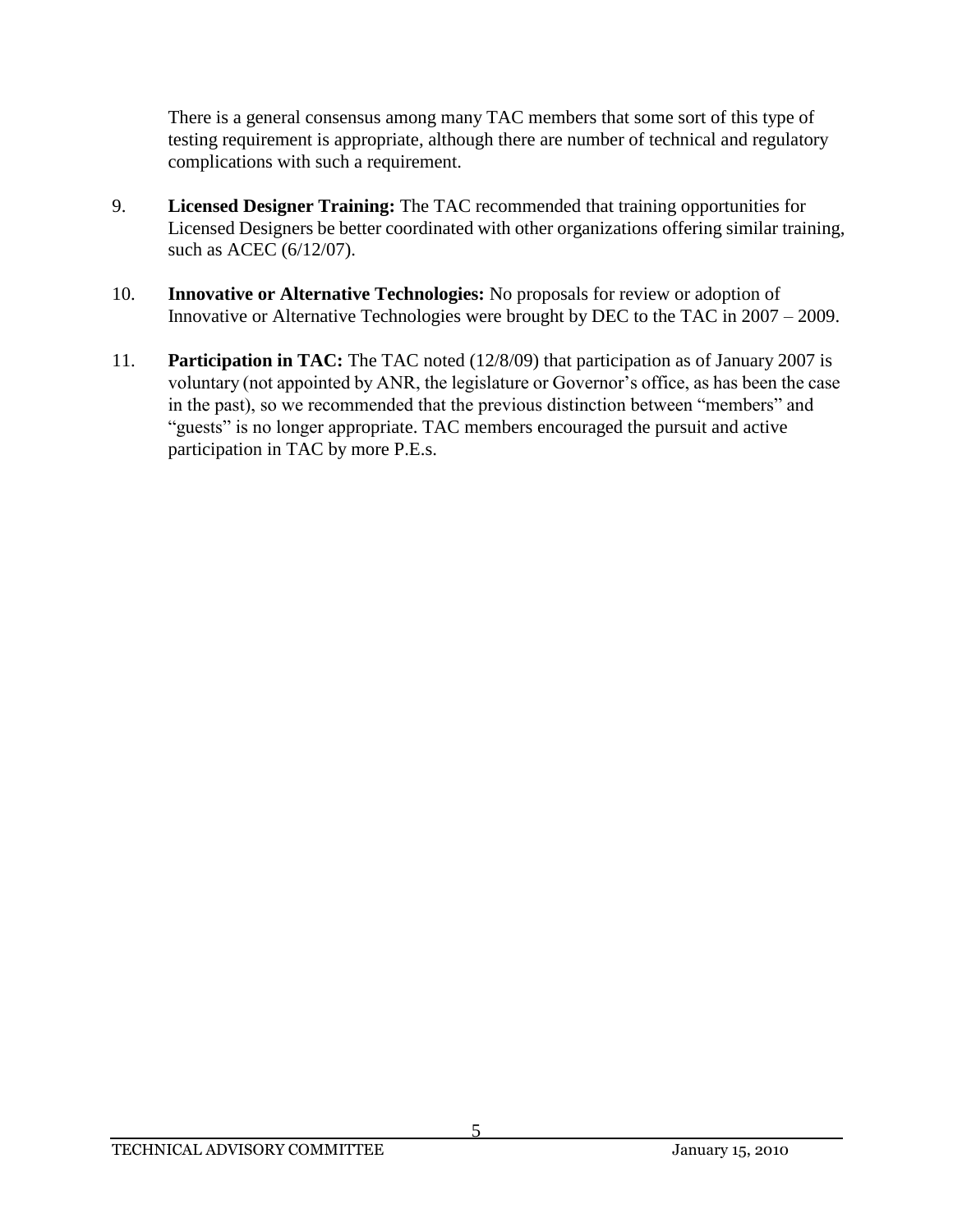There is a general consensus among many TAC members that some sort of this type of testing requirement is appropriate, although there are number of technical and regulatory complications with such a requirement.

9. **Licensed Designer Training:** The TAC recommended that training opportunities for Licensed Designers be better coordinated with other organizations offering similar training, such as ACEC (6/12/07).

10. **Innovative or Alternative Technologies:** No proposals for review or adoption of Innovative or Alternative Technologies were brought by DEC to the TAC in 2007 – 2009.

11. **Participation in TAC:** The TAC noted (12/8/09) that participation as of January 2007 is voluntary (not appointed by ANR, the legislature or Governor's office, as has been the case in the past), so we recommended that the previous distinction between "members" and "guests" is no longer appropriate. TAC members encouraged the pursuit and active participation in TAC by more P.E.s.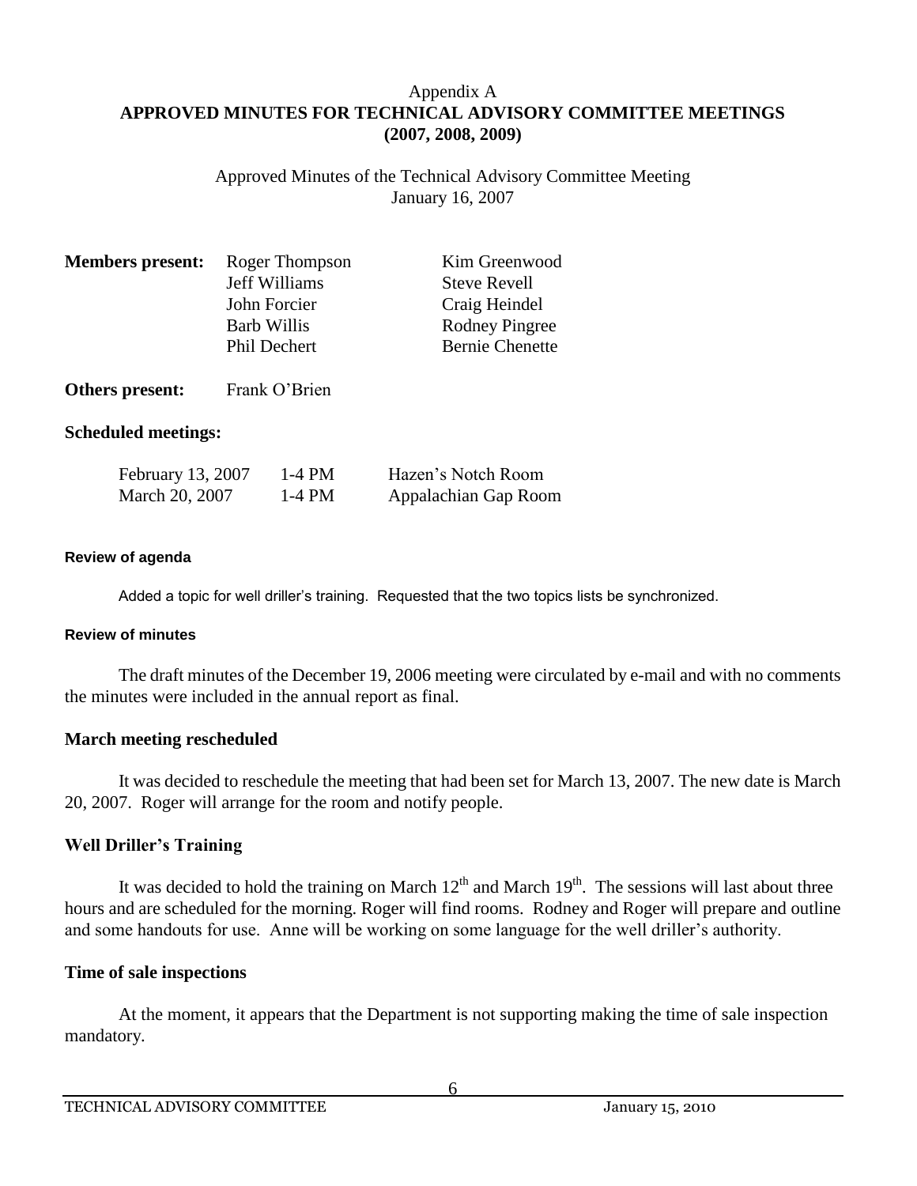Appendix A

# APPROVED MINUTES FOR TECHNICAL ADVISORY COMMITTEE MEETINGS (2007, 2008, 2009)

Approved Minutes of the Technical Advisory Committee Meeting
January 16, 2007

**Members present:** Roger Thompson, Jeff Williams, John Forcier, Barb Willis, Phil Dechert, Kim Greenwood, Steve Revell, Craig Heindel, Rodney Pingree, Bernie Chenette

**Others present:** Frank O'Brien

**Scheduled meetings:**

| | | |
|---|---|---|
| February 13, 2007 | 1-4 PM | Hazen's Notch Room |
| March 20, 2007 | 1-4 PM | Appalachian Gap Room |

**Review of agenda**

Added a topic for well driller's training. Requested that the two topics lists be synchronized.

**Review of minutes**

The draft minutes of the December 19, 2006 meeting were circulated by e-mail and with no comments the minutes were included in the annual report as final.

**March meeting rescheduled**

It was decided to reschedule the meeting that had been set for March 13, 2007. The new date is March 20, 2007. Roger will arrange for the room and notify people.

**Well Driller's Training**

It was decided to hold the training on March 12th and March 19th. The sessions will last about three hours and are scheduled for the morning. Roger will find rooms. Rodney and Roger will prepare and outline and some handouts for use. Anne will be working on some language for the well driller's authority.

**Time of sale inspections**

At the moment, it appears that the Department is not supporting making the time of sale inspection mandatory.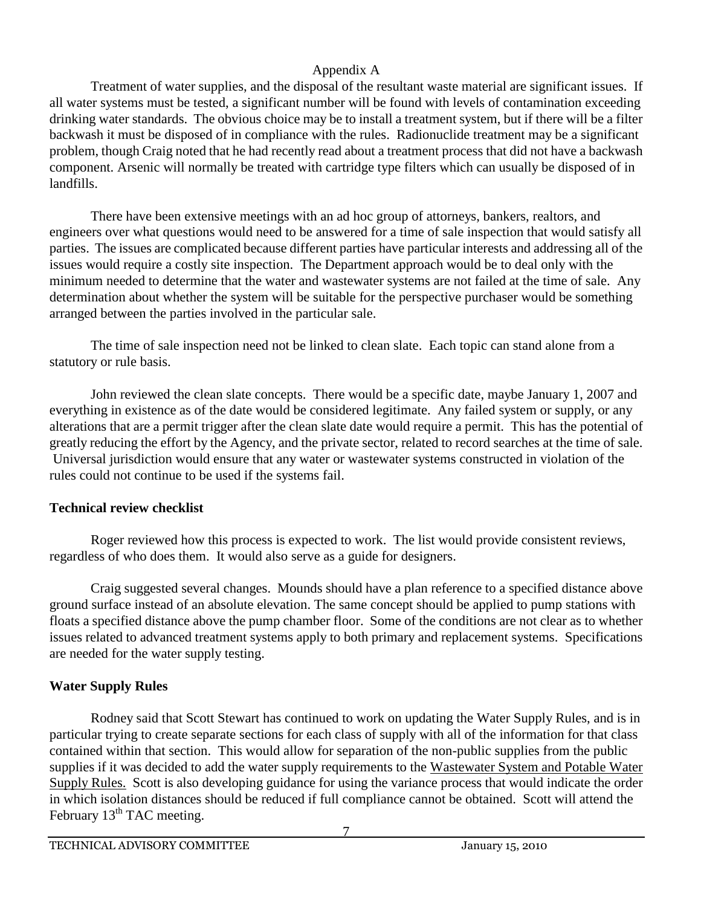Appendix A

Treatment of water supplies, and the disposal of the resultant waste material are significant issues. If all water systems must be tested, a significant number will be found with levels of contamination exceeding drinking water standards. The obvious choice may be to install a treatment system, but if there will be a filter backwash it must be disposed of in compliance with the rules. Radionuclide treatment may be a significant problem, though Craig noted that he had recently read about a treatment process that did not have a backwash component. Arsenic will normally be treated with cartridge type filters which can usually be disposed of in landfills.

There have been extensive meetings with an ad hoc group of attorneys, bankers, realtors, and engineers over what questions would need to be answered for a time of sale inspection that would satisfy all parties. The issues are complicated because different parties have particular interests and addressing all of the issues would require a costly site inspection. The Department approach would be to deal only with the minimum needed to determine that the water and wastewater systems are not failed at the time of sale. Any determination about whether the system will be suitable for the perspective purchaser would be something arranged between the parties involved in the particular sale.

The time of sale inspection need not be linked to clean slate. Each topic can stand alone from a statutory or rule basis.

John reviewed the clean slate concepts. There would be a specific date, maybe January 1, 2007 and everything in existence as of the date would be considered legitimate. Any failed system or supply, or any alterations that are a permit trigger after the clean slate date would require a permit. This has the potential of greatly reducing the effort by the Agency, and the private sector, related to record searches at the time of sale. Universal jurisdiction would ensure that any water or wastewater systems constructed in violation of the rules could not continue to be used if the systems fail.

**Technical review checklist**

Roger reviewed how this process is expected to work. The list would provide consistent reviews, regardless of who does them. It would also serve as a guide for designers.

Craig suggested several changes. Mounds should have a plan reference to a specified distance above ground surface instead of an absolute elevation. The same concept should be applied to pump stations with floats a specified distance above the pump chamber floor. Some of the conditions are not clear as to whether issues related to advanced treatment systems apply to both primary and replacement systems. Specifications are needed for the water supply testing.

**Water Supply Rules**

Rodney said that Scott Stewart has continued to work on updating the Water Supply Rules, and is in particular trying to create separate sections for each class of supply with all of the information for that class contained within that section. This would allow for separation of the non-public supplies from the public supplies if it was decided to add the water supply requirements to the Wastewater System and Potable Water Supply Rules. Scott is also developing guidance for using the variance process that would indicate the order in which isolation distances should be reduced if full compliance cannot be obtained. Scott will attend the February 13th TAC meeting.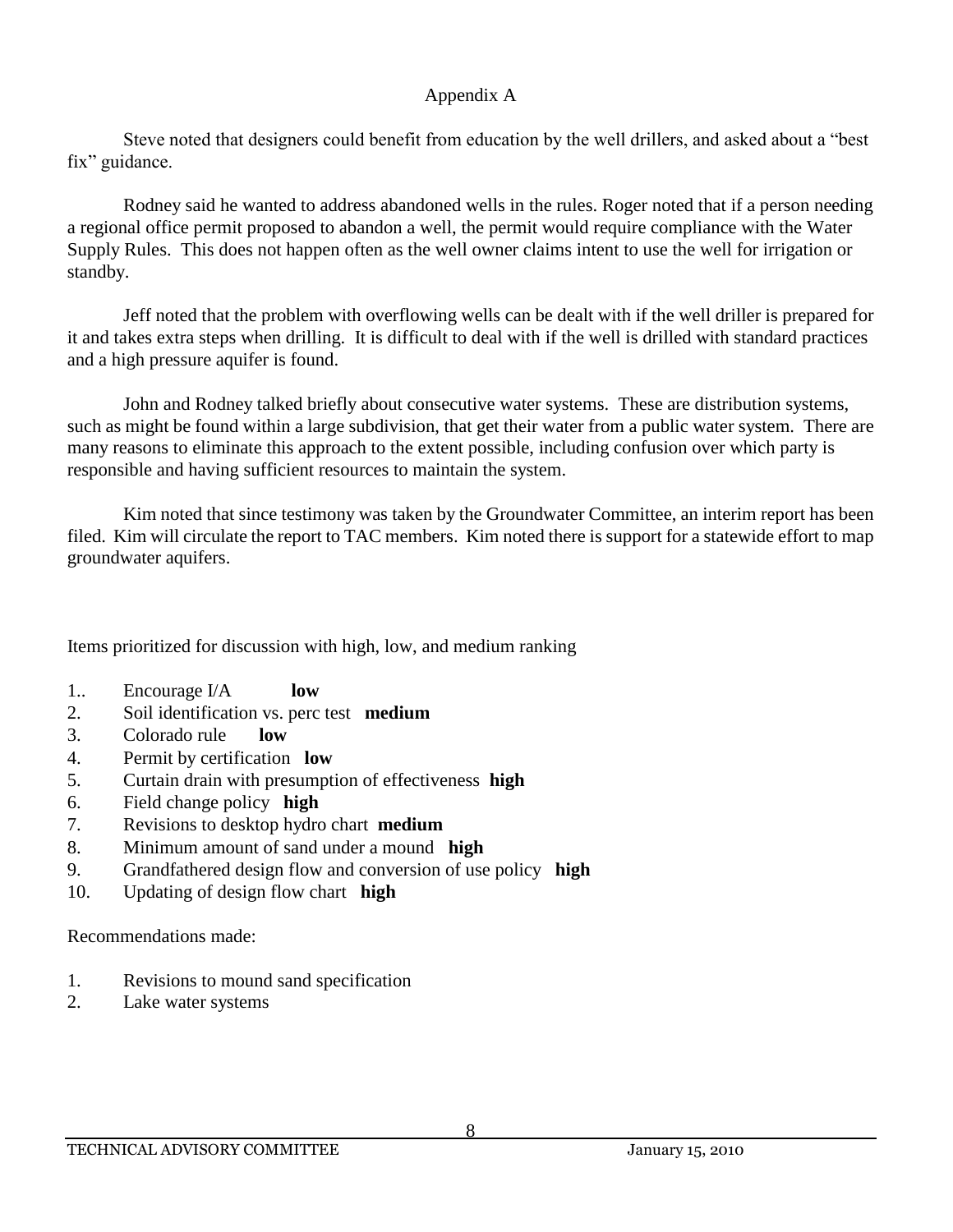Appendix A

Steve noted that designers could benefit from education by the well drillers, and asked about a "best fix" guidance.

Rodney said he wanted to address abandoned wells in the rules. Roger noted that if a person needing a regional office permit proposed to abandon a well, the permit would require compliance with the Water Supply Rules. This does not happen often as the well owner claims intent to use the well for irrigation or standby.

Jeff noted that the problem with overflowing wells can be dealt with if the well driller is prepared for it and takes extra steps when drilling. It is difficult to deal with if the well is drilled with standard practices and a high pressure aquifer is found.

John and Rodney talked briefly about consecutive water systems. These are distribution systems, such as might be found within a large subdivision, that get their water from a public water system. There are many reasons to eliminate this approach to the extent possible, including confusion over which party is responsible and having sufficient resources to maintain the system.

Kim noted that since testimony was taken by the Groundwater Committee, an interim report has been filed. Kim will circulate the report to TAC members. Kim noted there is support for a statewide effort to map groundwater aquifers.

Items prioritized for discussion with high, low, and medium ranking

1.. Encourage I/A **low**
2. Soil identification vs. perc test **medium**
3. Colorado rule **low**
4. Permit by certification **low**
5. Curtain drain with presumption of effectiveness **high**
6. Field change policy **high**
7. Revisions to desktop hydro chart **medium**
8. Minimum amount of sand under a mound **high**
9. Grandfathered design flow and conversion of use policy **high**
10. Updating of design flow chart **high**

Recommendations made:

1. Revisions to mound sand specification
2. Lake water systems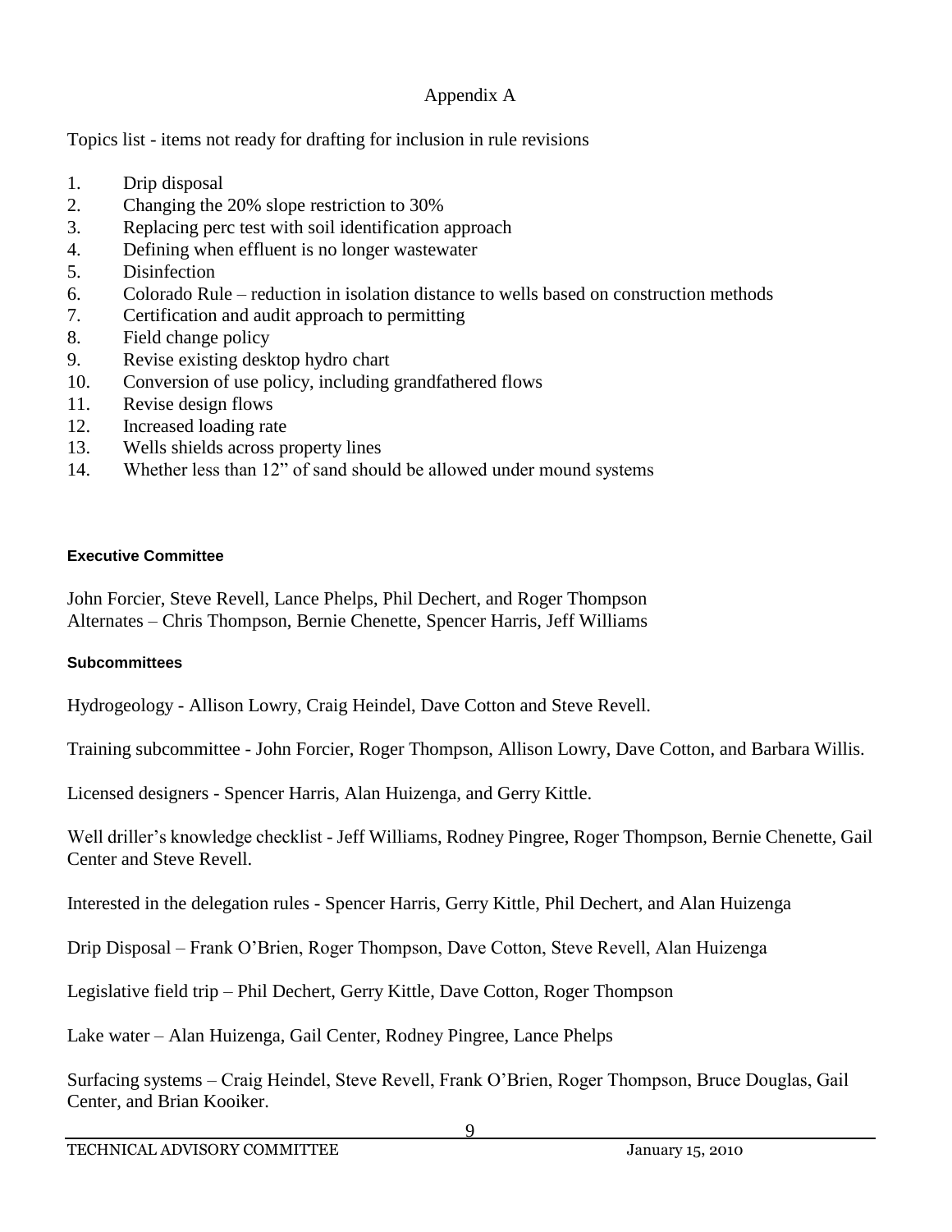## Appendix A

Topics list - items not ready for drafting for inclusion in rule revisions

1. Drip disposal
2. Changing the 20% slope restriction to 30%
3. Replacing perc test with soil identification approach
4. Defining when effluent is no longer wastewater
5. Disinfection
6. Colorado Rule – reduction in isolation distance to wells based on construction methods
7. Certification and audit approach to permitting
8. Field change policy
9. Revise existing desktop hydro chart
10. Conversion of use policy, including grandfathered flows
11. Revise design flows
12. Increased loading rate
13. Wells shields across property lines
14. Whether less than 12" of sand should be allowed under mound systems

### Executive Committee

John Forcier, Steve Revell, Lance Phelps, Phil Dechert, and Roger Thompson
Alternates – Chris Thompson, Bernie Chenette, Spencer Harris, Jeff Williams

### Subcommittees

Hydrogeology - Allison Lowry, Craig Heindel, Dave Cotton and Steve Revell.

Training subcommittee - John Forcier, Roger Thompson, Allison Lowry, Dave Cotton, and Barbara Willis.

Licensed designers - Spencer Harris, Alan Huizenga, and Gerry Kittle.

Well driller's knowledge checklist - Jeff Williams, Rodney Pingree, Roger Thompson, Bernie Chenette, Gail Center and Steve Revell.

Interested in the delegation rules - Spencer Harris, Gerry Kittle, Phil Dechert, and Alan Huizenga

Drip Disposal – Frank O'Brien, Roger Thompson, Dave Cotton, Steve Revell, Alan Huizenga

Legislative field trip – Phil Dechert, Gerry Kittle, Dave Cotton, Roger Thompson

Lake water – Alan Huizenga, Gail Center, Rodney Pingree, Lance Phelps

Surfacing systems – Craig Heindel, Steve Revell, Frank O'Brien, Roger Thompson, Bruce Douglas, Gail Center, and Brian Kooiker.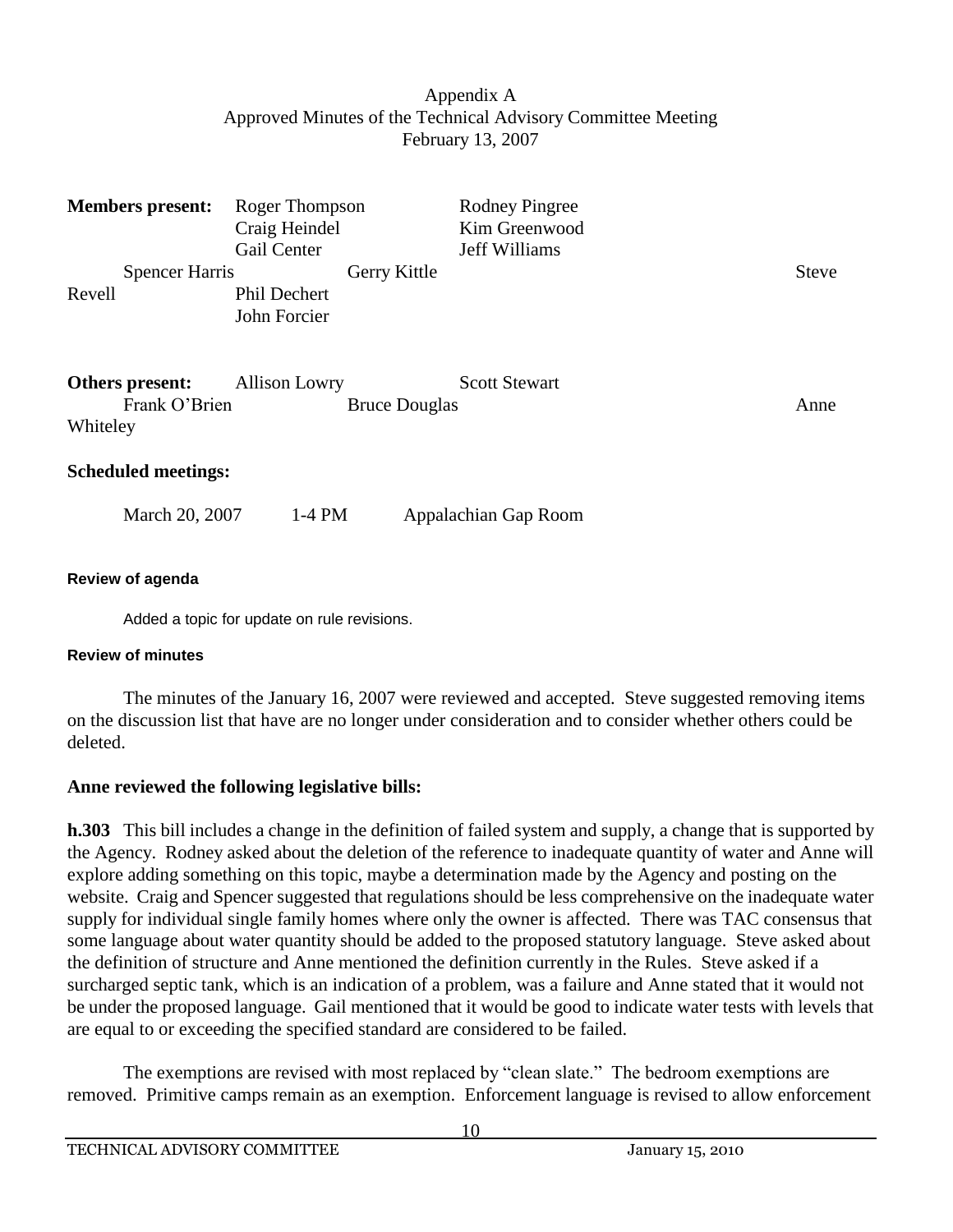Appendix A
Approved Minutes of the Technical Advisory Committee Meeting
February 13, 2007

**Members present:** Roger Thompson, Rodney Pingree, Craig Heindel, Kim Greenwood, Gail Center, Jeff Williams, Spencer Harris, Gerry Kittle, Steve Revell, Phil Dechert, John Forcier

**Others present:** Allison Lowry, Scott Stewart, Frank O'Brien, Bruce Douglas, Anne Whiteley

**Scheduled meetings:**

March 20, 2007     1-4 PM     Appalachian Gap Room

**Review of agenda**

Added a topic for update on rule revisions.

**Review of minutes**

The minutes of the January 16, 2007 were reviewed and accepted. Steve suggested removing items on the discussion list that have are no longer under consideration and to consider whether others could be deleted.

**Anne reviewed the following legislative bills:**

**h.303** This bill includes a change in the definition of failed system and supply, a change that is supported by the Agency. Rodney asked about the deletion of the reference to inadequate quantity of water and Anne will explore adding something on this topic, maybe a determination made by the Agency and posting on the website. Craig and Spencer suggested that regulations should be less comprehensive on the inadequate water supply for individual single family homes where only the owner is affected. There was TAC consensus that some language about water quantity should be added to the proposed statutory language. Steve asked about the definition of structure and Anne mentioned the definition currently in the Rules. Steve asked if a surcharged septic tank, which is an indication of a problem, was a failure and Anne stated that it would not be under the proposed language. Gail mentioned that it would be good to indicate water tests with levels that are equal to or exceeding the specified standard are considered to be failed.

The exemptions are revised with most replaced by "clean slate." The bedroom exemptions are removed. Primitive camps remain as an exemption. Enforcement language is revised to allow enforcement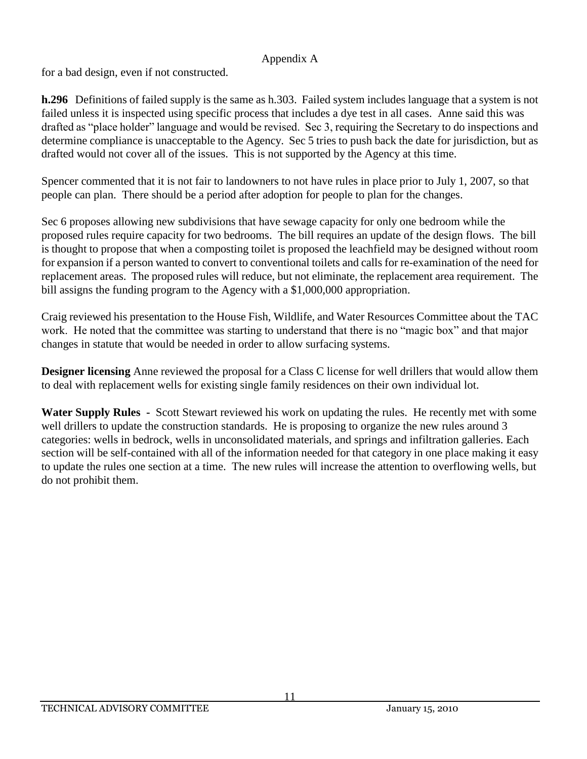for a bad design, even if not constructed.

**h.296** Definitions of failed supply is the same as h.303. Failed system includes language that a system is not failed unless it is inspected using specific process that includes a dye test in all cases. Anne said this was drafted as "place holder" language and would be revised. Sec 3, requiring the Secretary to do inspections and determine compliance is unacceptable to the Agency. Sec 5 tries to push back the date for jurisdiction, but as drafted would not cover all of the issues. This is not supported by the Agency at this time.

Spencer commented that it is not fair to landowners to not have rules in place prior to July 1, 2007, so that people can plan. There should be a period after adoption for people to plan for the changes.

Sec 6 proposes allowing new subdivisions that have sewage capacity for only one bedroom while the proposed rules require capacity for two bedrooms. The bill requires an update of the design flows. The bill is thought to propose that when a composting toilet is proposed the leachfield may be designed without room for expansion if a person wanted to convert to conventional toilets and calls for re-examination of the need for replacement areas. The proposed rules will reduce, but not eliminate, the replacement area requirement. The bill assigns the funding program to the Agency with a $1,000,000 appropriation.

Craig reviewed his presentation to the House Fish, Wildlife, and Water Resources Committee about the TAC work. He noted that the committee was starting to understand that there is no "magic box" and that major changes in statute that would be needed in order to allow surfacing systems.

**Designer licensing** Anne reviewed the proposal for a Class C license for well drillers that would allow them to deal with replacement wells for existing single family residences on their own individual lot.

**Water Supply Rules -** Scott Stewart reviewed his work on updating the rules. He recently met with some well drillers to update the construction standards. He is proposing to organize the new rules around 3 categories: wells in bedrock, wells in unconsolidated materials, and springs and infiltration galleries. Each section will be self-contained with all of the information needed for that category in one place making it easy to update the rules one section at a time. The new rules will increase the attention to overflowing wells, but do not prohibit them.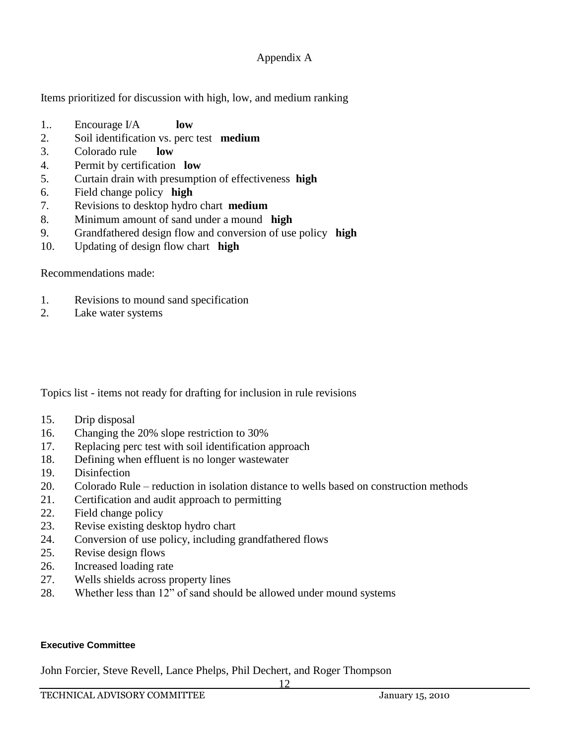Appendix A

Items prioritized for discussion with high, low, and medium ranking

1.. Encourage I/A **low**
2. Soil identification vs. perc test **medium**
3. Colorado rule **low**
4. Permit by certification **low**
5. Curtain drain with presumption of effectiveness **high**
6. Field change policy **high**
7. Revisions to desktop hydro chart **medium**
8. Minimum amount of sand under a mound **high**
9. Grandfathered design flow and conversion of use policy **high**
10. Updating of design flow chart **high**

Recommendations made:

1. Revisions to mound sand specification
2. Lake water systems

Topics list - items not ready for drafting for inclusion in rule revisions

15. Drip disposal
16. Changing the 20% slope restriction to 30%
17. Replacing perc test with soil identification approach
18. Defining when effluent is no longer wastewater
19. Disinfection
20. Colorado Rule – reduction in isolation distance to wells based on construction methods
21. Certification and audit approach to permitting
22. Field change policy
23. Revise existing desktop hydro chart
24. Conversion of use policy, including grandfathered flows
25. Revise design flows
26. Increased loading rate
27. Wells shields across property lines
28. Whether less than 12" of sand should be allowed under mound systems

**Executive Committee**

John Forcier, Steve Revell, Lance Phelps, Phil Dechert, and Roger Thompson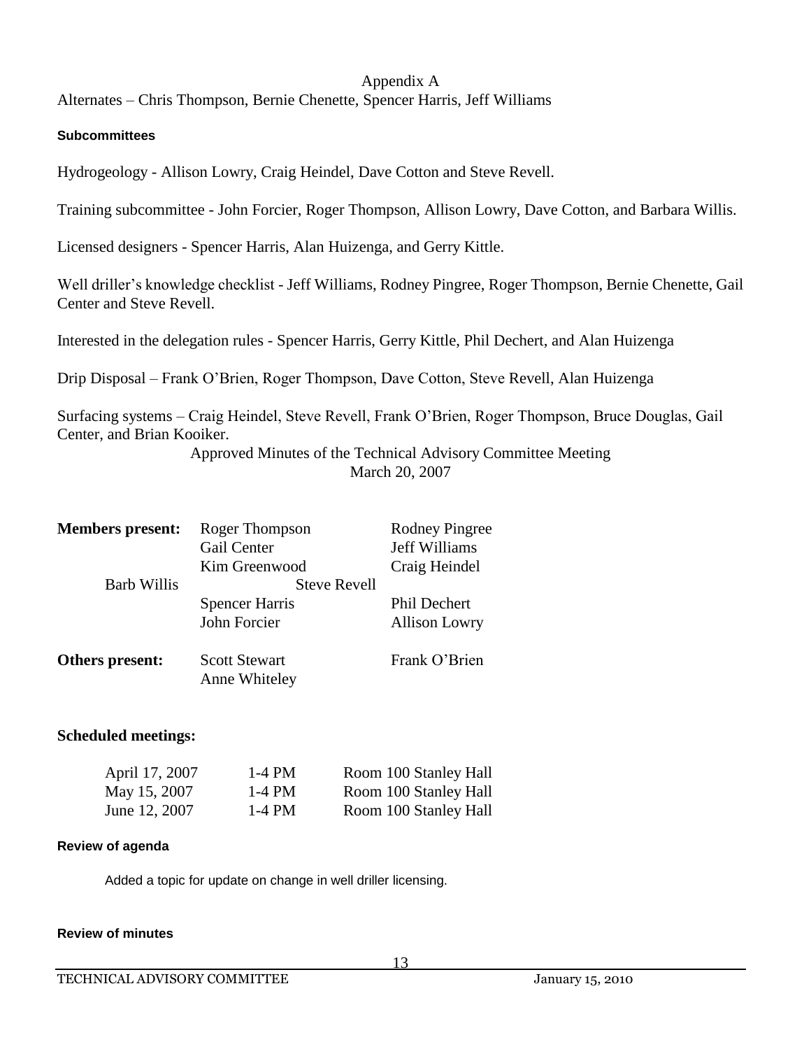Appendix A

Alternates – Chris Thompson, Bernie Chenette, Spencer Harris, Jeff Williams

**Subcommittees**

Hydrogeology - Allison Lowry, Craig Heindel, Dave Cotton and Steve Revell.

Training subcommittee - John Forcier, Roger Thompson, Allison Lowry, Dave Cotton, and Barbara Willis.

Licensed designers - Spencer Harris, Alan Huizenga, and Gerry Kittle.

Well driller's knowledge checklist - Jeff Williams, Rodney Pingree, Roger Thompson, Bernie Chenette, Gail Center and Steve Revell.

Interested in the delegation rules - Spencer Harris, Gerry Kittle, Phil Dechert, and Alan Huizenga

Drip Disposal – Frank O'Brien, Roger Thompson, Dave Cotton, Steve Revell, Alan Huizenga

Surfacing systems – Craig Heindel, Steve Revell, Frank O'Brien, Roger Thompson, Bruce Douglas, Gail Center, and Brian Kooiker.

Approved Minutes of the Technical Advisory Committee Meeting
March 20, 2007

| | | |
|---|---|---|
| **Members present:** | Roger Thompson | Rodney Pingree |
| | Gail Center | Jeff Williams |
| | Kim Greenwood | Craig Heindel |
| Barb Willis | Steve Revell | |
| | Spencer Harris | Phil Dechert |
| | John Forcier | Allison Lowry |
| **Others present:** | Scott Stewart | Frank O'Brien |
| | Anne Whiteley | |

**Scheduled meetings:**

| | | |
|---|---|---|
| April 17, 2007 | 1-4 PM | Room 100 Stanley Hall |
| May 15, 2007 | 1-4 PM | Room 100 Stanley Hall |
| June 12, 2007 | 1-4 PM | Room 100 Stanley Hall |

**Review of agenda**

Added a topic for update on change in well driller licensing.

**Review of minutes**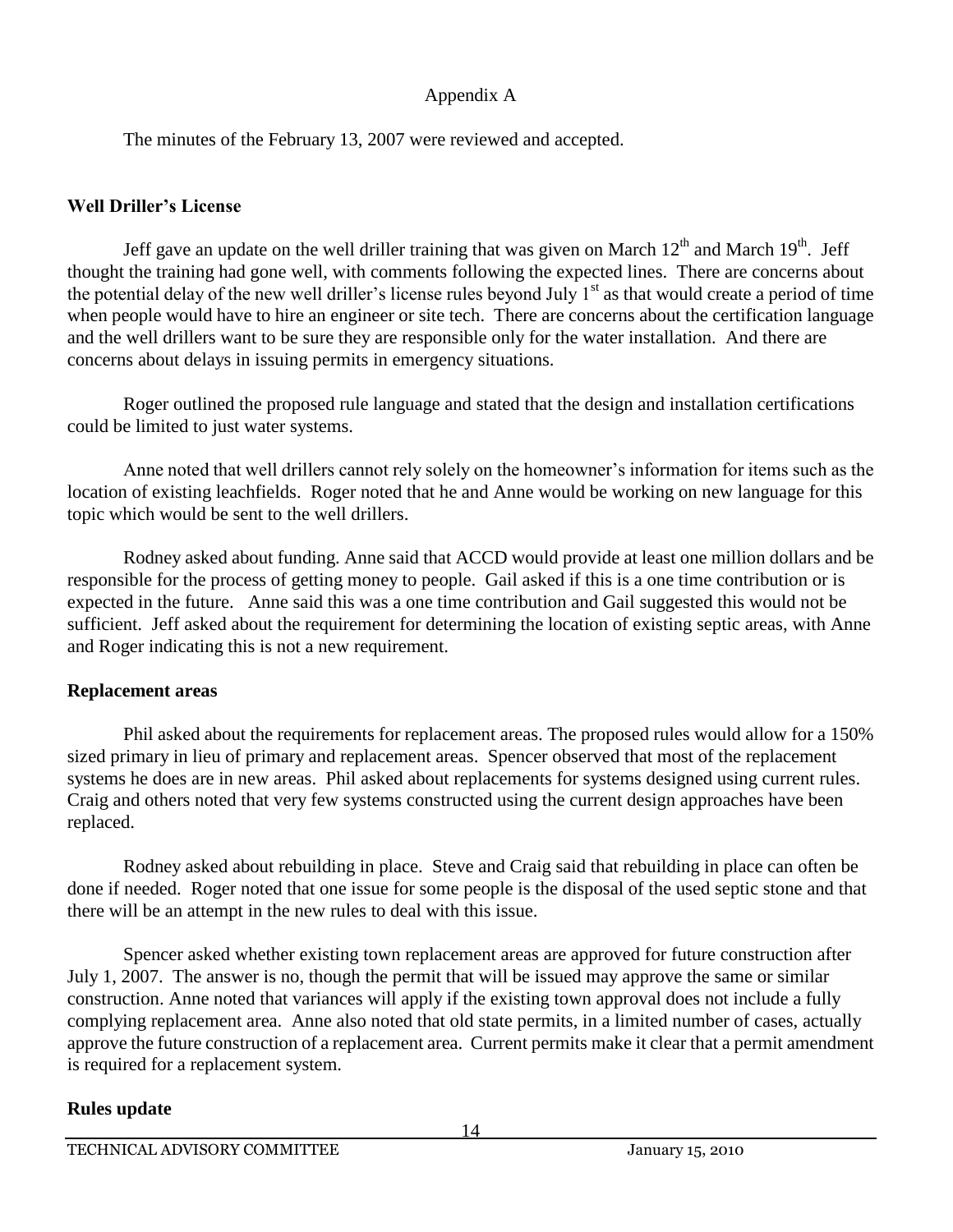Appendix A

The minutes of the February 13, 2007 were reviewed and accepted.

**Well Driller's License**

Jeff gave an update on the well driller training that was given on March 12th and March 19th. Jeff thought the training had gone well, with comments following the expected lines. There are concerns about the potential delay of the new well driller's license rules beyond July 1st as that would create a period of time when people would have to hire an engineer or site tech. There are concerns about the certification language and the well drillers want to be sure they are responsible only for the water installation. And there are concerns about delays in issuing permits in emergency situations.

Roger outlined the proposed rule language and stated that the design and installation certifications could be limited to just water systems.

Anne noted that well drillers cannot rely solely on the homeowner's information for items such as the location of existing leachfields. Roger noted that he and Anne would be working on new language for this topic which would be sent to the well drillers.

Rodney asked about funding. Anne said that ACCD would provide at least one million dollars and be responsible for the process of getting money to people. Gail asked if this is a one time contribution or is expected in the future. Anne said this was a one time contribution and Gail suggested this would not be sufficient. Jeff asked about the requirement for determining the location of existing septic areas, with Anne and Roger indicating this is not a new requirement.

**Replacement areas**

Phil asked about the requirements for replacement areas. The proposed rules would allow for a 150% sized primary in lieu of primary and replacement areas. Spencer observed that most of the replacement systems he does are in new areas. Phil asked about replacements for systems designed using current rules. Craig and others noted that very few systems constructed using the current design approaches have been replaced.

Rodney asked about rebuilding in place. Steve and Craig said that rebuilding in place can often be done if needed. Roger noted that one issue for some people is the disposal of the used septic stone and that there will be an attempt in the new rules to deal with this issue.

Spencer asked whether existing town replacement areas are approved for future construction after July 1, 2007. The answer is no, though the permit that will be issued may approve the same or similar construction. Anne noted that variances will apply if the existing town approval does not include a fully complying replacement area. Anne also noted that old state permits, in a limited number of cases, actually approve the future construction of a replacement area. Current permits make it clear that a permit amendment is required for a replacement system.

**Rules update**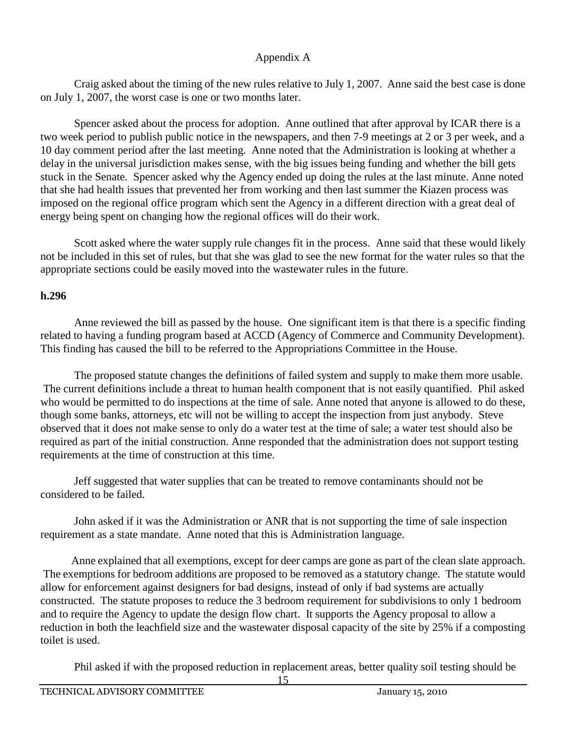Appendix A

Craig asked about the timing of the new rules relative to July 1, 2007. Anne said the best case is done on July 1, 2007, the worst case is one or two months later.

Spencer asked about the process for adoption. Anne outlined that after approval by ICAR there is a two week period to publish public notice in the newspapers, and then 7-9 meetings at 2 or 3 per week, and a 10 day comment period after the last meeting. Anne noted that the Administration is looking at whether a delay in the universal jurisdiction makes sense, with the big issues being funding and whether the bill gets stuck in the Senate. Spencer asked why the Agency ended up doing the rules at the last minute. Anne noted that she had health issues that prevented her from working and then last summer the Kiazen process was imposed on the regional office program which sent the Agency in a different direction with a great deal of energy being spent on changing how the regional offices will do their work.

Scott asked where the water supply rule changes fit in the process. Anne said that these would likely not be included in this set of rules, but that she was glad to see the new format for the water rules so that the appropriate sections could be easily moved into the wastewater rules in the future.

**h.296**

Anne reviewed the bill as passed by the house. One significant item is that there is a specific finding related to having a funding program based at ACCD (Agency of Commerce and Community Development). This finding has caused the bill to be referred to the Appropriations Committee in the House.

The proposed statute changes the definitions of failed system and supply to make them more usable. The current definitions include a threat to human health component that is not easily quantified. Phil asked who would be permitted to do inspections at the time of sale. Anne noted that anyone is allowed to do these, though some banks, attorneys, etc will not be willing to accept the inspection from just anybody. Steve observed that it does not make sense to only do a water test at the time of sale; a water test should also be required as part of the initial construction. Anne responded that the administration does not support testing requirements at the time of construction at this time.

Jeff suggested that water supplies that can be treated to remove contaminants should not be considered to be failed.

John asked if it was the Administration or ANR that is not supporting the time of sale inspection requirement as a state mandate. Anne noted that this is Administration language.

Anne explained that all exemptions, except for deer camps are gone as part of the clean slate approach. The exemptions for bedroom additions are proposed to be removed as a statutory change. The statute would allow for enforcement against designers for bad designs, instead of only if bad systems are actually constructed. The statute proposes to reduce the 3 bedroom requirement for subdivisions to only 1 bedroom and to require the Agency to update the design flow chart. It supports the Agency proposal to allow a reduction in both the leachfield size and the wastewater disposal capacity of the site by 25% if a composting toilet is used.

Phil asked if with the proposed reduction in replacement areas, better quality soil testing should be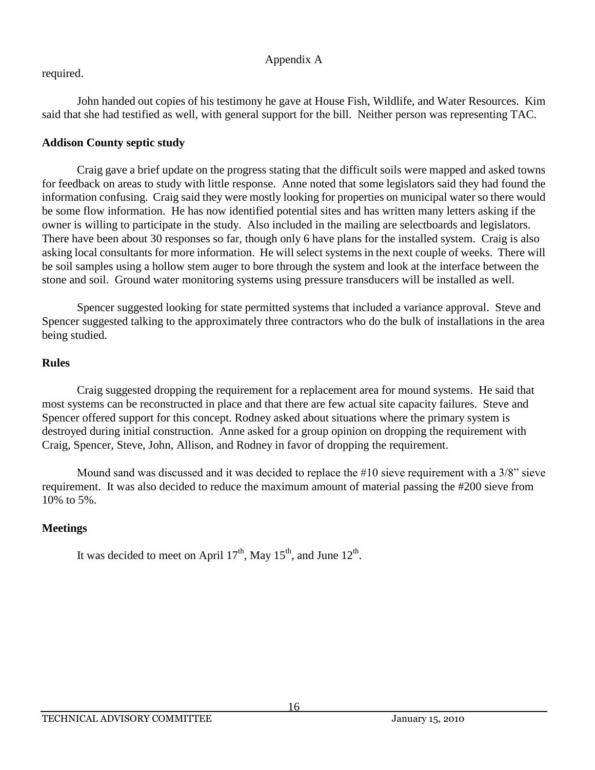required.

John handed out copies of his testimony he gave at House Fish, Wildlife, and Water Resources. Kim said that she had testified as well, with general support for the bill. Neither person was representing TAC.

**Addison County septic study**

Craig gave a brief update on the progress stating that the difficult soils were mapped and asked towns for feedback on areas to study with little response. Anne noted that some legislators said they had found the information confusing. Craig said they were mostly looking for properties on municipal water so there would be some flow information. He has now identified potential sites and has written many letters asking if the owner is willing to participate in the study. Also included in the mailing are selectboards and legislators. There have been about 30 responses so far, though only 6 have plans for the installed system. Craig is also asking local consultants for more information. He will select systems in the next couple of weeks. There will be soil samples using a hollow stem auger to bore through the system and look at the interface between the stone and soil. Ground water monitoring systems using pressure transducers will be installed as well.

Spencer suggested looking for state permitted systems that included a variance approval. Steve and Spencer suggested talking to the approximately three contractors who do the bulk of installations in the area being studied.

**Rules**

Craig suggested dropping the requirement for a replacement area for mound systems. He said that most systems can be reconstructed in place and that there are few actual site capacity failures. Steve and Spencer offered support for this concept. Rodney asked about situations where the primary system is destroyed during initial construction. Anne asked for a group opinion on dropping the requirement with Craig, Spencer, Steve, John, Allison, and Rodney in favor of dropping the requirement.

Mound sand was discussed and it was decided to replace the #10 sieve requirement with a 3/8" sieve requirement. It was also decided to reduce the maximum amount of material passing the #200 sieve from 10% to 5%.

**Meetings**

It was decided to meet on April 17th, May 15th, and June 12th.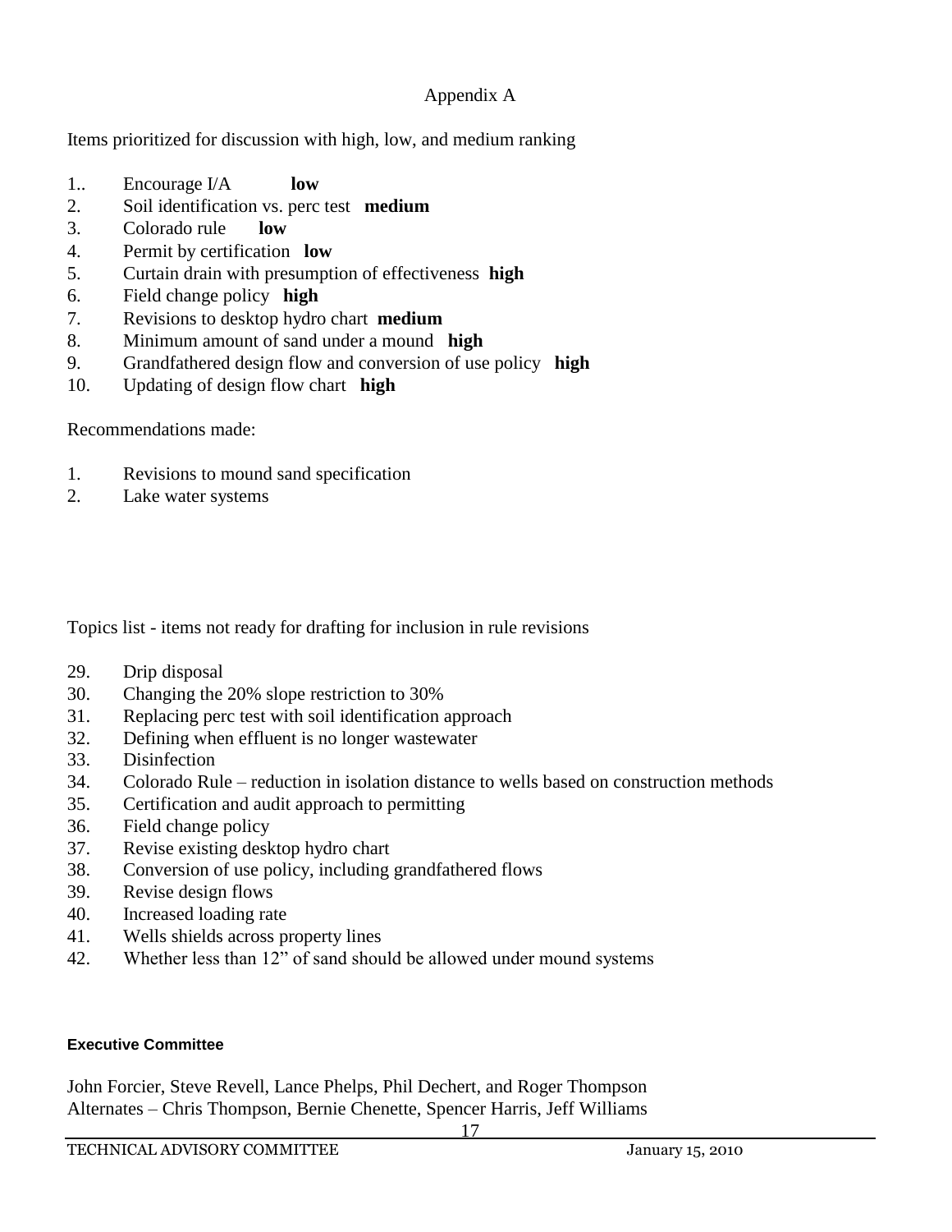## Appendix A

Items prioritized for discussion with high, low, and medium ranking

1.. Encourage I/A **low**
2. Soil identification vs. perc test **medium**
3. Colorado rule **low**
4. Permit by certification **low**
5. Curtain drain with presumption of effectiveness **high**
6. Field change policy **high**
7. Revisions to desktop hydro chart **medium**
8. Minimum amount of sand under a mound **high**
9. Grandfathered design flow and conversion of use policy **high**
10. Updating of design flow chart **high**

Recommendations made:

1. Revisions to mound sand specification
2. Lake water systems

Topics list - items not ready for drafting for inclusion in rule revisions

29. Drip disposal
30. Changing the 20% slope restriction to 30%
31. Replacing perc test with soil identification approach
32. Defining when effluent is no longer wastewater
33. Disinfection
34. Colorado Rule – reduction in isolation distance to wells based on construction methods
35. Certification and audit approach to permitting
36. Field change policy
37. Revise existing desktop hydro chart
38. Conversion of use policy, including grandfathered flows
39. Revise design flows
40. Increased loading rate
41. Wells shields across property lines
42. Whether less than 12" of sand should be allowed under mound systems

**Executive Committee**

John Forcier, Steve Revell, Lance Phelps, Phil Dechert, and Roger Thompson
Alternates – Chris Thompson, Bernie Chenette, Spencer Harris, Jeff Williams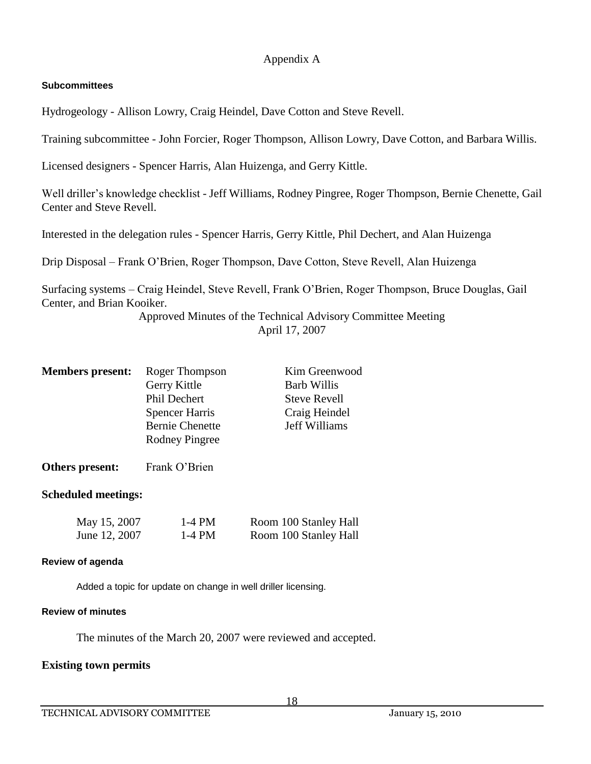Appendix A

#### Subcommittees

Hydrogeology - Allison Lowry, Craig Heindel, Dave Cotton and Steve Revell.

Training subcommittee - John Forcier, Roger Thompson, Allison Lowry, Dave Cotton, and Barbara Willis.

Licensed designers - Spencer Harris, Alan Huizenga, and Gerry Kittle.

Well driller's knowledge checklist - Jeff Williams, Rodney Pingree, Roger Thompson, Bernie Chenette, Gail Center and Steve Revell.

Interested in the delegation rules - Spencer Harris, Gerry Kittle, Phil Dechert, and Alan Huizenga

Drip Disposal – Frank O'Brien, Roger Thompson, Dave Cotton, Steve Revell, Alan Huizenga

Surfacing systems – Craig Heindel, Steve Revell, Frank O'Brien, Roger Thompson, Bruce Douglas, Gail Center, and Brian Kooiker.

Approved Minutes of the Technical Advisory Committee Meeting
April 17, 2007

**Members present:** Roger Thompson, Gerry Kittle, Phil Dechert, Spencer Harris, Bernie Chenette, Rodney Pingree, Kim Greenwood, Barb Willis, Steve Revell, Craig Heindel, Jeff Williams

**Others present:** Frank O'Brien

### Scheduled meetings:

| May 15, 2007 | 1-4 PM | Room 100 Stanley Hall |
|---|---|---|
| June 12, 2007 | 1-4 PM | Room 100 Stanley Hall |

#### Review of agenda

Added a topic for update on change in well driller licensing.

#### Review of minutes

The minutes of the March 20, 2007 were reviewed and accepted.

### Existing town permits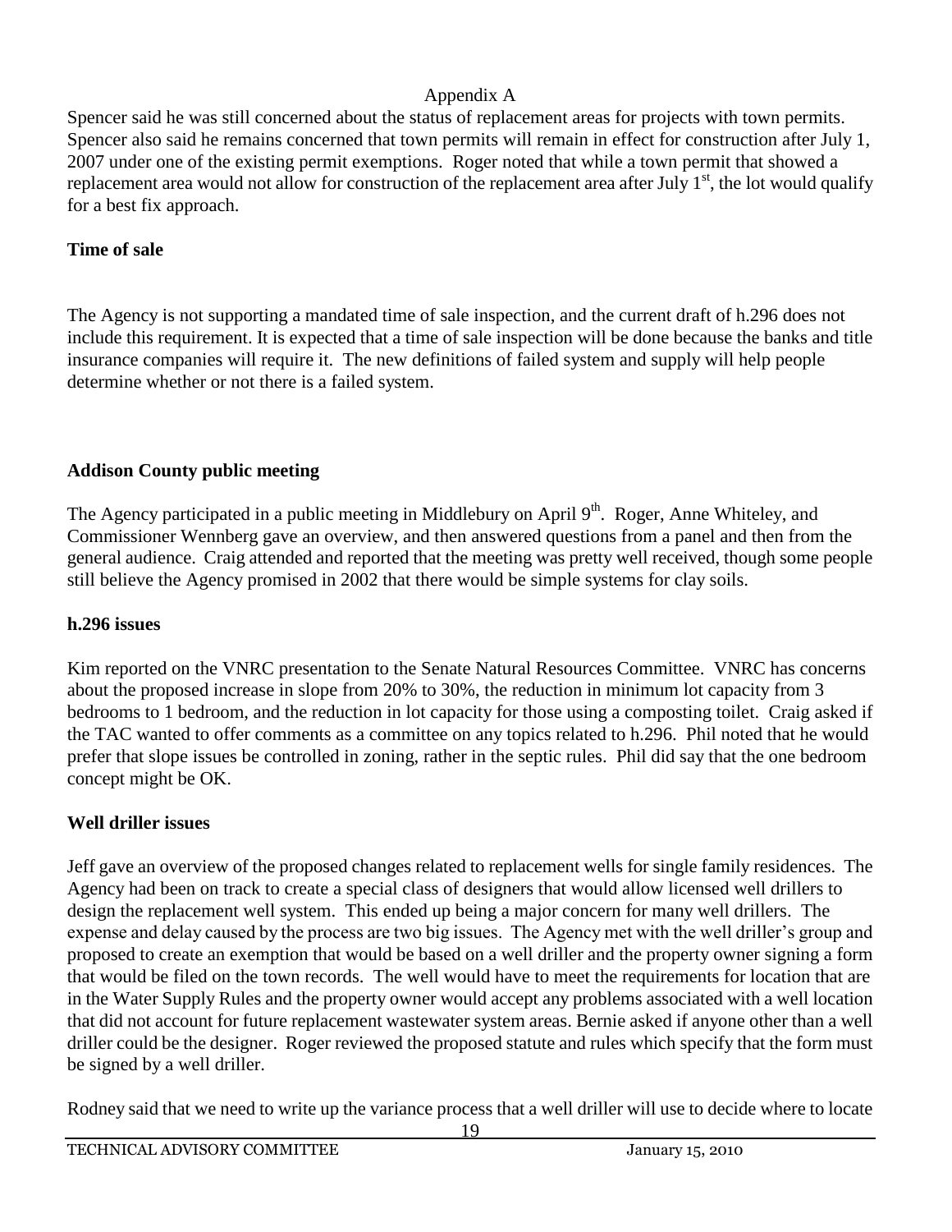Appendix A

Spencer said he was still concerned about the status of replacement areas for projects with town permits. Spencer also said he remains concerned that town permits will remain in effect for construction after July 1, 2007 under one of the existing permit exemptions. Roger noted that while a town permit that showed a replacement area would not allow for construction of the replacement area after July 1st, the lot would qualify for a best fix approach.

**Time of sale**

The Agency is not supporting a mandated time of sale inspection, and the current draft of h.296 does not include this requirement. It is expected that a time of sale inspection will be done because the banks and title insurance companies will require it. The new definitions of failed system and supply will help people determine whether or not there is a failed system.

**Addison County public meeting**

The Agency participated in a public meeting in Middlebury on April 9th. Roger, Anne Whiteley, and Commissioner Wennberg gave an overview, and then answered questions from a panel and then from the general audience. Craig attended and reported that the meeting was pretty well received, though some people still believe the Agency promised in 2002 that there would be simple systems for clay soils.

**h.296 issues**

Kim reported on the VNRC presentation to the Senate Natural Resources Committee. VNRC has concerns about the proposed increase in slope from 20% to 30%, the reduction in minimum lot capacity from 3 bedrooms to 1 bedroom, and the reduction in lot capacity for those using a composting toilet. Craig asked if the TAC wanted to offer comments as a committee on any topics related to h.296. Phil noted that he would prefer that slope issues be controlled in zoning, rather in the septic rules. Phil did say that the one bedroom concept might be OK.

**Well driller issues**

Jeff gave an overview of the proposed changes related to replacement wells for single family residences. The Agency had been on track to create a special class of designers that would allow licensed well drillers to design the replacement well system. This ended up being a major concern for many well drillers. The expense and delay caused by the process are two big issues. The Agency met with the well driller's group and proposed to create an exemption that would be based on a well driller and the property owner signing a form that would be filed on the town records. The well would have to meet the requirements for location that are in the Water Supply Rules and the property owner would accept any problems associated with a well location that did not account for future replacement wastewater system areas. Bernie asked if anyone other than a well driller could be the designer. Roger reviewed the proposed statute and rules which specify that the form must be signed by a well driller.

Rodney said that we need to write up the variance process that a well driller will use to decide where to locate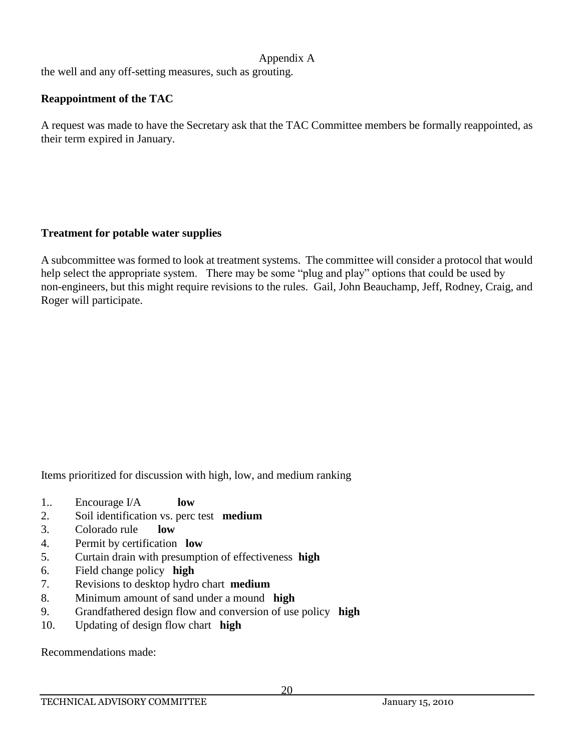the well and any off-setting measures, such as grouting.

**Reappointment of the TAC**

A request was made to have the Secretary ask that the TAC Committee members be formally reappointed, as their term expired in January.

**Treatment for potable water supplies**

A subcommittee was formed to look at treatment systems. The committee will consider a protocol that would help select the appropriate system. There may be some "plug and play" options that could be used by non-engineers, but this might require revisions to the rules. Gail, John Beauchamp, Jeff, Rodney, Craig, and Roger will participate.

Items prioritized for discussion with high, low, and medium ranking

1.. Encourage I/A **low**
2. Soil identification vs. perc test **medium**
3. Colorado rule **low**
4. Permit by certification **low**
5. Curtain drain with presumption of effectiveness **high**
6. Field change policy **high**
7. Revisions to desktop hydro chart **medium**
8. Minimum amount of sand under a mound **high**
9. Grandfathered design flow and conversion of use policy **high**
10. Updating of design flow chart **high**

Recommendations made: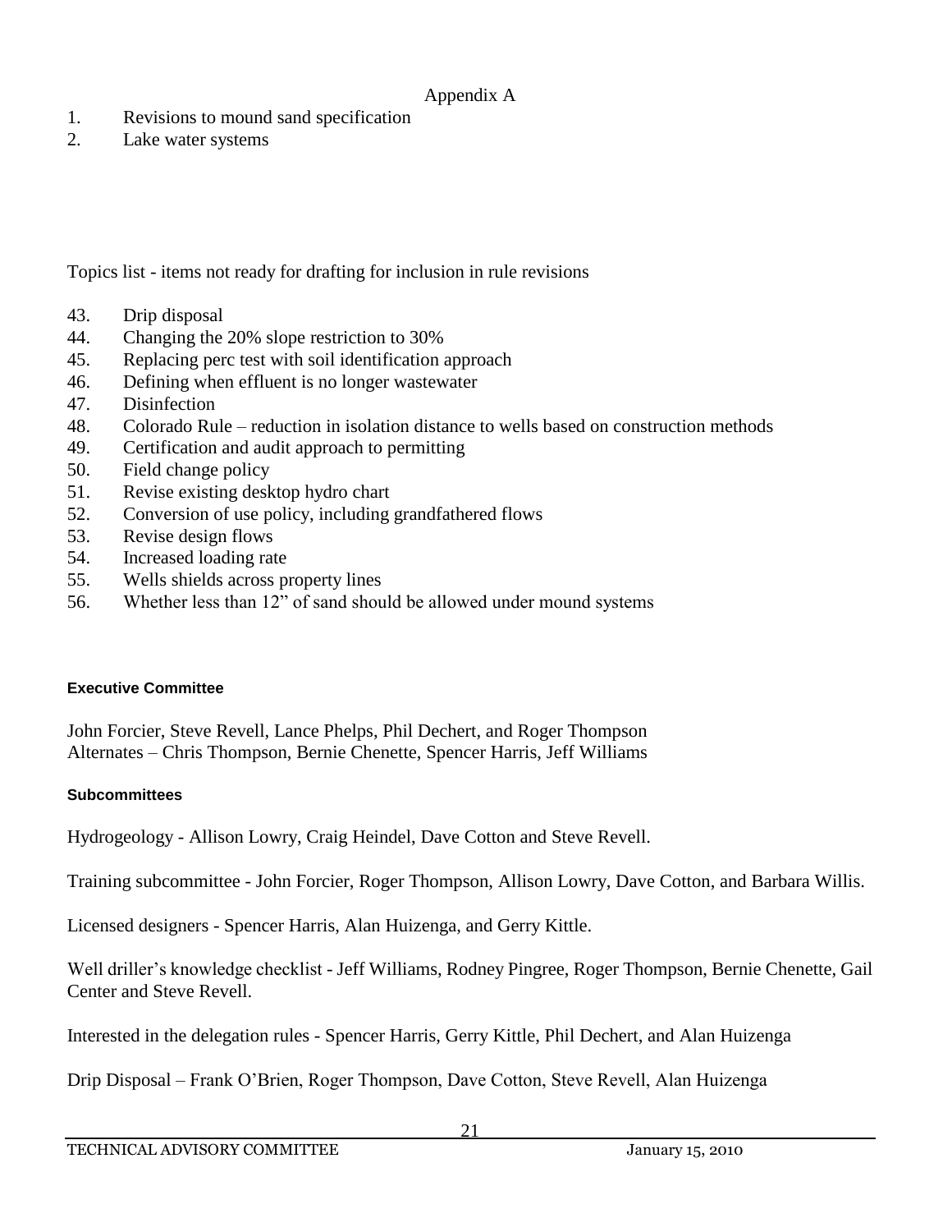Appendix A

1. Revisions to mound sand specification
2. Lake water systems

Topics list - items not ready for drafting for inclusion in rule revisions

43. Drip disposal
44. Changing the 20% slope restriction to 30%
45. Replacing perc test with soil identification approach
46. Defining when effluent is no longer wastewater
47. Disinfection
48. Colorado Rule – reduction in isolation distance to wells based on construction methods
49. Certification and audit approach to permitting
50. Field change policy
51. Revise existing desktop hydro chart
52. Conversion of use policy, including grandfathered flows
53. Revise design flows
54. Increased loading rate
55. Wells shields across property lines
56. Whether less than 12" of sand should be allowed under mound systems

**Executive Committee**

John Forcier, Steve Revell, Lance Phelps, Phil Dechert, and Roger Thompson
Alternates – Chris Thompson, Bernie Chenette, Spencer Harris, Jeff Williams

**Subcommittees**

Hydrogeology - Allison Lowry, Craig Heindel, Dave Cotton and Steve Revell.

Training subcommittee - John Forcier, Roger Thompson, Allison Lowry, Dave Cotton, and Barbara Willis.

Licensed designers - Spencer Harris, Alan Huizenga, and Gerry Kittle.

Well driller's knowledge checklist - Jeff Williams, Rodney Pingree, Roger Thompson, Bernie Chenette, Gail Center and Steve Revell.

Interested in the delegation rules - Spencer Harris, Gerry Kittle, Phil Dechert, and Alan Huizenga

Drip Disposal – Frank O'Brien, Roger Thompson, Dave Cotton, Steve Revell, Alan Huizenga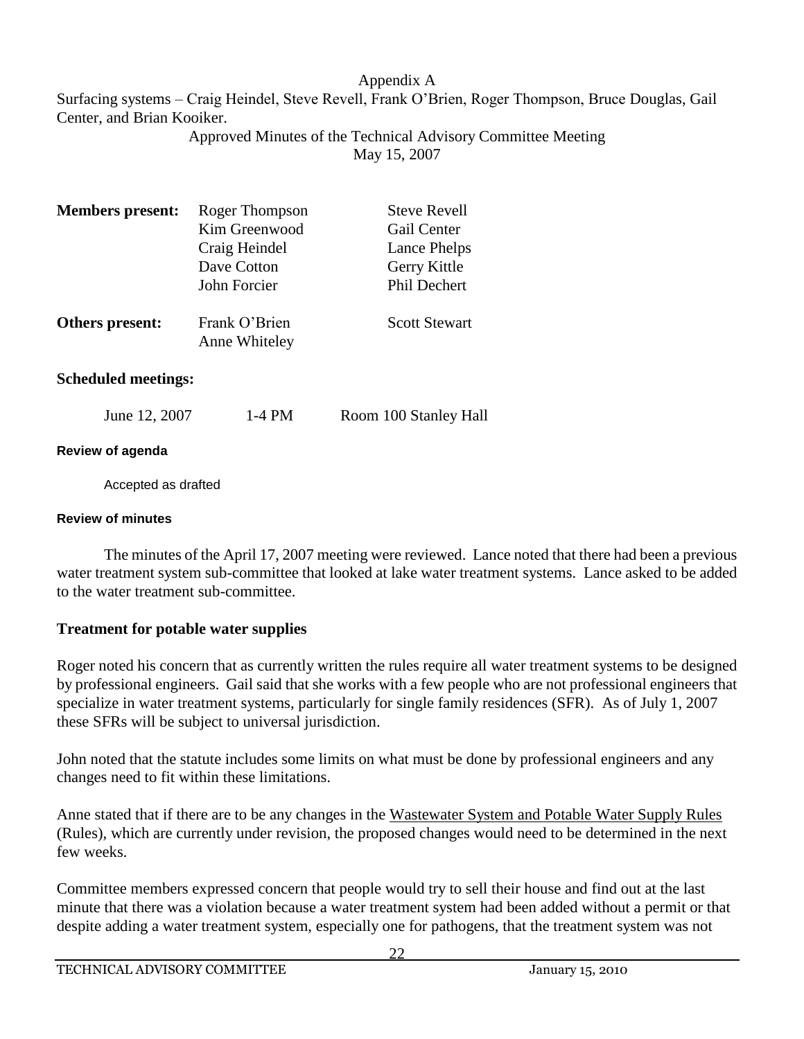Appendix A

Surfacing systems – Craig Heindel, Steve Revell, Frank O'Brien, Roger Thompson, Bruce Douglas, Gail Center, and Brian Kooiker.

Approved Minutes of the Technical Advisory Committee Meeting
May 15, 2007

| **Members present:** | Roger Thompson | Steve Revell |
|---|---|---|
| | Kim Greenwood | Gail Center |
| | Craig Heindel | Lance Phelps |
| | Dave Cotton | Gerry Kittle |
| | John Forcier | Phil Dechert |
| **Others present:** | Frank O'Brien | Scott Stewart |
| | Anne Whiteley | |

**Scheduled meetings:**

| June 12, 2007 | 1-4 PM | Room 100 Stanley Hall |
|---|---|---|

**Review of agenda**

Accepted as drafted

**Review of minutes**

The minutes of the April 17, 2007 meeting were reviewed. Lance noted that there had been a previous water treatment system sub-committee that looked at lake water treatment systems. Lance asked to be added to the water treatment sub-committee.

**Treatment for potable water supplies**

Roger noted his concern that as currently written the rules require all water treatment systems to be designed by professional engineers. Gail said that she works with a few people who are not professional engineers that specialize in water treatment systems, particularly for single family residences (SFR). As of July 1, 2007 these SFRs will be subject to universal jurisdiction.

John noted that the statute includes some limits on what must be done by professional engineers and any changes need to fit within these limitations.

Anne stated that if there are to be any changes in the Wastewater System and Potable Water Supply Rules (Rules), which are currently under revision, the proposed changes would need to be determined in the next few weeks.

Committee members expressed concern that people would try to sell their house and find out at the last minute that there was a violation because a water treatment system had been added without a permit or that despite adding a water treatment system, especially one for pathogens, that the treatment system was not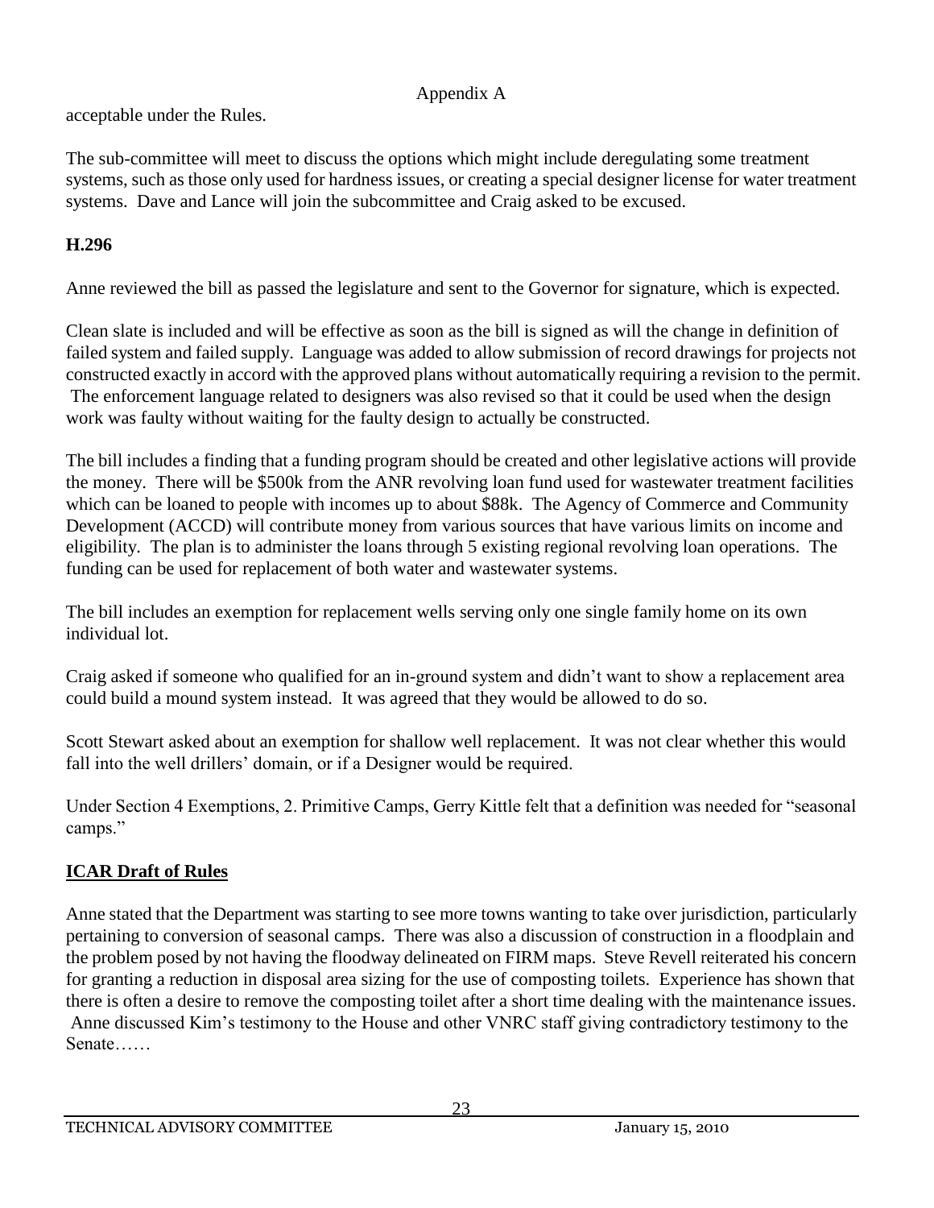acceptable under the Rules.

The sub-committee will meet to discuss the options which might include deregulating some treatment systems, such as those only used for hardness issues, or creating a special designer license for water treatment systems. Dave and Lance will join the subcommittee and Craig asked to be excused.

**H.296**

Anne reviewed the bill as passed the legislature and sent to the Governor for signature, which is expected.

Clean slate is included and will be effective as soon as the bill is signed as will the change in definition of failed system and failed supply. Language was added to allow submission of record drawings for projects not constructed exactly in accord with the approved plans without automatically requiring a revision to the permit. The enforcement language related to designers was also revised so that it could be used when the design work was faulty without waiting for the faulty design to actually be constructed.

The bill includes a finding that a funding program should be created and other legislative actions will provide the money. There will be $500k from the ANR revolving loan fund used for wastewater treatment facilities which can be loaned to people with incomes up to about $88k. The Agency of Commerce and Community Development (ACCD) will contribute money from various sources that have various limits on income and eligibility. The plan is to administer the loans through 5 existing regional revolving loan operations. The funding can be used for replacement of both water and wastewater systems.

The bill includes an exemption for replacement wells serving only one single family home on its own individual lot.

Craig asked if someone who qualified for an in-ground system and didn't want to show a replacement area could build a mound system instead. It was agreed that they would be allowed to do so.

Scott Stewart asked about an exemption for shallow well replacement. It was not clear whether this would fall into the well drillers' domain, or if a Designer would be required.

Under Section 4 Exemptions, 2. Primitive Camps, Gerry Kittle felt that a definition was needed for "seasonal camps."

**ICAR Draft of Rules**

Anne stated that the Department was starting to see more towns wanting to take over jurisdiction, particularly pertaining to conversion of seasonal camps. There was also a discussion of construction in a floodplain and the problem posed by not having the floodway delineated on FIRM maps. Steve Revell reiterated his concern for granting a reduction in disposal area sizing for the use of composting toilets. Experience has shown that there is often a desire to remove the composting toilet after a short time dealing with the maintenance issues. Anne discussed Kim's testimony to the House and other VNRC staff giving contradictory testimony to the Senate……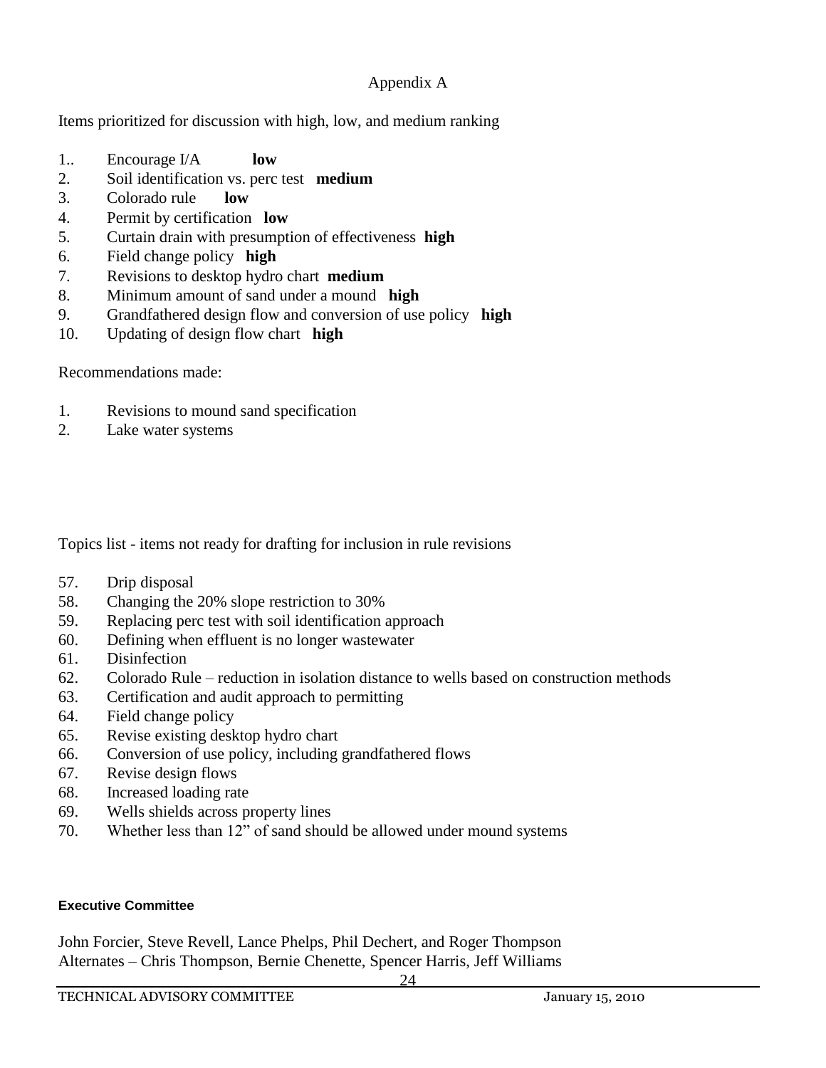Appendix A

Items prioritized for discussion with high, low, and medium ranking

1.. Encourage I/A **low**
2. Soil identification vs. perc test **medium**
3. Colorado rule **low**
4. Permit by certification **low**
5. Curtain drain with presumption of effectiveness **high**
6. Field change policy **high**
7. Revisions to desktop hydro chart **medium**
8. Minimum amount of sand under a mound **high**
9. Grandfathered design flow and conversion of use policy **high**
10. Updating of design flow chart **high**

Recommendations made:

1. Revisions to mound sand specification
2. Lake water systems

Topics list - items not ready for drafting for inclusion in rule revisions

57. Drip disposal
58. Changing the 20% slope restriction to 30%
59. Replacing perc test with soil identification approach
60. Defining when effluent is no longer wastewater
61. Disinfection
62. Colorado Rule – reduction in isolation distance to wells based on construction methods
63. Certification and audit approach to permitting
64. Field change policy
65. Revise existing desktop hydro chart
66. Conversion of use policy, including grandfathered flows
67. Revise design flows
68. Increased loading rate
69. Wells shields across property lines
70. Whether less than 12" of sand should be allowed under mound systems

**Executive Committee**

John Forcier, Steve Revell, Lance Phelps, Phil Dechert, and Roger Thompson
Alternates – Chris Thompson, Bernie Chenette, Spencer Harris, Jeff Williams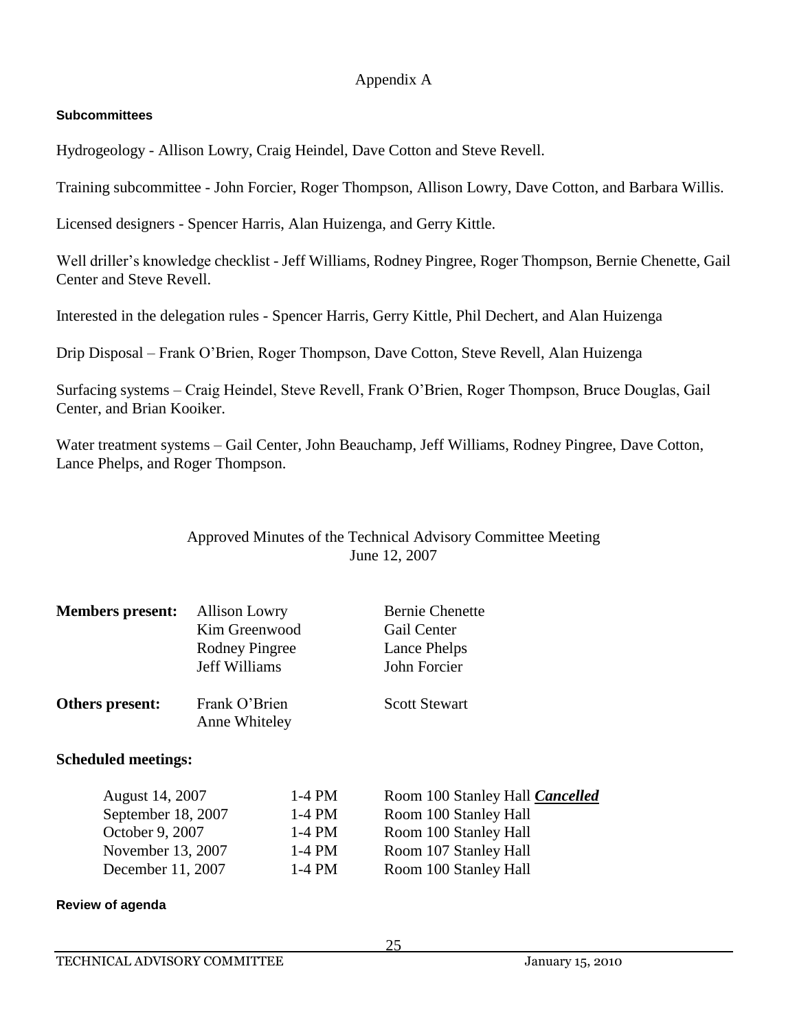Appendix A

**Subcommittees**

Hydrogeology - Allison Lowry, Craig Heindel, Dave Cotton and Steve Revell.

Training subcommittee - John Forcier, Roger Thompson, Allison Lowry, Dave Cotton, and Barbara Willis.

Licensed designers - Spencer Harris, Alan Huizenga, and Gerry Kittle.

Well driller's knowledge checklist - Jeff Williams, Rodney Pingree, Roger Thompson, Bernie Chenette, Gail Center and Steve Revell.

Interested in the delegation rules - Spencer Harris, Gerry Kittle, Phil Dechert, and Alan Huizenga

Drip Disposal – Frank O'Brien, Roger Thompson, Dave Cotton, Steve Revell, Alan Huizenga

Surfacing systems – Craig Heindel, Steve Revell, Frank O'Brien, Roger Thompson, Bruce Douglas, Gail Center, and Brian Kooiker.

Water treatment systems – Gail Center, John Beauchamp, Jeff Williams, Rodney Pingree, Dave Cotton, Lance Phelps, and Roger Thompson.

Approved Minutes of the Technical Advisory Committee Meeting
June 12, 2007

| **Members present:** | Allison Lowry | Bernie Chenette |
|---|---|---|
| | Kim Greenwood | Gail Center |
| | Rodney Pingree | Lance Phelps |
| | Jeff Williams | John Forcier |
| **Others present:** | Frank O'Brien | Scott Stewart |
| | Anne Whiteley | |

**Scheduled meetings:**

| | | |
|---|---|---|
| August 14, 2007 | 1-4 PM | Room 100 Stanley Hall ***Cancelled*** |
| September 18, 2007 | 1-4 PM | Room 100 Stanley Hall |
| October 9, 2007 | 1-4 PM | Room 100 Stanley Hall |
| November 13, 2007 | 1-4 PM | Room 107 Stanley Hall |
| December 11, 2007 | 1-4 PM | Room 100 Stanley Hall |

**Review of agenda**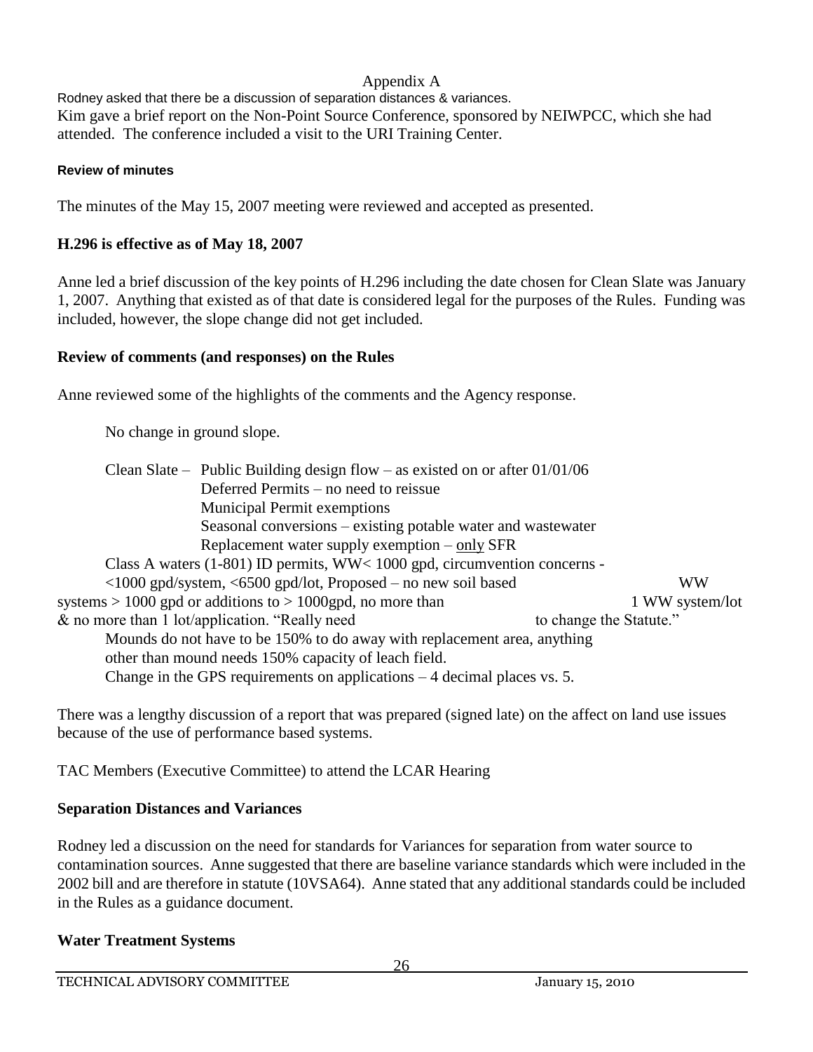Appendix A

Rodney asked that there be a discussion of separation distances & variances.

Kim gave a brief report on the Non-Point Source Conference, sponsored by NEIWPCC, which she had attended. The conference included a visit to the URI Training Center.

**Review of minutes**

The minutes of the May 15, 2007 meeting were reviewed and accepted as presented.

## H.296 is effective as of May 18, 2007

Anne led a brief discussion of the key points of H.296 including the date chosen for Clean Slate was January 1, 2007. Anything that existed as of that date is considered legal for the purposes of the Rules. Funding was included, however, the slope change did not get included.

## Review of comments (and responses) on the Rules

Anne reviewed some of the highlights of the comments and the Agency response.

No change in ground slope.

Clean Slate – Public Building design flow – as existed on or after 01/01/06
Deferred Permits – no need to reissue
Municipal Permit exemptions
Seasonal conversions – existing potable water and wastewater
Replacement water supply exemption – only SFR

Class A waters (1-801) ID permits, WW< 1000 gpd, circumvention concerns - <1000 gpd/system, <6500 gpd/lot, Proposed – no new soil based WW systems > 1000 gpd or additions to > 1000gpd, no more than 1 WW system/lot & no more than 1 lot/application. "Really need to change the Statute."

Mounds do not have to be 150% to do away with replacement area, anything other than mound needs 150% capacity of leach field.

Change in the GPS requirements on applications – 4 decimal places vs. 5.

There was a lengthy discussion of a report that was prepared (signed late) on the affect on land use issues because of the use of performance based systems.

TAC Members (Executive Committee) to attend the LCAR Hearing

## Separation Distances and Variances

Rodney led a discussion on the need for standards for Variances for separation from water source to contamination sources. Anne suggested that there are baseline variance standards which were included in the 2002 bill and are therefore in statute (10VSA64). Anne stated that any additional standards could be included in the Rules as a guidance document.

## Water Treatment Systems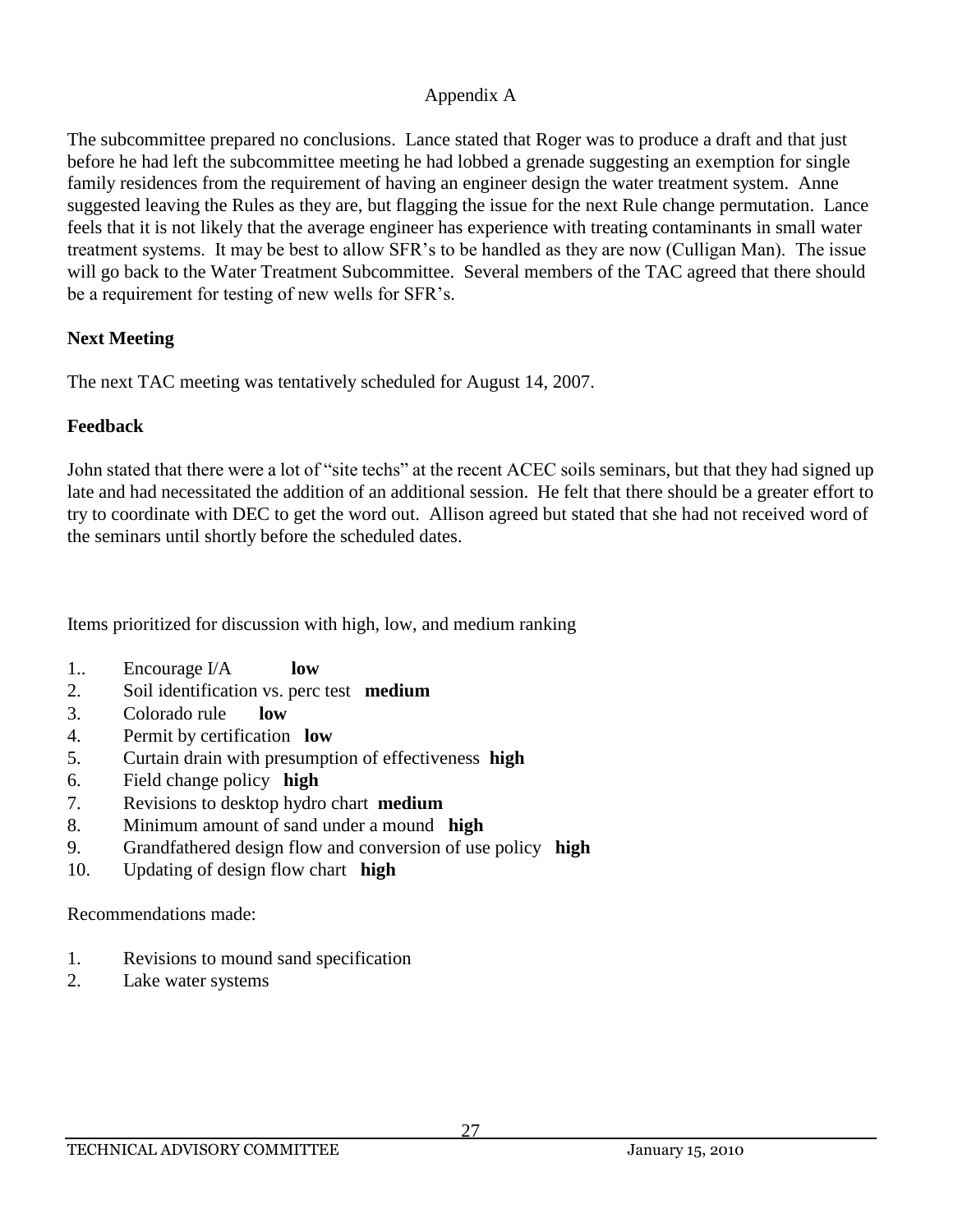Appendix A

The subcommittee prepared no conclusions. Lance stated that Roger was to produce a draft and that just before he had left the subcommittee meeting he had lobbed a grenade suggesting an exemption for single family residences from the requirement of having an engineer design the water treatment system. Anne suggested leaving the Rules as they are, but flagging the issue for the next Rule change permutation. Lance feels that it is not likely that the average engineer has experience with treating contaminants in small water treatment systems. It may be best to allow SFR's to be handled as they are now (Culligan Man). The issue will go back to the Water Treatment Subcommittee. Several members of the TAC agreed that there should be a requirement for testing of new wells for SFR's.

**Next Meeting**

The next TAC meeting was tentatively scheduled for August 14, 2007.

**Feedback**

John stated that there were a lot of "site techs" at the recent ACEC soils seminars, but that they had signed up late and had necessitated the addition of an additional session. He felt that there should be a greater effort to try to coordinate with DEC to get the word out. Allison agreed but stated that she had not received word of the seminars until shortly before the scheduled dates.

Items prioritized for discussion with high, low, and medium ranking

1.. Encourage I/A **low**
2. Soil identification vs. perc test **medium**
3. Colorado rule **low**
4. Permit by certification **low**
5. Curtain drain with presumption of effectiveness **high**
6. Field change policy **high**
7. Revisions to desktop hydro chart **medium**
8. Minimum amount of sand under a mound **high**
9. Grandfathered design flow and conversion of use policy **high**
10. Updating of design flow chart **high**

Recommendations made:

1. Revisions to mound sand specification
2. Lake water systems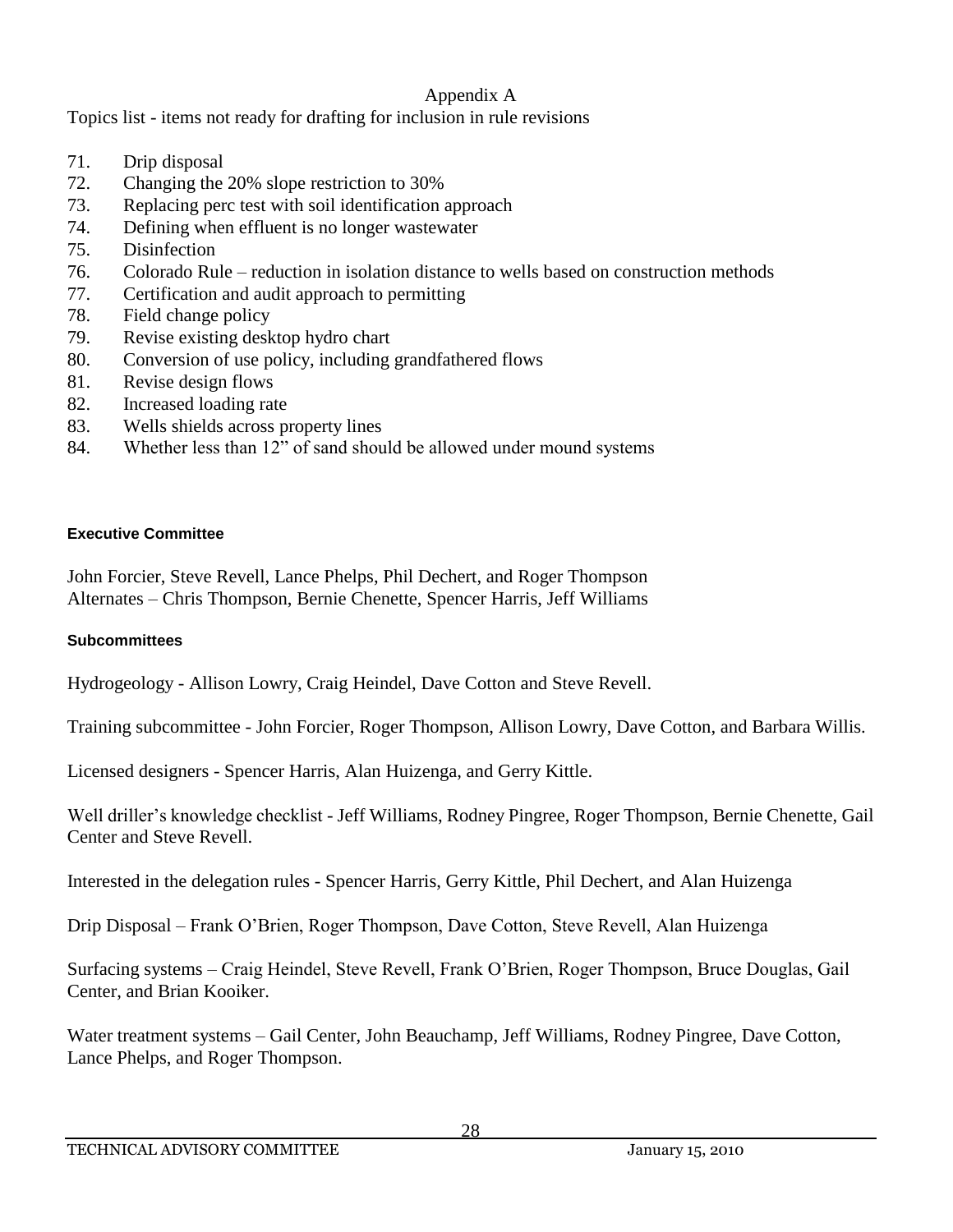# Appendix A

Topics list - items not ready for drafting for inclusion in rule revisions

71. Drip disposal
72. Changing the 20% slope restriction to 30%
73. Replacing perc test with soil identification approach
74. Defining when effluent is no longer wastewater
75. Disinfection
76. Colorado Rule – reduction in isolation distance to wells based on construction methods
77. Certification and audit approach to permitting
78. Field change policy
79. Revise existing desktop hydro chart
80. Conversion of use policy, including grandfathered flows
81. Revise design flows
82. Increased loading rate
83. Wells shields across property lines
84. Whether less than 12" of sand should be allowed under mound systems

**Executive Committee**

John Forcier, Steve Revell, Lance Phelps, Phil Dechert, and Roger Thompson
Alternates – Chris Thompson, Bernie Chenette, Spencer Harris, Jeff Williams

**Subcommittees**

Hydrogeology - Allison Lowry, Craig Heindel, Dave Cotton and Steve Revell.

Training subcommittee - John Forcier, Roger Thompson, Allison Lowry, Dave Cotton, and Barbara Willis.

Licensed designers - Spencer Harris, Alan Huizenga, and Gerry Kittle.

Well driller's knowledge checklist - Jeff Williams, Rodney Pingree, Roger Thompson, Bernie Chenette, Gail Center and Steve Revell.

Interested in the delegation rules - Spencer Harris, Gerry Kittle, Phil Dechert, and Alan Huizenga

Drip Disposal – Frank O'Brien, Roger Thompson, Dave Cotton, Steve Revell, Alan Huizenga

Surfacing systems – Craig Heindel, Steve Revell, Frank O'Brien, Roger Thompson, Bruce Douglas, Gail Center, and Brian Kooiker.

Water treatment systems – Gail Center, John Beauchamp, Jeff Williams, Rodney Pingree, Dave Cotton, Lance Phelps, and Roger Thompson.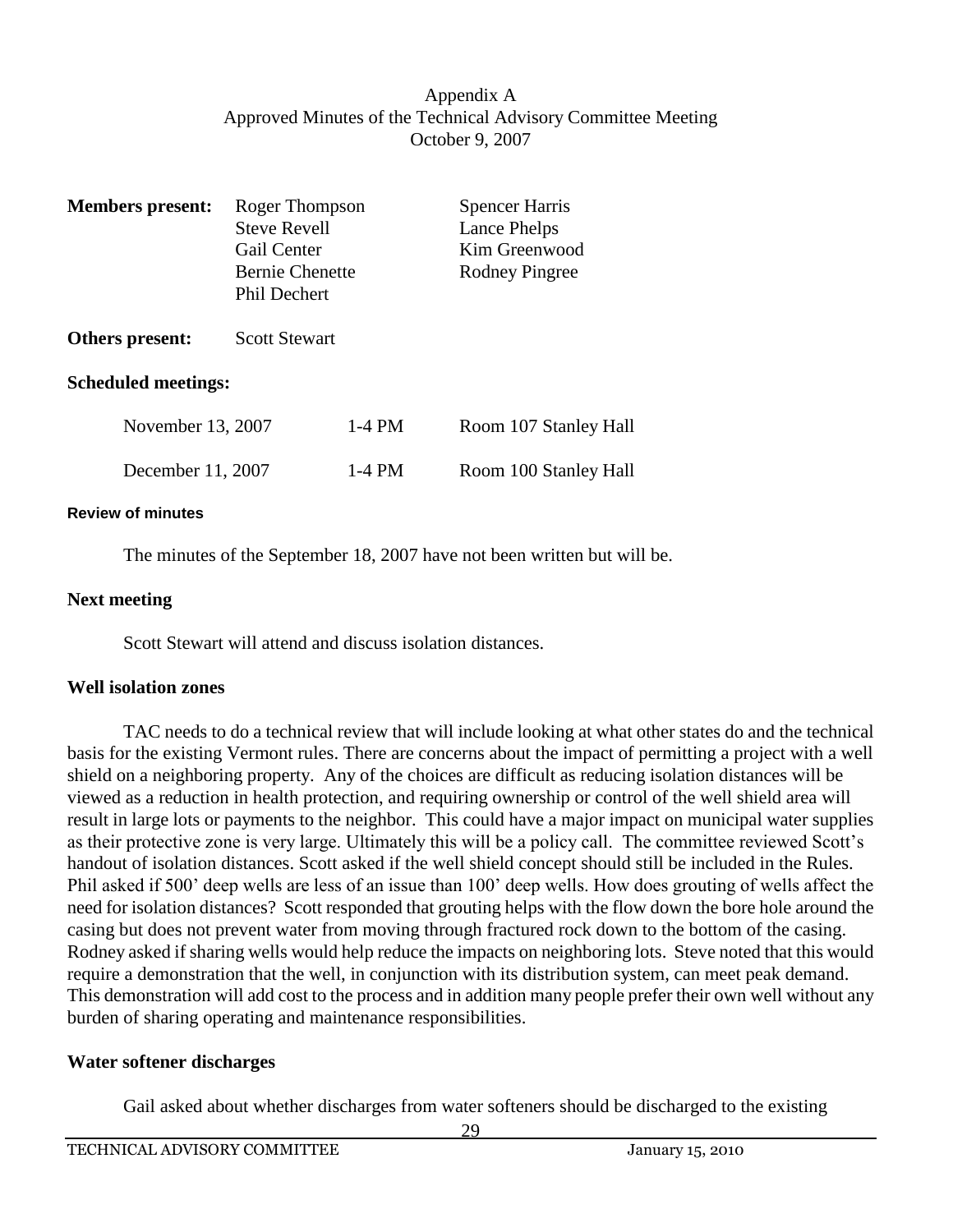Appendix A
Approved Minutes of the Technical Advisory Committee Meeting
October 9, 2007

**Members present:** Roger Thompson, Steve Revell, Gail Center, Bernie Chenette, Phil Dechert, Spencer Harris, Lance Phelps, Kim Greenwood, Rodney Pingree

**Others present:** Scott Stewart

**Scheduled meetings:**

| | | |
|---|---|---|
| November 13, 2007 | 1-4 PM | Room 107 Stanley Hall |
| December 11, 2007 | 1-4 PM | Room 100 Stanley Hall |

#### Review of minutes

The minutes of the September 18, 2007 have not been written but will be.

### Next meeting

Scott Stewart will attend and discuss isolation distances.

### Well isolation zones

TAC needs to do a technical review that will include looking at what other states do and the technical basis for the existing Vermont rules. There are concerns about the impact of permitting a project with a well shield on a neighboring property. Any of the choices are difficult as reducing isolation distances will be viewed as a reduction in health protection, and requiring ownership or control of the well shield area will result in large lots or payments to the neighbor. This could have a major impact on municipal water supplies as their protective zone is very large. Ultimately this will be a policy call. The committee reviewed Scott's handout of isolation distances. Scott asked if the well shield concept should still be included in the Rules. Phil asked if 500' deep wells are less of an issue than 100' deep wells. How does grouting of wells affect the need for isolation distances? Scott responded that grouting helps with the flow down the bore hole around the casing but does not prevent water from moving through fractured rock down to the bottom of the casing. Rodney asked if sharing wells would help reduce the impacts on neighboring lots. Steve noted that this would require a demonstration that the well, in conjunction with its distribution system, can meet peak demand. This demonstration will add cost to the process and in addition many people prefer their own well without any burden of sharing operating and maintenance responsibilities.

### Water softener discharges

Gail asked about whether discharges from water softeners should be discharged to the existing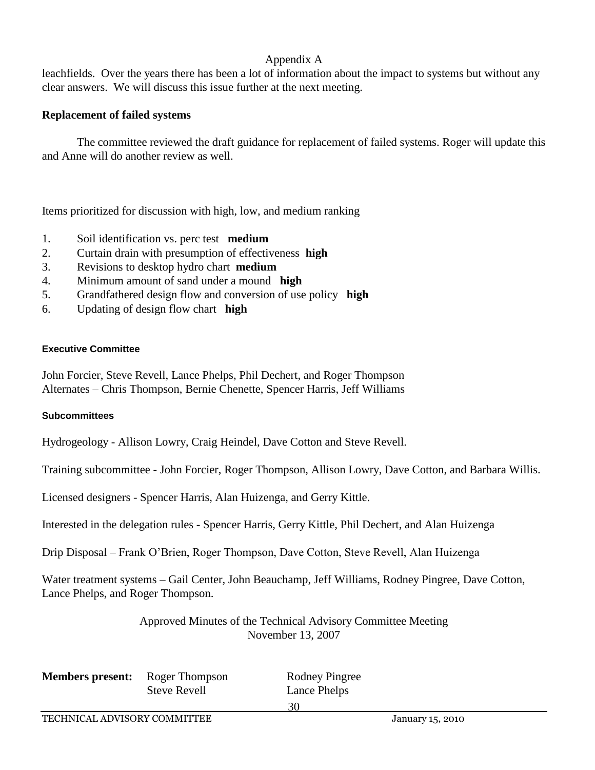Appendix A

leachfields. Over the years there has been a lot of information about the impact to systems but without any clear answers. We will discuss this issue further at the next meeting.

**Replacement of failed systems**

The committee reviewed the draft guidance for replacement of failed systems. Roger will update this and Anne will do another review as well.

Items prioritized for discussion with high, low, and medium ranking

1. Soil identification vs. perc test **medium**
2. Curtain drain with presumption of effectiveness **high**
3. Revisions to desktop hydro chart **medium**
4. Minimum amount of sand under a mound **high**
5. Grandfathered design flow and conversion of use policy **high**
6. Updating of design flow chart **high**

**Executive Committee**

John Forcier, Steve Revell, Lance Phelps, Phil Dechert, and Roger Thompson
Alternates – Chris Thompson, Bernie Chenette, Spencer Harris, Jeff Williams

**Subcommittees**

Hydrogeology - Allison Lowry, Craig Heindel, Dave Cotton and Steve Revell.

Training subcommittee - John Forcier, Roger Thompson, Allison Lowry, Dave Cotton, and Barbara Willis.

Licensed designers - Spencer Harris, Alan Huizenga, and Gerry Kittle.

Interested in the delegation rules - Spencer Harris, Gerry Kittle, Phil Dechert, and Alan Huizenga

Drip Disposal – Frank O'Brien, Roger Thompson, Dave Cotton, Steve Revell, Alan Huizenga

Water treatment systems – Gail Center, John Beauchamp, Jeff Williams, Rodney Pingree, Dave Cotton, Lance Phelps, and Roger Thompson.

Approved Minutes of the Technical Advisory Committee Meeting
November 13, 2007

| **Members present:** | Roger Thompson | Rodney Pingree |
|---|---|---|
| | Steve Revell | Lance Phelps |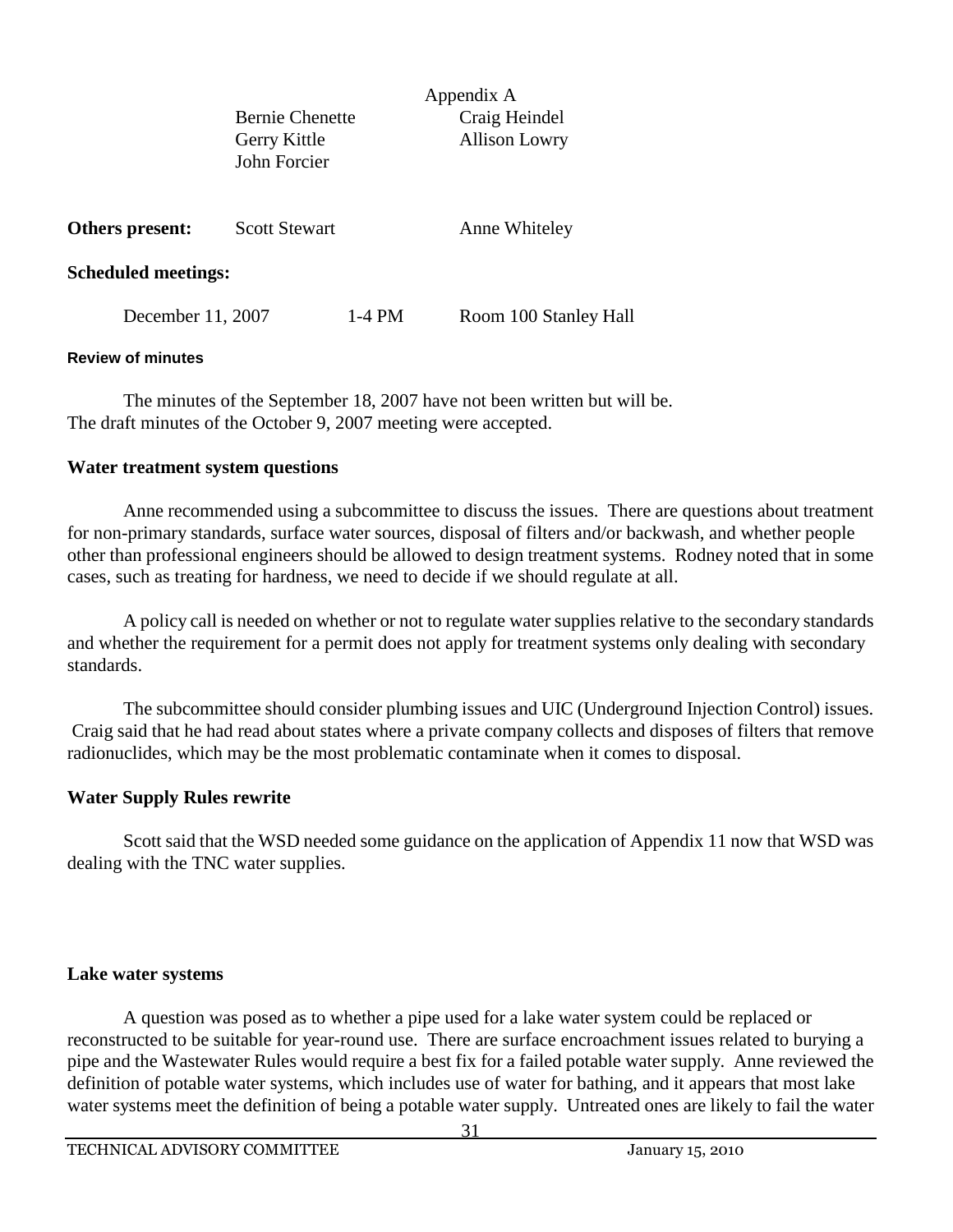Appendix A

| | | |
|---|---|---|
| | Bernie Chenette | Craig Heindel |
| | Gerry Kittle | Allison Lowry |
| | John Forcier | |
| **Others present:** | Scott Stewart | Anne Whiteley |

**Scheduled meetings:**

December 11, 2007 1-4 PM Room 100 Stanley Hall

#### Review of minutes

The minutes of the September 18, 2007 have not been written but will be. The draft minutes of the October 9, 2007 meeting were accepted.

**Water treatment system questions**

Anne recommended using a subcommittee to discuss the issues. There are questions about treatment for non-primary standards, surface water sources, disposal of filters and/or backwash, and whether people other than professional engineers should be allowed to design treatment systems. Rodney noted that in some cases, such as treating for hardness, we need to decide if we should regulate at all.

A policy call is needed on whether or not to regulate water supplies relative to the secondary standards and whether the requirement for a permit does not apply for treatment systems only dealing with secondary standards.

The subcommittee should consider plumbing issues and UIC (Underground Injection Control) issues. Craig said that he had read about states where a private company collects and disposes of filters that remove radionuclides, which may be the most problematic contaminate when it comes to disposal.

**Water Supply Rules rewrite**

Scott said that the WSD needed some guidance on the application of Appendix 11 now that WSD was dealing with the TNC water supplies.

**Lake water systems**

A question was posed as to whether a pipe used for a lake water system could be replaced or reconstructed to be suitable for year-round use. There are surface encroachment issues related to burying a pipe and the Wastewater Rules would require a best fix for a failed potable water supply. Anne reviewed the definition of potable water systems, which includes use of water for bathing, and it appears that most lake water systems meet the definition of being a potable water supply. Untreated ones are likely to fail the water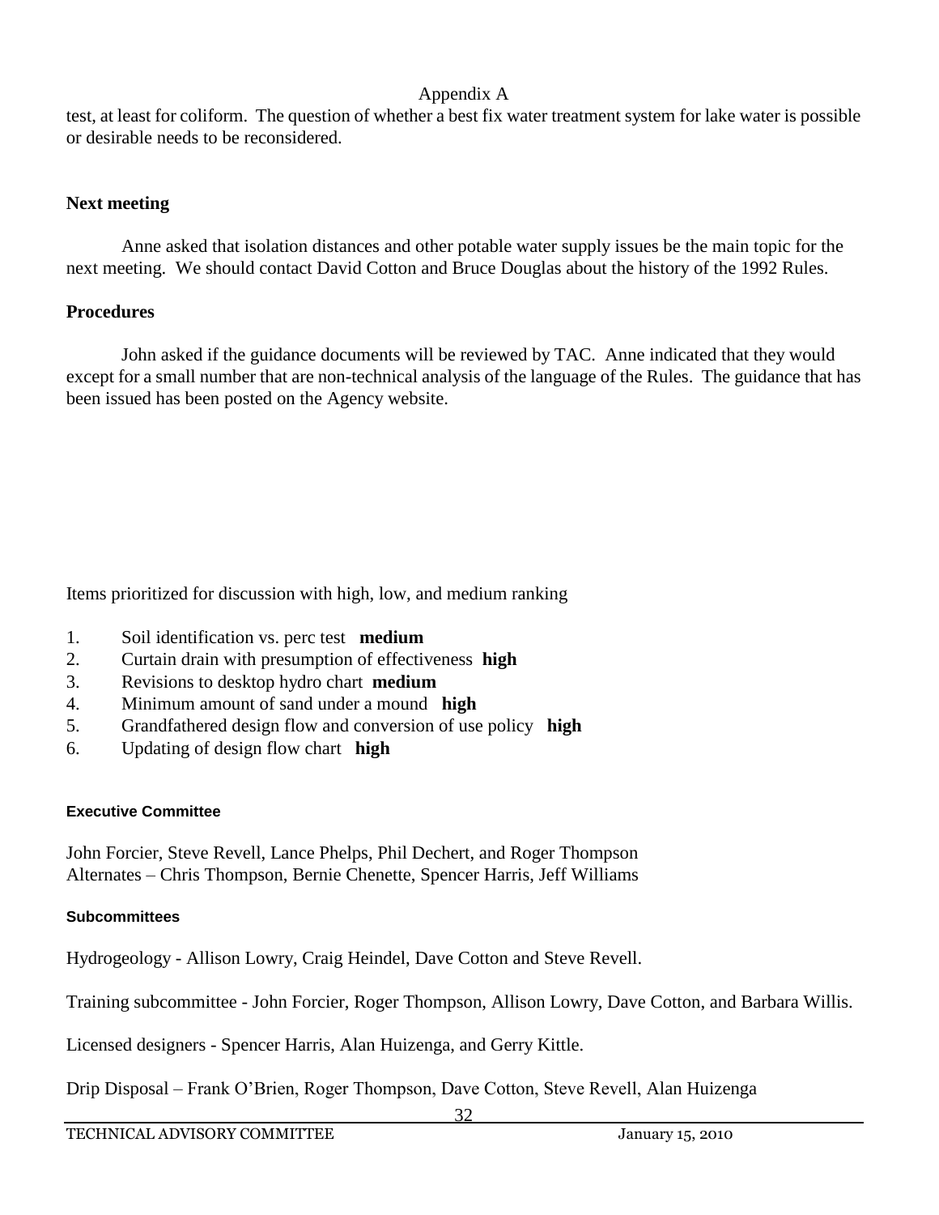test, at least for coliform. The question of whether a best fix water treatment system for lake water is possible or desirable needs to be reconsidered.

**Next meeting**

Anne asked that isolation distances and other potable water supply issues be the main topic for the next meeting. We should contact David Cotton and Bruce Douglas about the history of the 1992 Rules.

**Procedures**

John asked if the guidance documents will be reviewed by TAC. Anne indicated that they would except for a small number that are non-technical analysis of the language of the Rules. The guidance that has been issued has been posted on the Agency website.

Items prioritized for discussion with high, low, and medium ranking

1. Soil identification vs. perc test **medium**
2. Curtain drain with presumption of effectiveness **high**
3. Revisions to desktop hydro chart **medium**
4. Minimum amount of sand under a mound **high**
5. Grandfathered design flow and conversion of use policy **high**
6. Updating of design flow chart **high**

**Executive Committee**

John Forcier, Steve Revell, Lance Phelps, Phil Dechert, and Roger Thompson
Alternates – Chris Thompson, Bernie Chenette, Spencer Harris, Jeff Williams

**Subcommittees**

Hydrogeology - Allison Lowry, Craig Heindel, Dave Cotton and Steve Revell.

Training subcommittee - John Forcier, Roger Thompson, Allison Lowry, Dave Cotton, and Barbara Willis.

Licensed designers - Spencer Harris, Alan Huizenga, and Gerry Kittle.

Drip Disposal – Frank O'Brien, Roger Thompson, Dave Cotton, Steve Revell, Alan Huizenga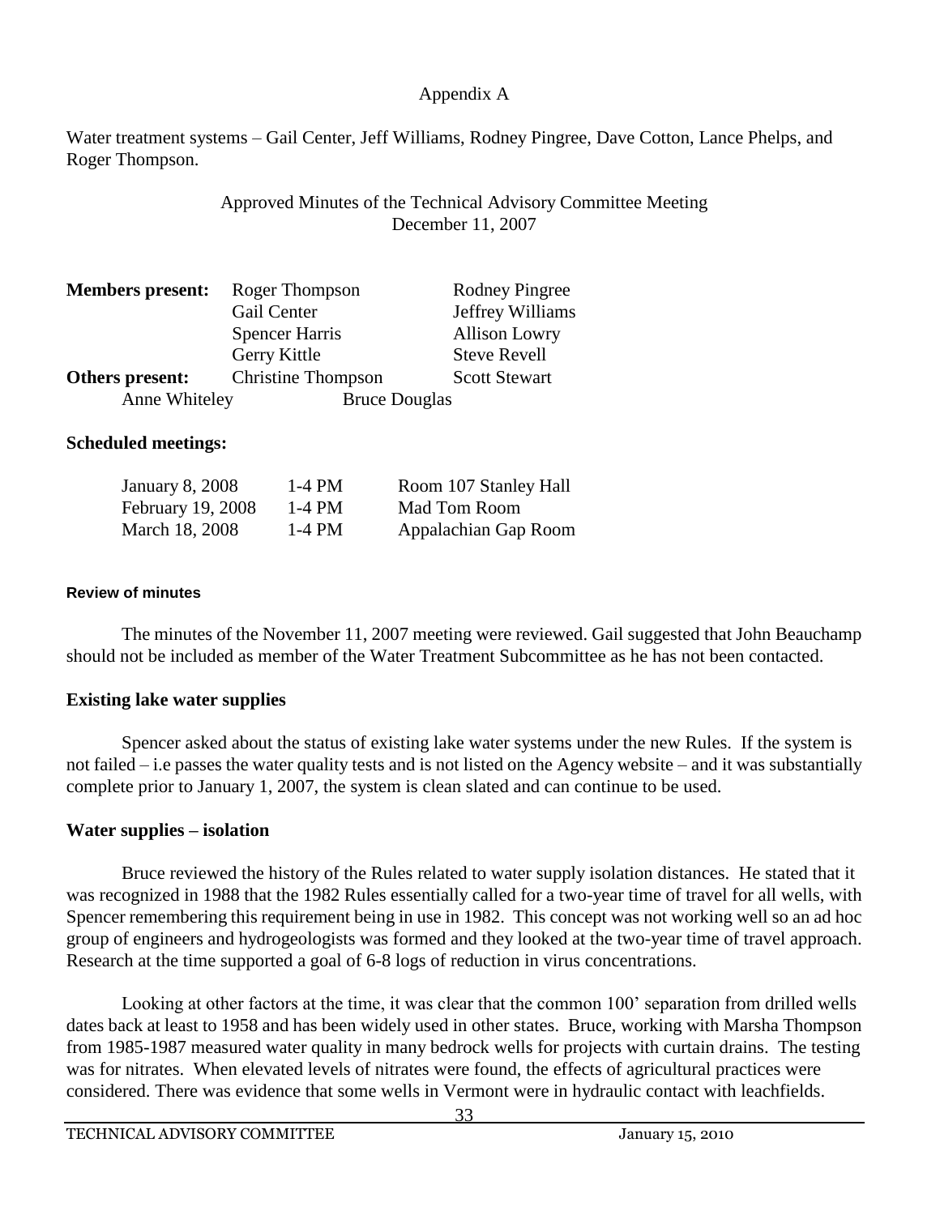Appendix A

Water treatment systems – Gail Center, Jeff Williams, Rodney Pingree, Dave Cotton, Lance Phelps, and Roger Thompson.

Approved Minutes of the Technical Advisory Committee Meeting
December 11, 2007

| | | |
|---|---|---|
| **Members present:** | Roger Thompson | Rodney Pingree |
| | Gail Center | Jeffrey Williams |
| | Spencer Harris | Allison Lowry |
| | Gerry Kittle | Steve Revell |
| **Others present:** | Christine Thompson | Scott Stewart |
| Anne Whiteley | Bruce Douglas | |

**Scheduled meetings:**

| | | |
|---|---|---|
| January 8, 2008 | 1-4 PM | Room 107 Stanley Hall |
| February 19, 2008 | 1-4 PM | Mad Tom Room |
| March 18, 2008 | 1-4 PM | Appalachian Gap Room |

**Review of minutes**

The minutes of the November 11, 2007 meeting were reviewed. Gail suggested that John Beauchamp should not be included as member of the Water Treatment Subcommittee as he has not been contacted.

**Existing lake water supplies**

Spencer asked about the status of existing lake water systems under the new Rules. If the system is not failed – i.e passes the water quality tests and is not listed on the Agency website – and it was substantially complete prior to January 1, 2007, the system is clean slated and can continue to be used.

**Water supplies – isolation**

Bruce reviewed the history of the Rules related to water supply isolation distances. He stated that it was recognized in 1988 that the 1982 Rules essentially called for a two-year time of travel for all wells, with Spencer remembering this requirement being in use in 1982. This concept was not working well so an ad hoc group of engineers and hydrogeologists was formed and they looked at the two-year time of travel approach. Research at the time supported a goal of 6-8 logs of reduction in virus concentrations.

Looking at other factors at the time, it was clear that the common 100' separation from drilled wells dates back at least to 1958 and has been widely used in other states. Bruce, working with Marsha Thompson from 1985-1987 measured water quality in many bedrock wells for projects with curtain drains. The testing was for nitrates. When elevated levels of nitrates were found, the effects of agricultural practices were considered. There was evidence that some wells in Vermont were in hydraulic contact with leachfields.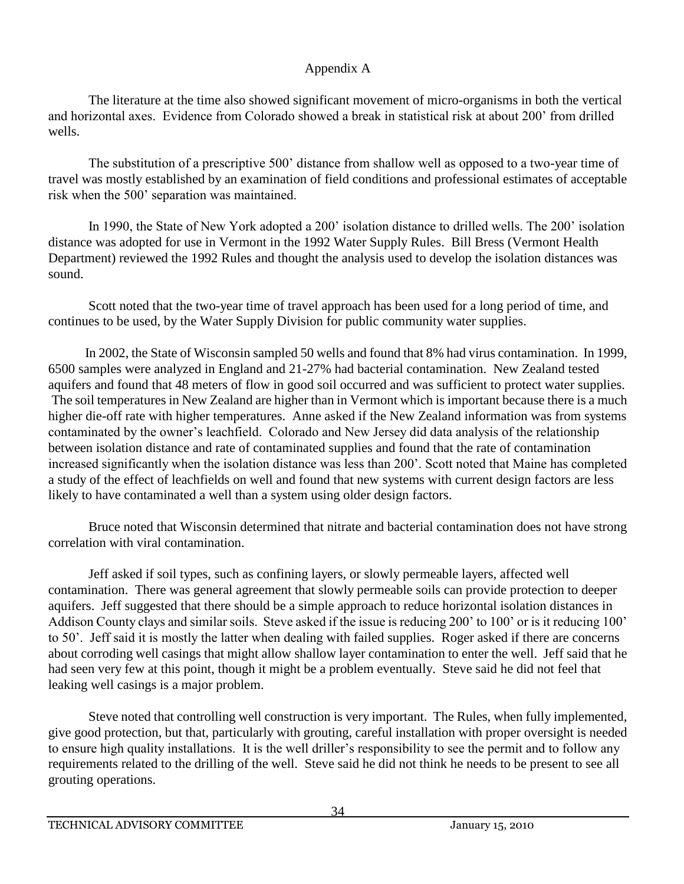Appendix A

The literature at the time also showed significant movement of micro-organisms in both the vertical and horizontal axes. Evidence from Colorado showed a break in statistical risk at about 200' from drilled wells.

The substitution of a prescriptive 500' distance from shallow well as opposed to a two-year time of travel was mostly established by an examination of field conditions and professional estimates of acceptable risk when the 500' separation was maintained.

In 1990, the State of New York adopted a 200' isolation distance to drilled wells. The 200' isolation distance was adopted for use in Vermont in the 1992 Water Supply Rules. Bill Bress (Vermont Health Department) reviewed the 1992 Rules and thought the analysis used to develop the isolation distances was sound.

Scott noted that the two-year time of travel approach has been used for a long period of time, and continues to be used, by the Water Supply Division for public community water supplies.

In 2002, the State of Wisconsin sampled 50 wells and found that 8% had virus contamination. In 1999, 6500 samples were analyzed in England and 21-27% had bacterial contamination. New Zealand tested aquifers and found that 48 meters of flow in good soil occurred and was sufficient to protect water supplies. The soil temperatures in New Zealand are higher than in Vermont which is important because there is a much higher die-off rate with higher temperatures. Anne asked if the New Zealand information was from systems contaminated by the owner's leachfield. Colorado and New Jersey did data analysis of the relationship between isolation distance and rate of contaminated supplies and found that the rate of contamination increased significantly when the isolation distance was less than 200'. Scott noted that Maine has completed a study of the effect of leachfields on well and found that new systems with current design factors are less likely to have contaminated a well than a system using older design factors.

Bruce noted that Wisconsin determined that nitrate and bacterial contamination does not have strong correlation with viral contamination.

Jeff asked if soil types, such as confining layers, or slowly permeable layers, affected well contamination. There was general agreement that slowly permeable soils can provide protection to deeper aquifers. Jeff suggested that there should be a simple approach to reduce horizontal isolation distances in Addison County clays and similar soils. Steve asked if the issue is reducing 200' to 100' or is it reducing 100' to 50'. Jeff said it is mostly the latter when dealing with failed supplies. Roger asked if there are concerns about corroding well casings that might allow shallow layer contamination to enter the well. Jeff said that he had seen very few at this point, though it might be a problem eventually. Steve said he did not feel that leaking well casings is a major problem.

Steve noted that controlling well construction is very important. The Rules, when fully implemented, give good protection, but that, particularly with grouting, careful installation with proper oversight is needed to ensure high quality installations. It is the well driller's responsibility to see the permit and to follow any requirements related to the drilling of the well. Steve said he did not think he needs to be present to see all grouting operations.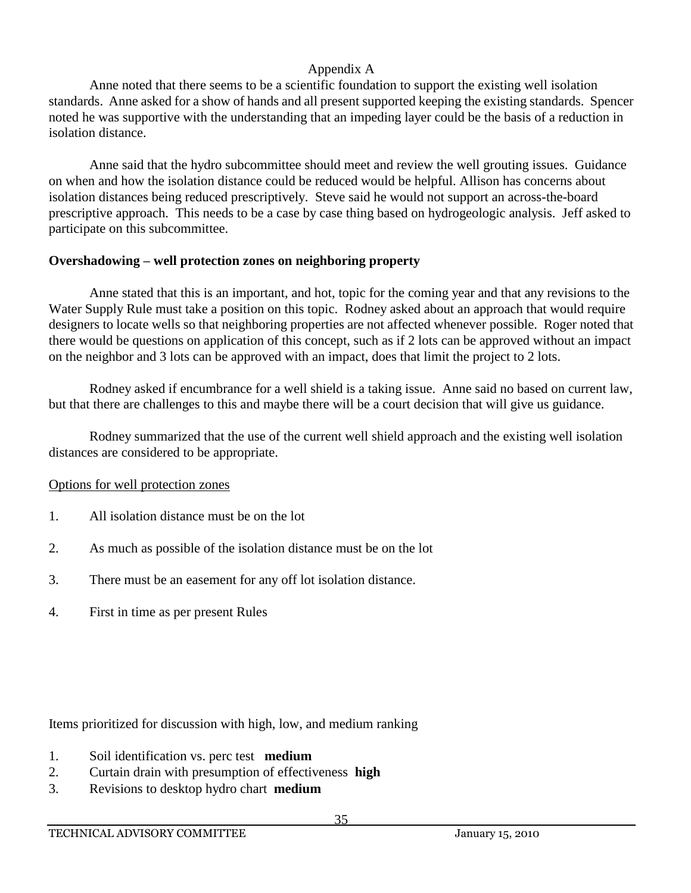Appendix A

Anne noted that there seems to be a scientific foundation to support the existing well isolation standards. Anne asked for a show of hands and all present supported keeping the existing standards. Spencer noted he was supportive with the understanding that an impeding layer could be the basis of a reduction in isolation distance.

Anne said that the hydro subcommittee should meet and review the well grouting issues. Guidance on when and how the isolation distance could be reduced would be helpful. Allison has concerns about isolation distances being reduced prescriptively. Steve said he would not support an across-the-board prescriptive approach. This needs to be a case by case thing based on hydrogeologic analysis. Jeff asked to participate on this subcommittee.

**Overshadowing – well protection zones on neighboring property**

Anne stated that this is an important, and hot, topic for the coming year and that any revisions to the Water Supply Rule must take a position on this topic. Rodney asked about an approach that would require designers to locate wells so that neighboring properties are not affected whenever possible. Roger noted that there would be questions on application of this concept, such as if 2 lots can be approved without an impact on the neighbor and 3 lots can be approved with an impact, does that limit the project to 2 lots.

Rodney asked if encumbrance for a well shield is a taking issue. Anne said no based on current law, but that there are challenges to this and maybe there will be a court decision that will give us guidance.

Rodney summarized that the use of the current well shield approach and the existing well isolation distances are considered to be appropriate.

Options for well protection zones

1. All isolation distance must be on the lot
2. As much as possible of the isolation distance must be on the lot
3. There must be an easement for any off lot isolation distance.
4. First in time as per present Rules

Items prioritized for discussion with high, low, and medium ranking

1. Soil identification vs. perc test **medium**
2. Curtain drain with presumption of effectiveness **high**
3. Revisions to desktop hydro chart **medium**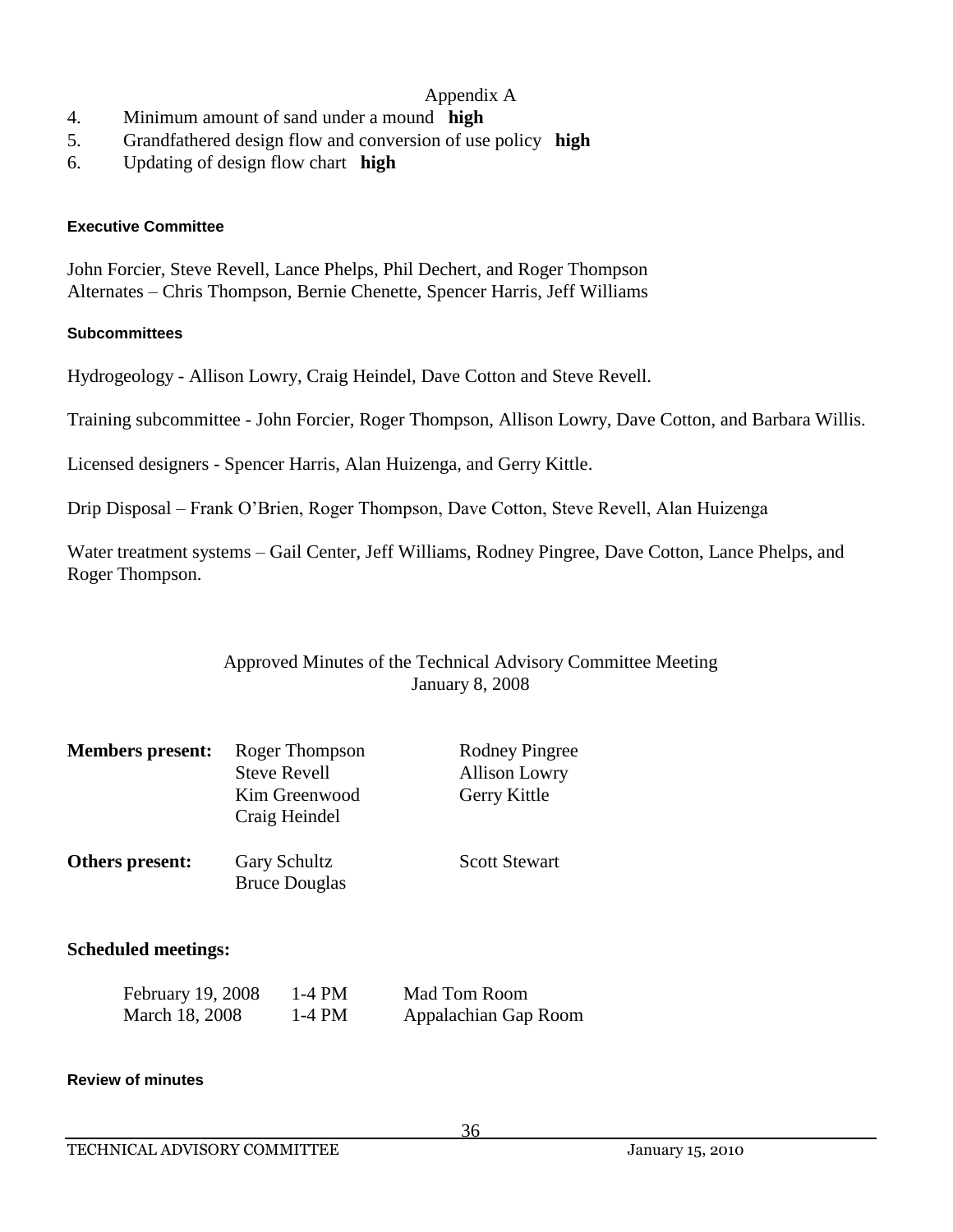Appendix A

4. Minimum amount of sand under a mound **high**
5. Grandfathered design flow and conversion of use policy **high**
6. Updating of design flow chart **high**

#### Executive Committee

John Forcier, Steve Revell, Lance Phelps, Phil Dechert, and Roger Thompson
Alternates – Chris Thompson, Bernie Chenette, Spencer Harris, Jeff Williams

#### Subcommittees

Hydrogeology - Allison Lowry, Craig Heindel, Dave Cotton and Steve Revell.

Training subcommittee - John Forcier, Roger Thompson, Allison Lowry, Dave Cotton, and Barbara Willis.

Licensed designers - Spencer Harris, Alan Huizenga, and Gerry Kittle.

Drip Disposal – Frank O'Brien, Roger Thompson, Dave Cotton, Steve Revell, Alan Huizenga

Water treatment systems – Gail Center, Jeff Williams, Rodney Pingree, Dave Cotton, Lance Phelps, and Roger Thompson.

## Approved Minutes of the Technical Advisory Committee Meeting
## January 8, 2008

| **Members present:** | Roger Thompson | Rodney Pingree |
|---|---|---|
| | Steve Revell | Allison Lowry |
| | Kim Greenwood | Gerry Kittle |
| | Craig Heindel | |
| **Others present:** | Gary Schultz | Scott Stewart |
| | Bruce Douglas | |

### Scheduled meetings:

| February 19, 2008 | 1-4 PM | Mad Tom Room |
|---|---|---|
| March 18, 2008 | 1-4 PM | Appalachian Gap Room |

#### Review of minutes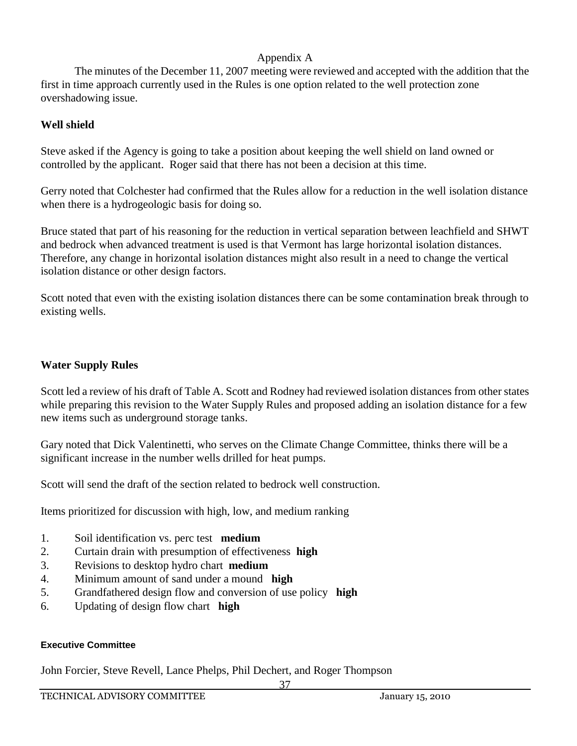Appendix A

The minutes of the December 11, 2007 meeting were reviewed and accepted with the addition that the first in time approach currently used in the Rules is one option related to the well protection zone overshadowing issue.

**Well shield**

Steve asked if the Agency is going to take a position about keeping the well shield on land owned or controlled by the applicant. Roger said that there has not been a decision at this time.

Gerry noted that Colchester had confirmed that the Rules allow for a reduction in the well isolation distance when there is a hydrogeologic basis for doing so.

Bruce stated that part of his reasoning for the reduction in vertical separation between leachfield and SHWT and bedrock when advanced treatment is used is that Vermont has large horizontal isolation distances. Therefore, any change in horizontal isolation distances might also result in a need to change the vertical isolation distance or other design factors.

Scott noted that even with the existing isolation distances there can be some contamination break through to existing wells.

**Water Supply Rules**

Scott led a review of his draft of Table A. Scott and Rodney had reviewed isolation distances from other states while preparing this revision to the Water Supply Rules and proposed adding an isolation distance for a few new items such as underground storage tanks.

Gary noted that Dick Valentinetti, who serves on the Climate Change Committee, thinks there will be a significant increase in the number wells drilled for heat pumps.

Scott will send the draft of the section related to bedrock well construction.

Items prioritized for discussion with high, low, and medium ranking

1. Soil identification vs. perc test **medium**
2. Curtain drain with presumption of effectiveness **high**
3. Revisions to desktop hydro chart **medium**
4. Minimum amount of sand under a mound **high**
5. Grandfathered design flow and conversion of use policy **high**
6. Updating of design flow chart **high**

**Executive Committee**

John Forcier, Steve Revell, Lance Phelps, Phil Dechert, and Roger Thompson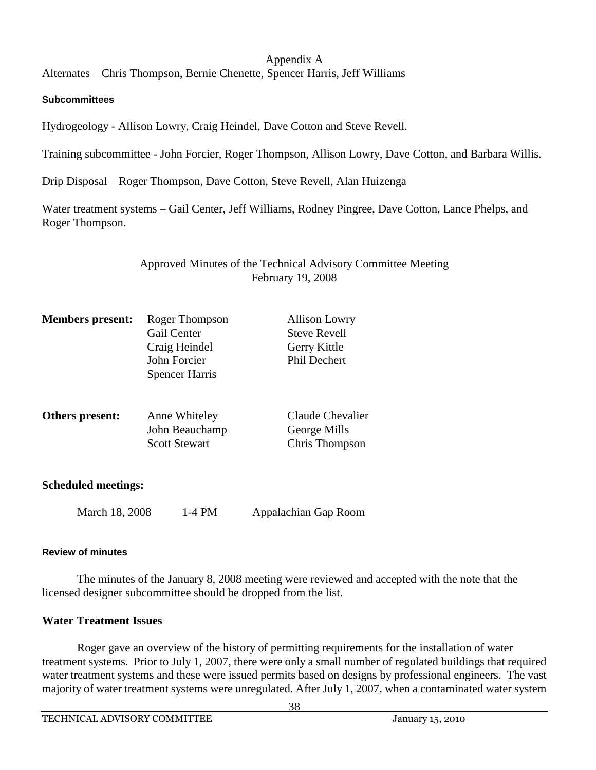Appendix A

Alternates – Chris Thompson, Bernie Chenette, Spencer Harris, Jeff Williams

**Subcommittees**

Hydrogeology - Allison Lowry, Craig Heindel, Dave Cotton and Steve Revell.

Training subcommittee - John Forcier, Roger Thompson, Allison Lowry, Dave Cotton, and Barbara Willis.

Drip Disposal – Roger Thompson, Dave Cotton, Steve Revell, Alan Huizenga

Water treatment systems – Gail Center, Jeff Williams, Rodney Pingree, Dave Cotton, Lance Phelps, and Roger Thompson.

Approved Minutes of the Technical Advisory Committee Meeting
February 19, 2008

| **Members present:** | Roger Thompson | Allison Lowry |
|---|---|---|
| | Gail Center | Steve Revell |
| | Craig Heindel | Gerry Kittle |
| | John Forcier | Phil Dechert |
| | Spencer Harris | |

| **Others present:** | Anne Whiteley | Claude Chevalier |
|---|---|---|
| | John Beauchamp | George Mills |
| | Scott Stewart | Chris Thompson |

**Scheduled meetings:**

| March 18, 2008 | 1-4 PM | Appalachian Gap Room |
|---|---|---|

**Review of minutes**

The minutes of the January 8, 2008 meeting were reviewed and accepted with the note that the licensed designer subcommittee should be dropped from the list.

**Water Treatment Issues**

Roger gave an overview of the history of permitting requirements for the installation of water treatment systems. Prior to July 1, 2007, there were only a small number of regulated buildings that required water treatment systems and these were issued permits based on designs by professional engineers. The vast majority of water treatment systems were unregulated. After July 1, 2007, when a contaminated water system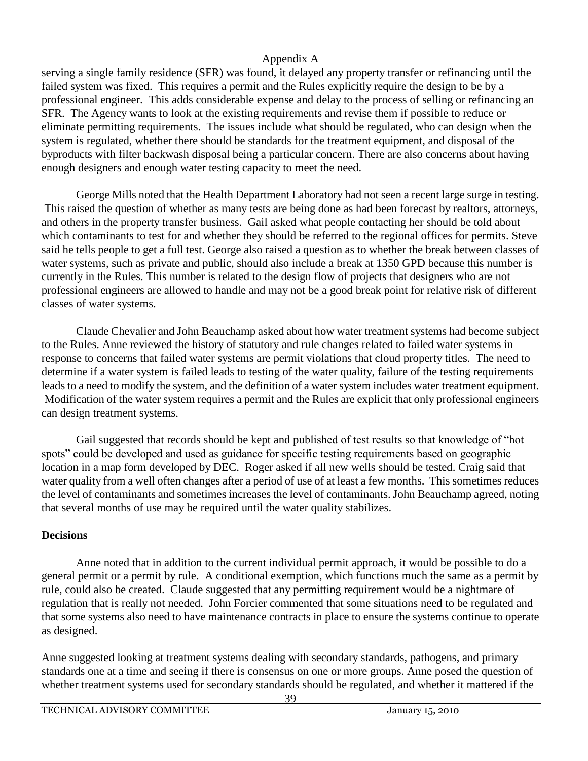serving a single family residence (SFR) was found, it delayed any property transfer or refinancing until the failed system was fixed. This requires a permit and the Rules explicitly require the design to be by a professional engineer. This adds considerable expense and delay to the process of selling or refinancing an SFR. The Agency wants to look at the existing requirements and revise them if possible to reduce or eliminate permitting requirements. The issues include what should be regulated, who can design when the system is regulated, whether there should be standards for the treatment equipment, and disposal of the byproducts with filter backwash disposal being a particular concern. There are also concerns about having enough designers and enough water testing capacity to meet the need.

George Mills noted that the Health Department Laboratory had not seen a recent large surge in testing. This raised the question of whether as many tests are being done as had been forecast by realtors, attorneys, and others in the property transfer business. Gail asked what people contacting her should be told about which contaminants to test for and whether they should be referred to the regional offices for permits. Steve said he tells people to get a full test. George also raised a question as to whether the break between classes of water systems, such as private and public, should also include a break at 1350 GPD because this number is currently in the Rules. This number is related to the design flow of projects that designers who are not professional engineers are allowed to handle and may not be a good break point for relative risk of different classes of water systems.

Claude Chevalier and John Beauchamp asked about how water treatment systems had become subject to the Rules. Anne reviewed the history of statutory and rule changes related to failed water systems in response to concerns that failed water systems are permit violations that cloud property titles. The need to determine if a water system is failed leads to testing of the water quality, failure of the testing requirements leads to a need to modify the system, and the definition of a water system includes water treatment equipment. Modification of the water system requires a permit and the Rules are explicit that only professional engineers can design treatment systems.

Gail suggested that records should be kept and published of test results so that knowledge of "hot spots" could be developed and used as guidance for specific testing requirements based on geographic location in a map form developed by DEC. Roger asked if all new wells should be tested. Craig said that water quality from a well often changes after a period of use of at least a few months. This sometimes reduces the level of contaminants and sometimes increases the level of contaminants. John Beauchamp agreed, noting that several months of use may be required until the water quality stabilizes.

**Decisions**

Anne noted that in addition to the current individual permit approach, it would be possible to do a general permit or a permit by rule. A conditional exemption, which functions much the same as a permit by rule, could also be created. Claude suggested that any permitting requirement would be a nightmare of regulation that is really not needed. John Forcier commented that some situations need to be regulated and that some systems also need to have maintenance contracts in place to ensure the systems continue to operate as designed.

Anne suggested looking at treatment systems dealing with secondary standards, pathogens, and primary standards one at a time and seeing if there is consensus on one or more groups. Anne posed the question of whether treatment systems used for secondary standards should be regulated, and whether it mattered if the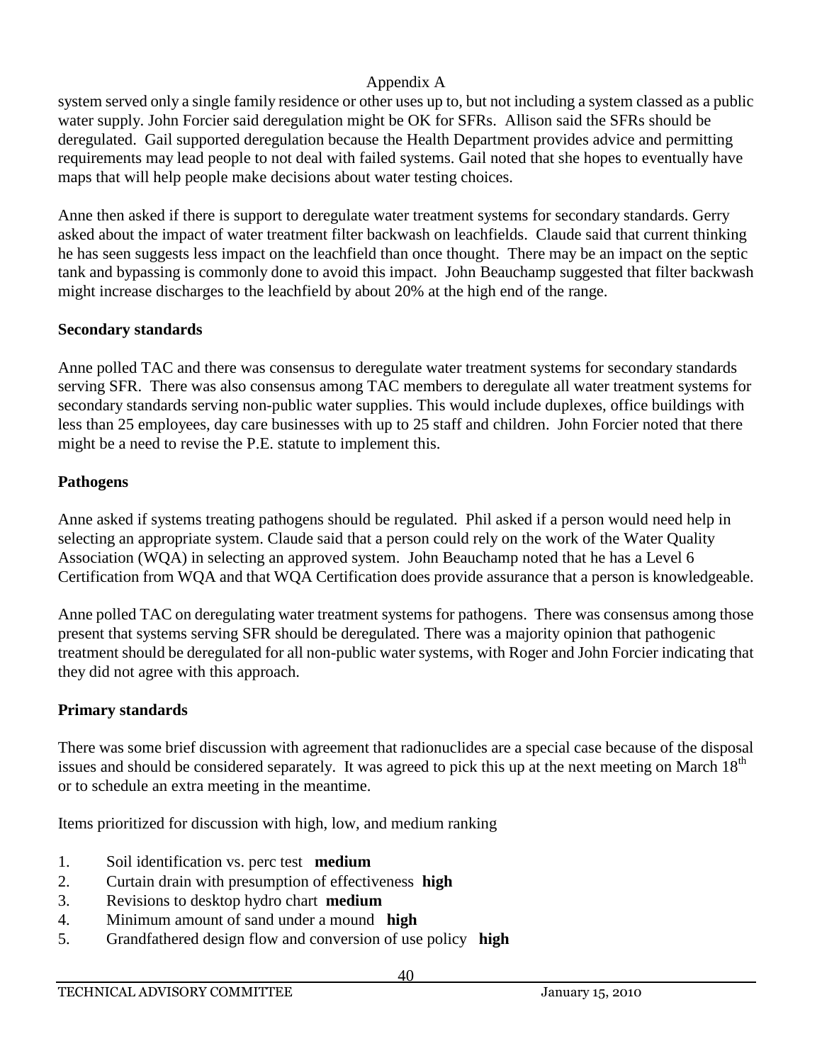system served only a single family residence or other uses up to, but not including a system classed as a public water supply. John Forcier said deregulation might be OK for SFRs. Allison said the SFRs should be deregulated. Gail supported deregulation because the Health Department provides advice and permitting requirements may lead people to not deal with failed systems. Gail noted that she hopes to eventually have maps that will help people make decisions about water testing choices.

Anne then asked if there is support to deregulate water treatment systems for secondary standards. Gerry asked about the impact of water treatment filter backwash on leachfields. Claude said that current thinking he has seen suggests less impact on the leachfield than once thought. There may be an impact on the septic tank and bypassing is commonly done to avoid this impact. John Beauchamp suggested that filter backwash might increase discharges to the leachfield by about 20% at the high end of the range.

**Secondary standards**

Anne polled TAC and there was consensus to deregulate water treatment systems for secondary standards serving SFR. There was also consensus among TAC members to deregulate all water treatment systems for secondary standards serving non-public water supplies. This would include duplexes, office buildings with less than 25 employees, day care businesses with up to 25 staff and children. John Forcier noted that there might be a need to revise the P.E. statute to implement this.

**Pathogens**

Anne asked if systems treating pathogens should be regulated. Phil asked if a person would need help in selecting an appropriate system. Claude said that a person could rely on the work of the Water Quality Association (WQA) in selecting an approved system. John Beauchamp noted that he has a Level 6 Certification from WQA and that WQA Certification does provide assurance that a person is knowledgeable.

Anne polled TAC on deregulating water treatment systems for pathogens. There was consensus among those present that systems serving SFR should be deregulated. There was a majority opinion that pathogenic treatment should be deregulated for all non-public water systems, with Roger and John Forcier indicating that they did not agree with this approach.

**Primary standards**

There was some brief discussion with agreement that radionuclides are a special case because of the disposal issues and should be considered separately. It was agreed to pick this up at the next meeting on March 18th or to schedule an extra meeting in the meantime.

Items prioritized for discussion with high, low, and medium ranking

1. Soil identification vs. perc test **medium**
2. Curtain drain with presumption of effectiveness **high**
3. Revisions to desktop hydro chart **medium**
4. Minimum amount of sand under a mound **high**
5. Grandfathered design flow and conversion of use policy **high**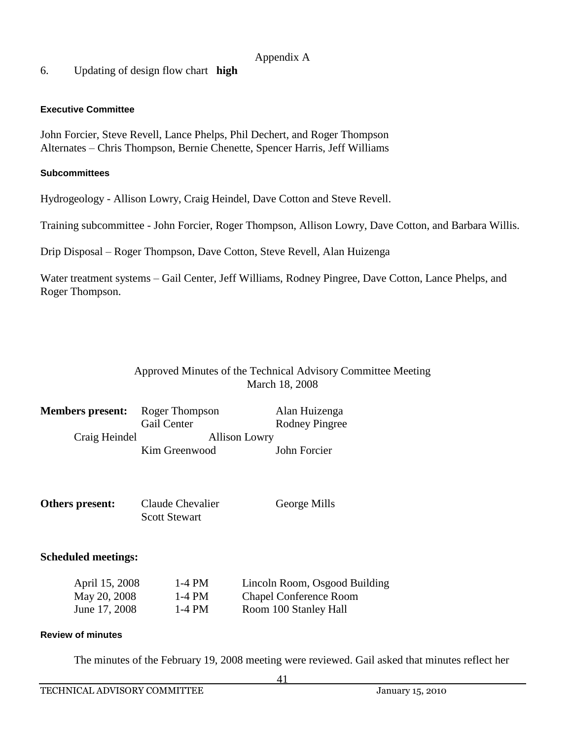Appendix A

6. Updating of design flow chart **high**

### Executive Committee

John Forcier, Steve Revell, Lance Phelps, Phil Dechert, and Roger Thompson
Alternates – Chris Thompson, Bernie Chenette, Spencer Harris, Jeff Williams

### Subcommittees

Hydrogeology - Allison Lowry, Craig Heindel, Dave Cotton and Steve Revell.

Training subcommittee - John Forcier, Roger Thompson, Allison Lowry, Dave Cotton, and Barbara Willis.

Drip Disposal – Roger Thompson, Dave Cotton, Steve Revell, Alan Huizenga

Water treatment systems – Gail Center, Jeff Williams, Rodney Pingree, Dave Cotton, Lance Phelps, and Roger Thompson.

## Approved Minutes of the Technical Advisory Committee Meeting
## March 18, 2008

**Members present:** Roger Thompson, Alan Huizenga, Gail Center, Rodney Pingree, Craig Heindel, Allison Lowry, Kim Greenwood, John Forcier

**Others present:** Claude Chevalier, George Mills, Scott Stewart

**Scheduled meetings:**

| | | |
|---|---|---|
| April 15, 2008 | 1-4 PM | Lincoln Room, Osgood Building |
| May 20, 2008 | 1-4 PM | Chapel Conference Room |
| June 17, 2008 | 1-4 PM | Room 100 Stanley Hall |

### Review of minutes

The minutes of the February 19, 2008 meeting were reviewed. Gail asked that minutes reflect her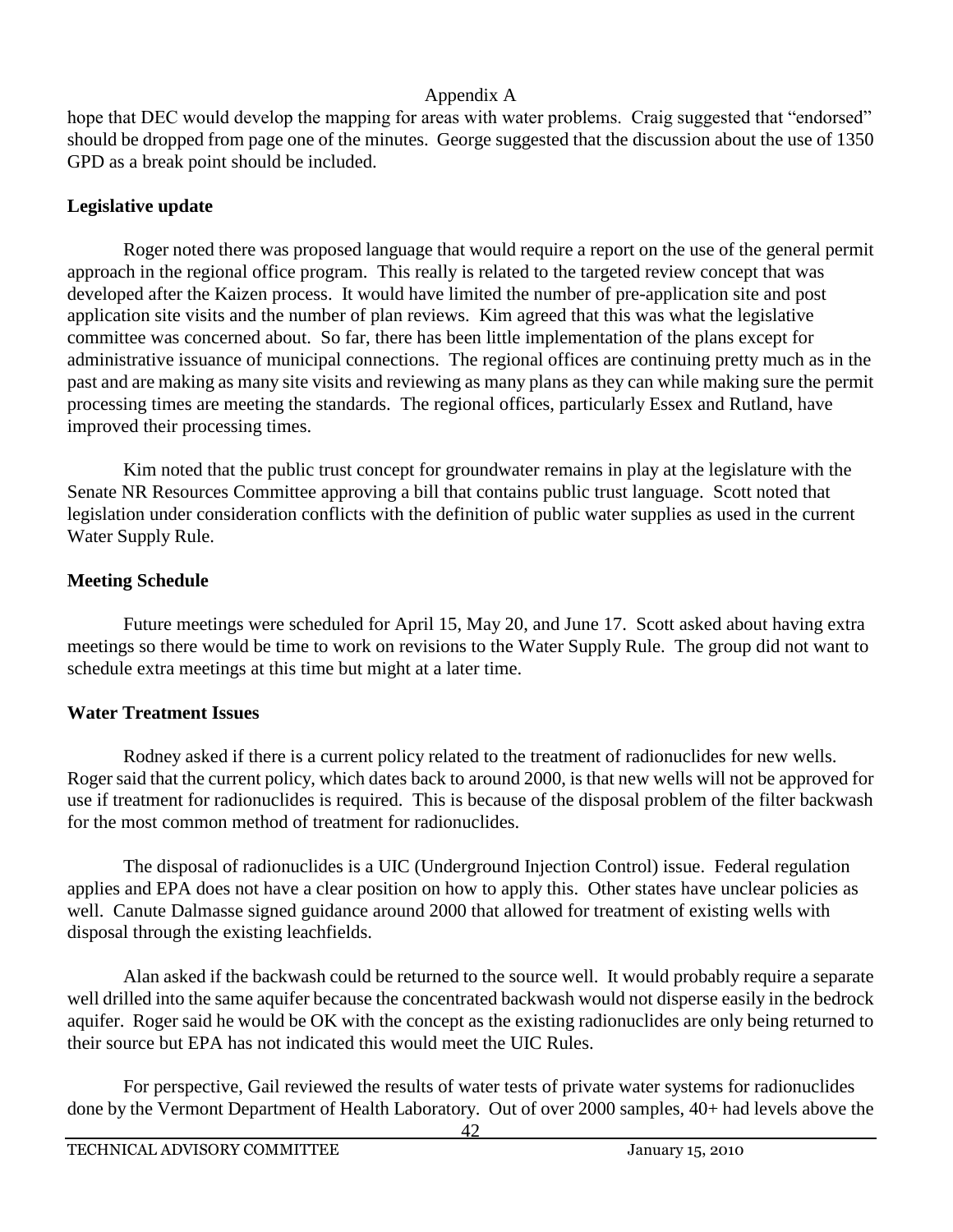hope that DEC would develop the mapping for areas with water problems. Craig suggested that "endorsed" should be dropped from page one of the minutes. George suggested that the discussion about the use of 1350 GPD as a break point should be included.

## Legislative update

Roger noted there was proposed language that would require a report on the use of the general permit approach in the regional office program. This really is related to the targeted review concept that was developed after the Kaizen process. It would have limited the number of pre-application site and post application site visits and the number of plan reviews. Kim agreed that this was what the legislative committee was concerned about. So far, there has been little implementation of the plans except for administrative issuance of municipal connections. The regional offices are continuing pretty much as in the past and are making as many site visits and reviewing as many plans as they can while making sure the permit processing times are meeting the standards. The regional offices, particularly Essex and Rutland, have improved their processing times.

Kim noted that the public trust concept for groundwater remains in play at the legislature with the Senate NR Resources Committee approving a bill that contains public trust language. Scott noted that legislation under consideration conflicts with the definition of public water supplies as used in the current Water Supply Rule.

## Meeting Schedule

Future meetings were scheduled for April 15, May 20, and June 17. Scott asked about having extra meetings so there would be time to work on revisions to the Water Supply Rule. The group did not want to schedule extra meetings at this time but might at a later time.

## Water Treatment Issues

Rodney asked if there is a current policy related to the treatment of radionuclides for new wells. Roger said that the current policy, which dates back to around 2000, is that new wells will not be approved for use if treatment for radionuclides is required. This is because of the disposal problem of the filter backwash for the most common method of treatment for radionuclides.

The disposal of radionuclides is a UIC (Underground Injection Control) issue. Federal regulation applies and EPA does not have a clear position on how to apply this. Other states have unclear policies as well. Canute Dalmasse signed guidance around 2000 that allowed for treatment of existing wells with disposal through the existing leachfields.

Alan asked if the backwash could be returned to the source well. It would probably require a separate well drilled into the same aquifer because the concentrated backwash would not disperse easily in the bedrock aquifer. Roger said he would be OK with the concept as the existing radionuclides are only being returned to their source but EPA has not indicated this would meet the UIC Rules.

For perspective, Gail reviewed the results of water tests of private water systems for radionuclides done by the Vermont Department of Health Laboratory. Out of over 2000 samples, 40+ had levels above the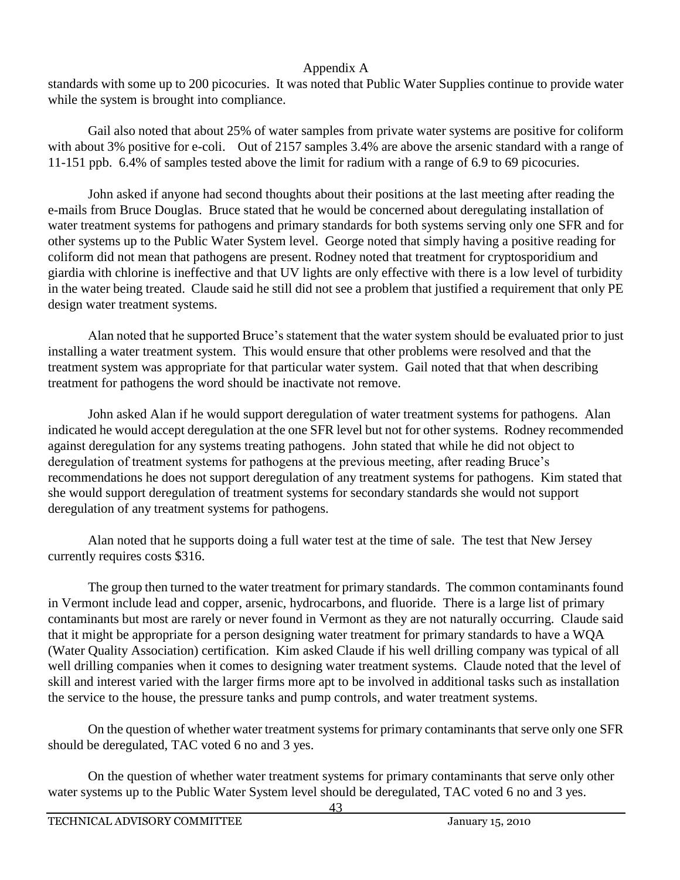standards with some up to 200 picocuries. It was noted that Public Water Supplies continue to provide water while the system is brought into compliance.

Gail also noted that about 25% of water samples from private water systems are positive for coliform with about 3% positive for e-coli. Out of 2157 samples 3.4% are above the arsenic standard with a range of 11-151 ppb. 6.4% of samples tested above the limit for radium with a range of 6.9 to 69 picocuries.

John asked if anyone had second thoughts about their positions at the last meeting after reading the e-mails from Bruce Douglas. Bruce stated that he would be concerned about deregulating installation of water treatment systems for pathogens and primary standards for both systems serving only one SFR and for other systems up to the Public Water System level. George noted that simply having a positive reading for coliform did not mean that pathogens are present. Rodney noted that treatment for cryptosporidium and giardia with chlorine is ineffective and that UV lights are only effective with there is a low level of turbidity in the water being treated. Claude said he still did not see a problem that justified a requirement that only PE design water treatment systems.

Alan noted that he supported Bruce's statement that the water system should be evaluated prior to just installing a water treatment system. This would ensure that other problems were resolved and that the treatment system was appropriate for that particular water system. Gail noted that that when describing treatment for pathogens the word should be inactivate not remove.

John asked Alan if he would support deregulation of water treatment systems for pathogens. Alan indicated he would accept deregulation at the one SFR level but not for other systems. Rodney recommended against deregulation for any systems treating pathogens. John stated that while he did not object to deregulation of treatment systems for pathogens at the previous meeting, after reading Bruce's recommendations he does not support deregulation of any treatment systems for pathogens. Kim stated that she would support deregulation of treatment systems for secondary standards she would not support deregulation of any treatment systems for pathogens.

Alan noted that he supports doing a full water test at the time of sale. The test that New Jersey currently requires costs $316.

The group then turned to the water treatment for primary standards. The common contaminants found in Vermont include lead and copper, arsenic, hydrocarbons, and fluoride. There is a large list of primary contaminants but most are rarely or never found in Vermont as they are not naturally occurring. Claude said that it might be appropriate for a person designing water treatment for primary standards to have a WQA (Water Quality Association) certification. Kim asked Claude if his well drilling company was typical of all well drilling companies when it comes to designing water treatment systems. Claude noted that the level of skill and interest varied with the larger firms more apt to be involved in additional tasks such as installation the service to the house, the pressure tanks and pump controls, and water treatment systems.

On the question of whether water treatment systems for primary contaminants that serve only one SFR should be deregulated, TAC voted 6 no and 3 yes.

On the question of whether water treatment systems for primary contaminants that serve only other water systems up to the Public Water System level should be deregulated, TAC voted 6 no and 3 yes.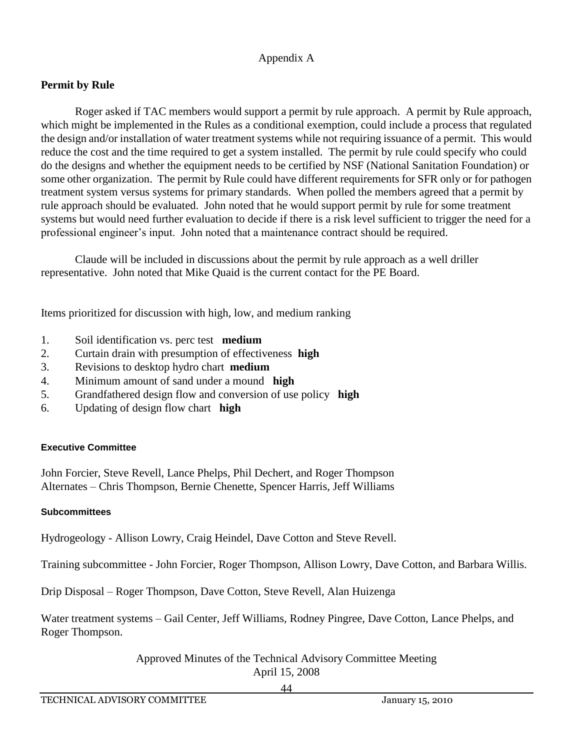Appendix A

## Permit by Rule

Roger asked if TAC members would support a permit by rule approach. A permit by Rule approach, which might be implemented in the Rules as a conditional exemption, could include a process that regulated the design and/or installation of water treatment systems while not requiring issuance of a permit. This would reduce the cost and the time required to get a system installed. The permit by rule could specify who could do the designs and whether the equipment needs to be certified by NSF (National Sanitation Foundation) or some other organization. The permit by Rule could have different requirements for SFR only or for pathogen treatment system versus systems for primary standards. When polled the members agreed that a permit by rule approach should be evaluated. John noted that he would support permit by rule for some treatment systems but would need further evaluation to decide if there is a risk level sufficient to trigger the need for a professional engineer's input. John noted that a maintenance contract should be required.

Claude will be included in discussions about the permit by rule approach as a well driller representative. John noted that Mike Quaid is the current contact for the PE Board.

Items prioritized for discussion with high, low, and medium ranking

1. Soil identification vs. perc test **medium**
2. Curtain drain with presumption of effectiveness **high**
3. Revisions to desktop hydro chart **medium**
4. Minimum amount of sand under a mound **high**
5. Grandfathered design flow and conversion of use policy **high**
6. Updating of design flow chart **high**

### Executive Committee

John Forcier, Steve Revell, Lance Phelps, Phil Dechert, and Roger Thompson
Alternates – Chris Thompson, Bernie Chenette, Spencer Harris, Jeff Williams

### Subcommittees

Hydrogeology - Allison Lowry, Craig Heindel, Dave Cotton and Steve Revell.

Training subcommittee - John Forcier, Roger Thompson, Allison Lowry, Dave Cotton, and Barbara Willis.

Drip Disposal – Roger Thompson, Dave Cotton, Steve Revell, Alan Huizenga

Water treatment systems – Gail Center, Jeff Williams, Rodney Pingree, Dave Cotton, Lance Phelps, and Roger Thompson.

Approved Minutes of the Technical Advisory Committee Meeting
April 15, 2008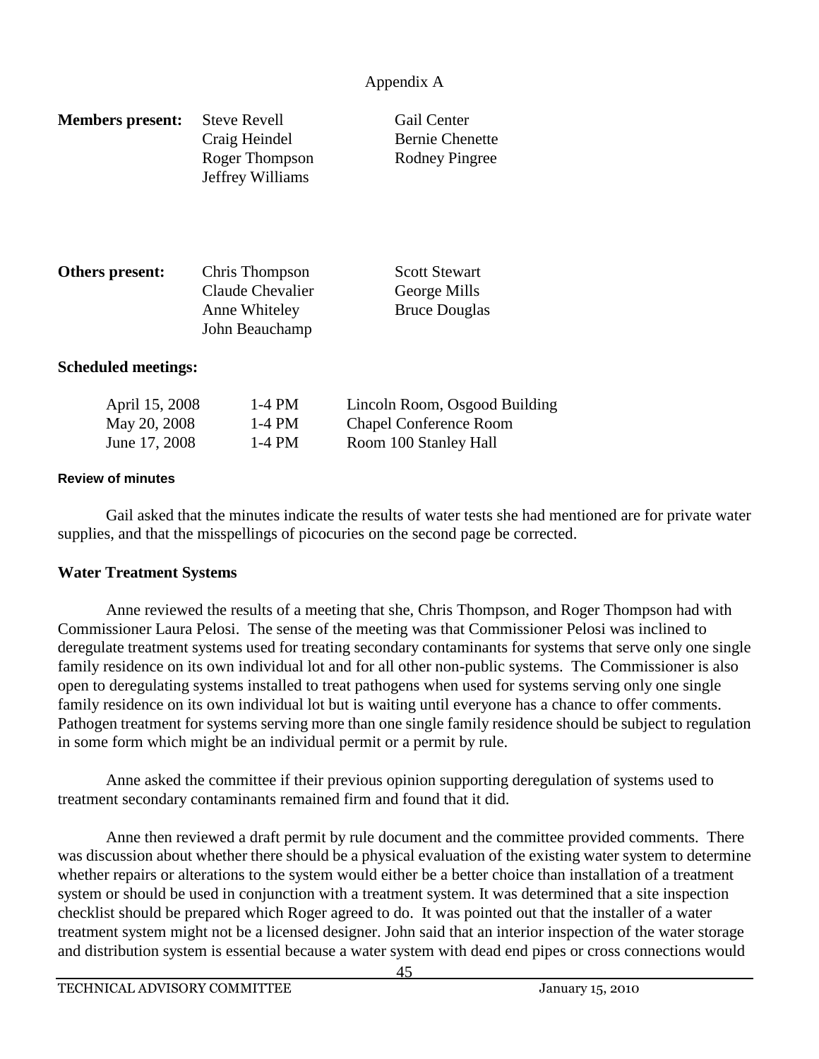Appendix A

**Members present:**

| | |
|---|---|
| Steve Revell | Gail Center |
| Craig Heindel | Bernie Chenette |
| Roger Thompson | Rodney Pingree |
| Jeffrey Williams | |

**Others present:**

| | |
|---|---|
| Chris Thompson | Scott Stewart |
| Claude Chevalier | George Mills |
| Anne Whiteley | Bruce Douglas |
| John Beauchamp | |

**Scheduled meetings:**

| | | |
|---|---|---|
| April 15, 2008 | 1-4 PM | Lincoln Room, Osgood Building |
| May 20, 2008 | 1-4 PM | Chapel Conference Room |
| June 17, 2008 | 1-4 PM | Room 100 Stanley Hall |

**Review of minutes**

Gail asked that the minutes indicate the results of water tests she had mentioned are for private water supplies, and that the misspellings of picocuries on the second page be corrected.

**Water Treatment Systems**

Anne reviewed the results of a meeting that she, Chris Thompson, and Roger Thompson had with Commissioner Laura Pelosi. The sense of the meeting was that Commissioner Pelosi was inclined to deregulate treatment systems used for treating secondary contaminants for systems that serve only one single family residence on its own individual lot and for all other non-public systems. The Commissioner is also open to deregulating systems installed to treat pathogens when used for systems serving only one single family residence on its own individual lot but is waiting until everyone has a chance to offer comments. Pathogen treatment for systems serving more than one single family residence should be subject to regulation in some form which might be an individual permit or a permit by rule.

Anne asked the committee if their previous opinion supporting deregulation of systems used to treatment secondary contaminants remained firm and found that it did.

Anne then reviewed a draft permit by rule document and the committee provided comments. There was discussion about whether there should be a physical evaluation of the existing water system to determine whether repairs or alterations to the system would either be a better choice than installation of a treatment system or should be used in conjunction with a treatment system. It was determined that a site inspection checklist should be prepared which Roger agreed to do. It was pointed out that the installer of a water treatment system might not be a licensed designer. John said that an interior inspection of the water storage and distribution system is essential because a water system with dead end pipes or cross connections would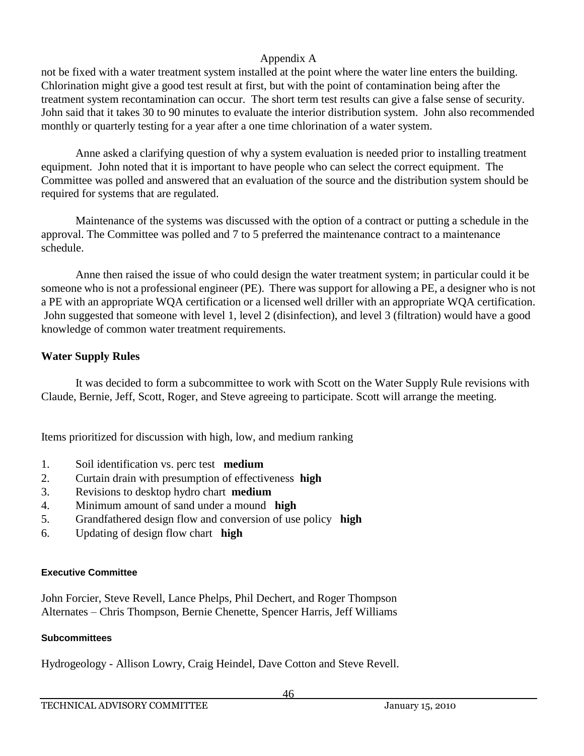not be fixed with a water treatment system installed at the point where the water line enters the building. Chlorination might give a good test result at first, but with the point of contamination being after the treatment system recontamination can occur. The short term test results can give a false sense of security. John said that it takes 30 to 90 minutes to evaluate the interior distribution system. John also recommended monthly or quarterly testing for a year after a one time chlorination of a water system.

Anne asked a clarifying question of why a system evaluation is needed prior to installing treatment equipment. John noted that it is important to have people who can select the correct equipment. The Committee was polled and answered that an evaluation of the source and the distribution system should be required for systems that are regulated.

Maintenance of the systems was discussed with the option of a contract or putting a schedule in the approval. The Committee was polled and 7 to 5 preferred the maintenance contract to a maintenance schedule.

Anne then raised the issue of who could design the water treatment system; in particular could it be someone who is not a professional engineer (PE). There was support for allowing a PE, a designer who is not a PE with an appropriate WQA certification or a licensed well driller with an appropriate WQA certification. John suggested that someone with level 1, level 2 (disinfection), and level 3 (filtration) would have a good knowledge of common water treatment requirements.

## Water Supply Rules

It was decided to form a subcommittee to work with Scott on the Water Supply Rule revisions with Claude, Bernie, Jeff, Scott, Roger, and Steve agreeing to participate. Scott will arrange the meeting.

Items prioritized for discussion with high, low, and medium ranking

1. Soil identification vs. perc test **medium**
2. Curtain drain with presumption of effectiveness **high**
3. Revisions to desktop hydro chart **medium**
4. Minimum amount of sand under a mound **high**
5. Grandfathered design flow and conversion of use policy **high**
6. Updating of design flow chart **high**

### Executive Committee

John Forcier, Steve Revell, Lance Phelps, Phil Dechert, and Roger Thompson
Alternates – Chris Thompson, Bernie Chenette, Spencer Harris, Jeff Williams

### Subcommittees

Hydrogeology - Allison Lowry, Craig Heindel, Dave Cotton and Steve Revell.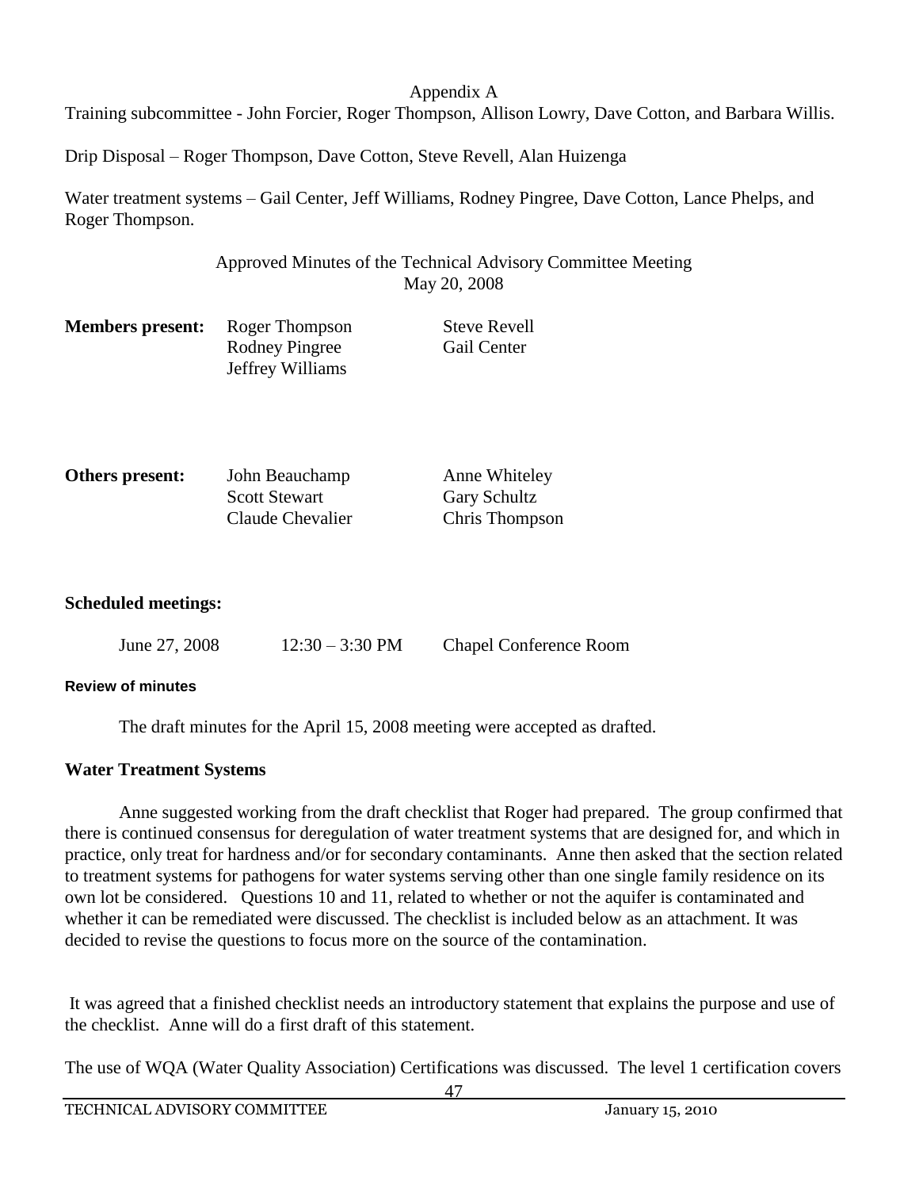Appendix A

Training subcommittee - John Forcier, Roger Thompson, Allison Lowry, Dave Cotton, and Barbara Willis.

Drip Disposal – Roger Thompson, Dave Cotton, Steve Revell, Alan Huizenga

Water treatment systems – Gail Center, Jeff Williams, Rodney Pingree, Dave Cotton, Lance Phelps, and Roger Thompson.

Approved Minutes of the Technical Advisory Committee Meeting
May 20, 2008

**Members present:** Roger Thompson, Rodney Pingree, Jeffrey Williams, Steve Revell, Gail Center

**Others present:** John Beauchamp, Scott Stewart, Claude Chevalier, Anne Whiteley, Gary Schultz, Chris Thompson

**Scheduled meetings:**

June 27, 2008 12:30 – 3:30 PM Chapel Conference Room

**Review of minutes**

The draft minutes for the April 15, 2008 meeting were accepted as drafted.

**Water Treatment Systems**

Anne suggested working from the draft checklist that Roger had prepared. The group confirmed that there is continued consensus for deregulation of water treatment systems that are designed for, and which in practice, only treat for hardness and/or for secondary contaminants. Anne then asked that the section related to treatment systems for pathogens for water systems serving other than one single family residence on its own lot be considered. Questions 10 and 11, related to whether or not the aquifer is contaminated and whether it can be remediated were discussed. The checklist is included below as an attachment. It was decided to revise the questions to focus more on the source of the contamination.

It was agreed that a finished checklist needs an introductory statement that explains the purpose and use of the checklist. Anne will do a first draft of this statement.

The use of WQA (Water Quality Association) Certifications was discussed. The level 1 certification covers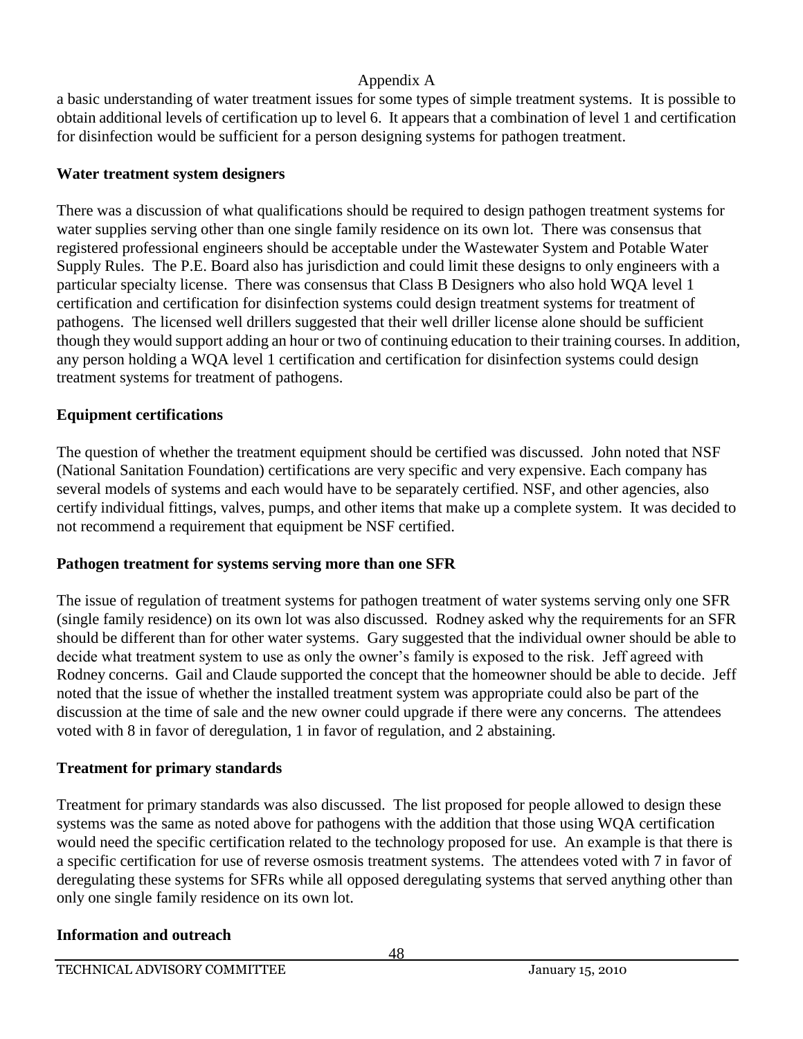a basic understanding of water treatment issues for some types of simple treatment systems. It is possible to obtain additional levels of certification up to level 6. It appears that a combination of level 1 and certification for disinfection would be sufficient for a person designing systems for pathogen treatment.

**Water treatment system designers**

There was a discussion of what qualifications should be required to design pathogen treatment systems for water supplies serving other than one single family residence on its own lot. There was consensus that registered professional engineers should be acceptable under the Wastewater System and Potable Water Supply Rules. The P.E. Board also has jurisdiction and could limit these designs to only engineers with a particular specialty license. There was consensus that Class B Designers who also hold WQA level 1 certification and certification for disinfection systems could design treatment systems for treatment of pathogens. The licensed well drillers suggested that their well driller license alone should be sufficient though they would support adding an hour or two of continuing education to their training courses. In addition, any person holding a WQA level 1 certification and certification for disinfection systems could design treatment systems for treatment of pathogens.

**Equipment certifications**

The question of whether the treatment equipment should be certified was discussed. John noted that NSF (National Sanitation Foundation) certifications are very specific and very expensive. Each company has several models of systems and each would have to be separately certified. NSF, and other agencies, also certify individual fittings, valves, pumps, and other items that make up a complete system. It was decided to not recommend a requirement that equipment be NSF certified.

**Pathogen treatment for systems serving more than one SFR**

The issue of regulation of treatment systems for pathogen treatment of water systems serving only one SFR (single family residence) on its own lot was also discussed. Rodney asked why the requirements for an SFR should be different than for other water systems. Gary suggested that the individual owner should be able to decide what treatment system to use as only the owner's family is exposed to the risk. Jeff agreed with Rodney concerns. Gail and Claude supported the concept that the homeowner should be able to decide. Jeff noted that the issue of whether the installed treatment system was appropriate could also be part of the discussion at the time of sale and the new owner could upgrade if there were any concerns. The attendees voted with 8 in favor of deregulation, 1 in favor of regulation, and 2 abstaining.

**Treatment for primary standards**

Treatment for primary standards was also discussed. The list proposed for people allowed to design these systems was the same as noted above for pathogens with the addition that those using WQA certification would need the specific certification related to the technology proposed for use. An example is that there is a specific certification for use of reverse osmosis treatment systems. The attendees voted with 7 in favor of deregulating these systems for SFRs while all opposed deregulating systems that served anything other than only one single family residence on its own lot.

**Information and outreach**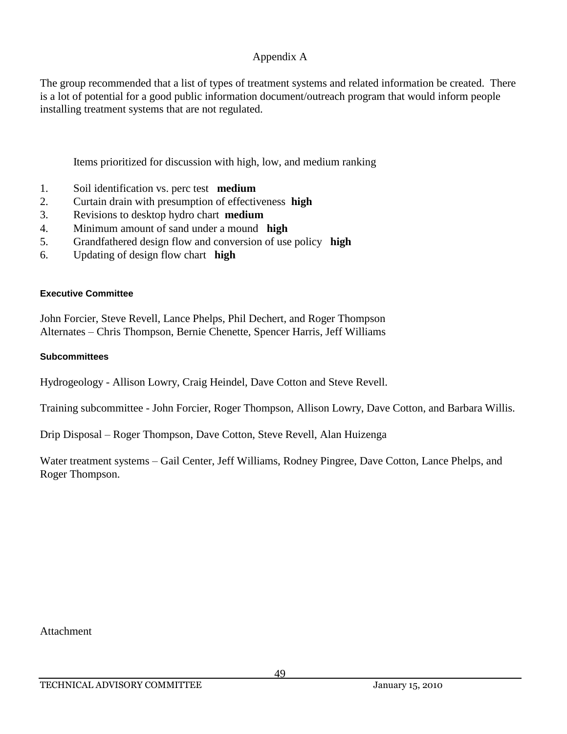# Appendix A

The group recommended that a list of types of treatment systems and related information be created. There is a lot of potential for a good public information document/outreach program that would inform people installing treatment systems that are not regulated.

Items prioritized for discussion with high, low, and medium ranking

1. Soil identification vs. perc test **medium**
2. Curtain drain with presumption of effectiveness **high**
3. Revisions to desktop hydro chart **medium**
4. Minimum amount of sand under a mound **high**
5. Grandfathered design flow and conversion of use policy **high**
6. Updating of design flow chart **high**

### Executive Committee

John Forcier, Steve Revell, Lance Phelps, Phil Dechert, and Roger Thompson
Alternates – Chris Thompson, Bernie Chenette, Spencer Harris, Jeff Williams

### Subcommittees

Hydrogeology - Allison Lowry, Craig Heindel, Dave Cotton and Steve Revell.

Training subcommittee - John Forcier, Roger Thompson, Allison Lowry, Dave Cotton, and Barbara Willis.

Drip Disposal – Roger Thompson, Dave Cotton, Steve Revell, Alan Huizenga

Water treatment systems – Gail Center, Jeff Williams, Rodney Pingree, Dave Cotton, Lance Phelps, and Roger Thompson.

Attachment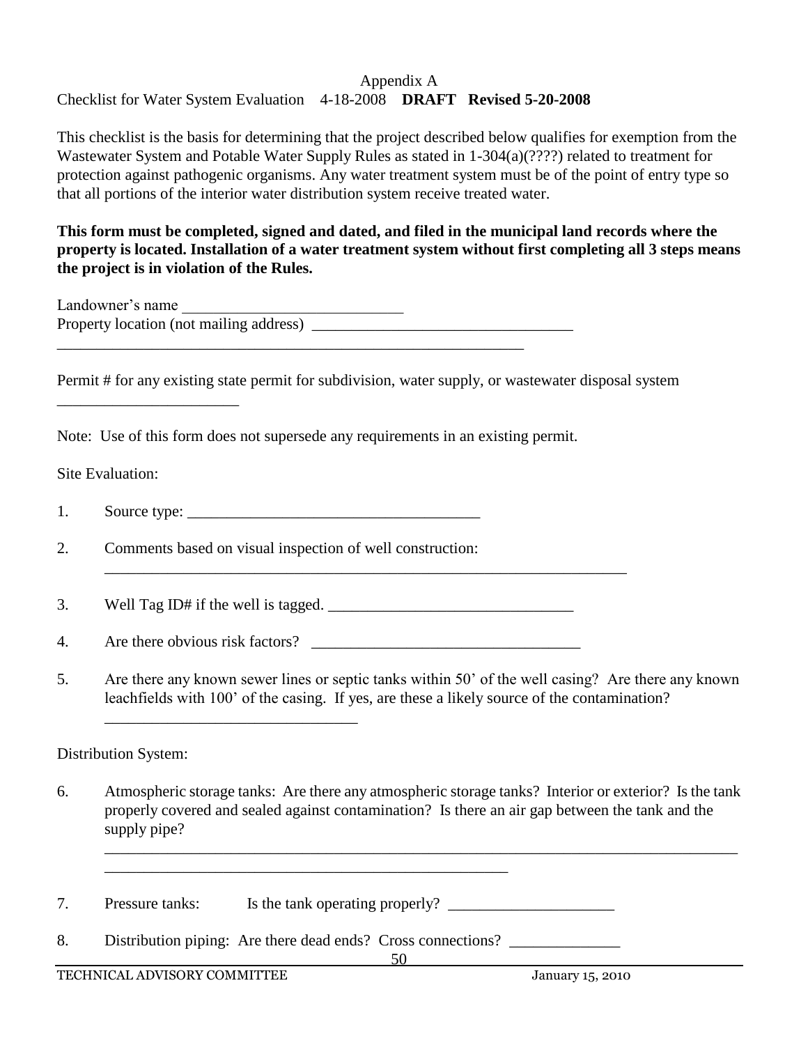Appendix A

Checklist for Water System Evaluation 4-18-2008 **DRAFT Revised 5-20-2008**

This checklist is the basis for determining that the project described below qualifies for exemption from the Wastewater System and Potable Water Supply Rules as stated in 1-304(a)(????) related to treatment for protection against pathogenic organisms. Any water treatment system must be of the point of entry type so that all portions of the interior water distribution system receive treated water.

**This form must be completed, signed and dated, and filed in the municipal land records where the property is located. Installation of a water treatment system without first completing all 3 steps means the project is in violation of the Rules.**

Landowner's name ____________________________

Property location (not mailing address) _________________________________

______________________________________________________________

Permit # for any existing state permit for subdivision, water supply, or wastewater disposal system ________________________

Note: Use of this form does not supersede any requirements in an existing permit.

Site Evaluation:

1. Source type: ______________________________________

2. Comments based on visual inspection of well construction: ____________________________________________________________________

3. Well Tag ID# if the well is tagged. ________________________________

4. Are there obvious risk factors? __________________________________

5. Are there any known sewer lines or septic tanks within 50' of the well casing? Are there any known leachfields with 100' of the casing. If yes, are these a likely source of the contamination? _________________________________

Distribution System:

6. Atmospheric storage tanks: Are there any atmospheric storage tanks? Interior or exterior? Is the tank properly covered and sealed against contamination? Is there an air gap between the tank and the supply pipe? ________________________________________________________________________________ _____________________________________________________

7. Pressure tanks: Is the tank operating properly? _____________________

8. Distribution piping: Are there dead ends? Cross connections? ______________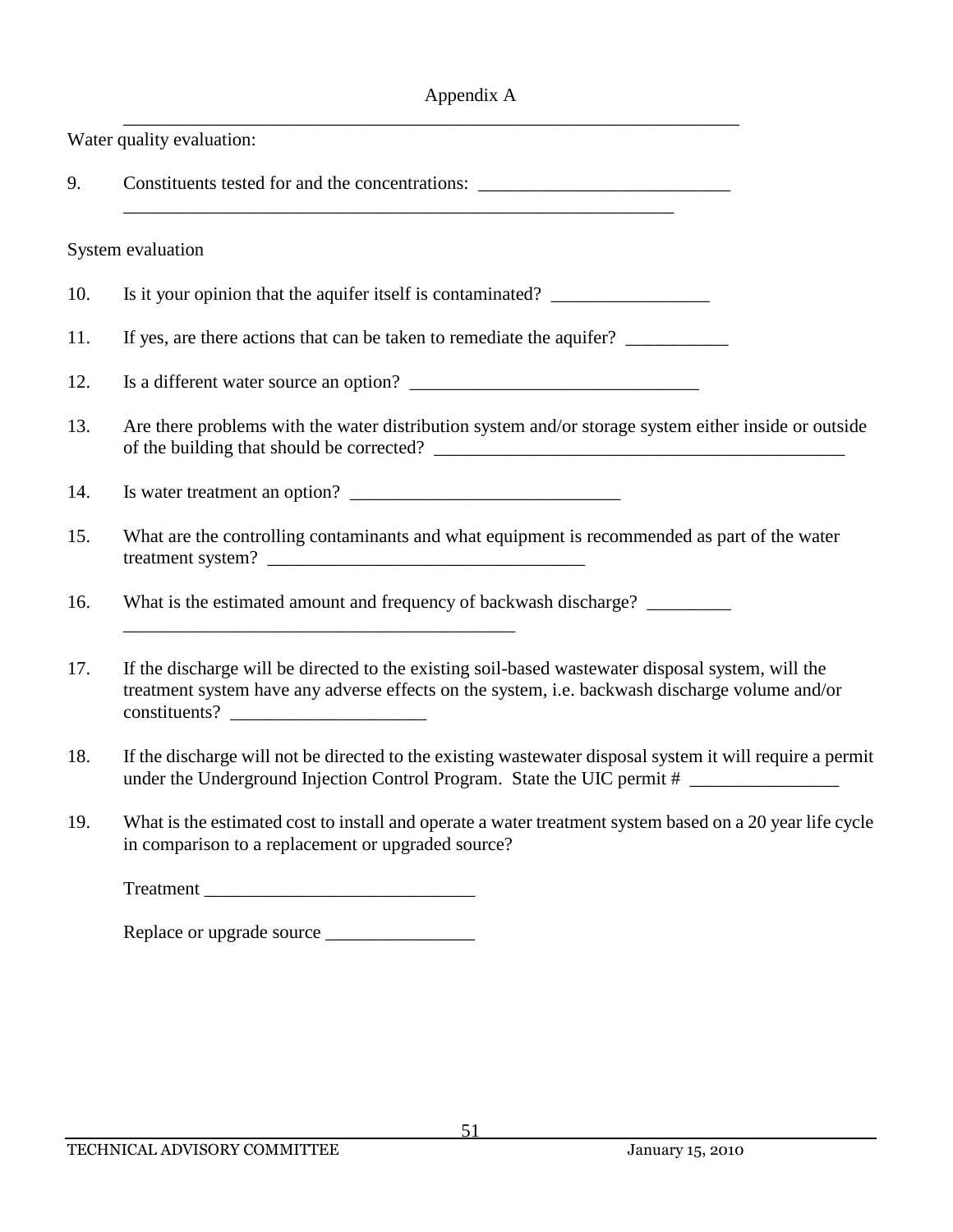Appendix A

_____________________________________________________________________

Water quality evaluation:

9. Constituents tested for and the concentrations: ___________________________ _____________________________________________________________

System evaluation

10. Is it your opinion that the aquifer itself is contaminated? _________________

11. If yes, are there actions that can be taken to remediate the aquifer? ___________

12. Is a different water source an option? _______________________________

13. Are there problems with the water distribution system and/or storage system either inside or outside of the building that should be corrected? _____________________________________________

14. Is water treatment an option? _____________________________

15. What are the controlling contaminants and what equipment is recommended as part of the water treatment system? __________________________________

16. What is the estimated amount and frequency of backwash discharge? _________ __________________________________________

17. If the discharge will be directed to the existing soil-based wastewater disposal system, will the treatment system have any adverse effects on the system, i.e. backwash discharge volume and/or constituents? _____________________

18. If the discharge will not be directed to the existing wastewater disposal system it will require a permit under the Underground Injection Control Program. State the UIC permit # ________________

19. What is the estimated cost to install and operate a water treatment system based on a 20 year life cycle in comparison to a replacement or upgraded source?

    Treatment _____________________________

    Replace or upgrade source ________________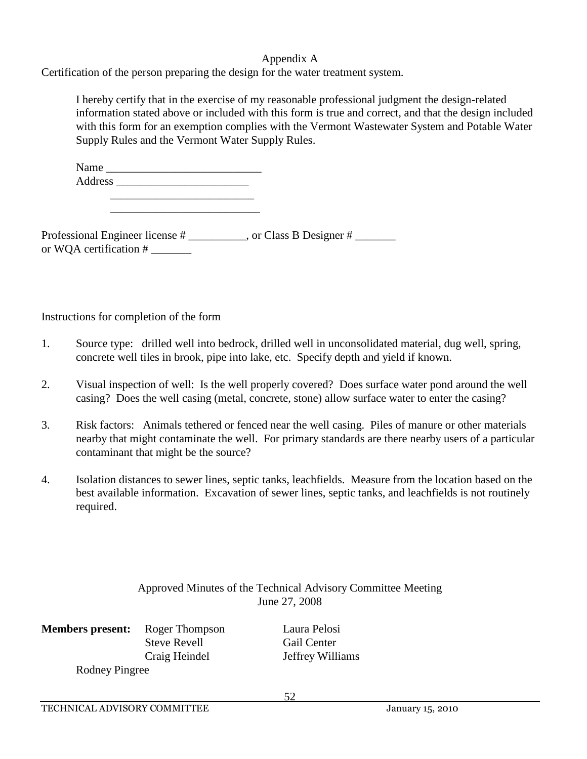Appendix A

Certification of the person preparing the design for the water treatment system.

> I hereby certify that in the exercise of my reasonable professional judgment the design-related information stated above or included with this form is true and correct, and that the design included with this form for an exemption complies with the Vermont Wastewater System and Potable Water Supply Rules and the Vermont Water Supply Rules.
>
> Name ___________________________
>
> Address _______________________
>
> _________________________
>
> __________________________

Professional Engineer license # __________, or Class B Designer # _______ or WQA certification # _______

Instructions for completion of the form

1. Source type: drilled well into bedrock, drilled well in unconsolidated material, dug well, spring, concrete well tiles in brook, pipe into lake, etc. Specify depth and yield if known.
2. Visual inspection of well: Is the well properly covered? Does surface water pond around the well casing? Does the well casing (metal, concrete, stone) allow surface water to enter the casing?
3. Risk factors: Animals tethered or fenced near the well casing. Piles of manure or other materials nearby that might contaminate the well. For primary standards are there nearby users of a particular contaminant that might be the source?
4. Isolation distances to sewer lines, septic tanks, leachfields. Measure from the location based on the best available information. Excavation of sewer lines, septic tanks, and leachfields is not routinely required.

## Approved Minutes of the Technical Advisory Committee Meeting
June 27, 2008

**Members present:** Roger Thompson, Laura Pelosi, Steve Revell, Gail Center, Craig Heindel, Jeffrey Williams, Rodney Pingree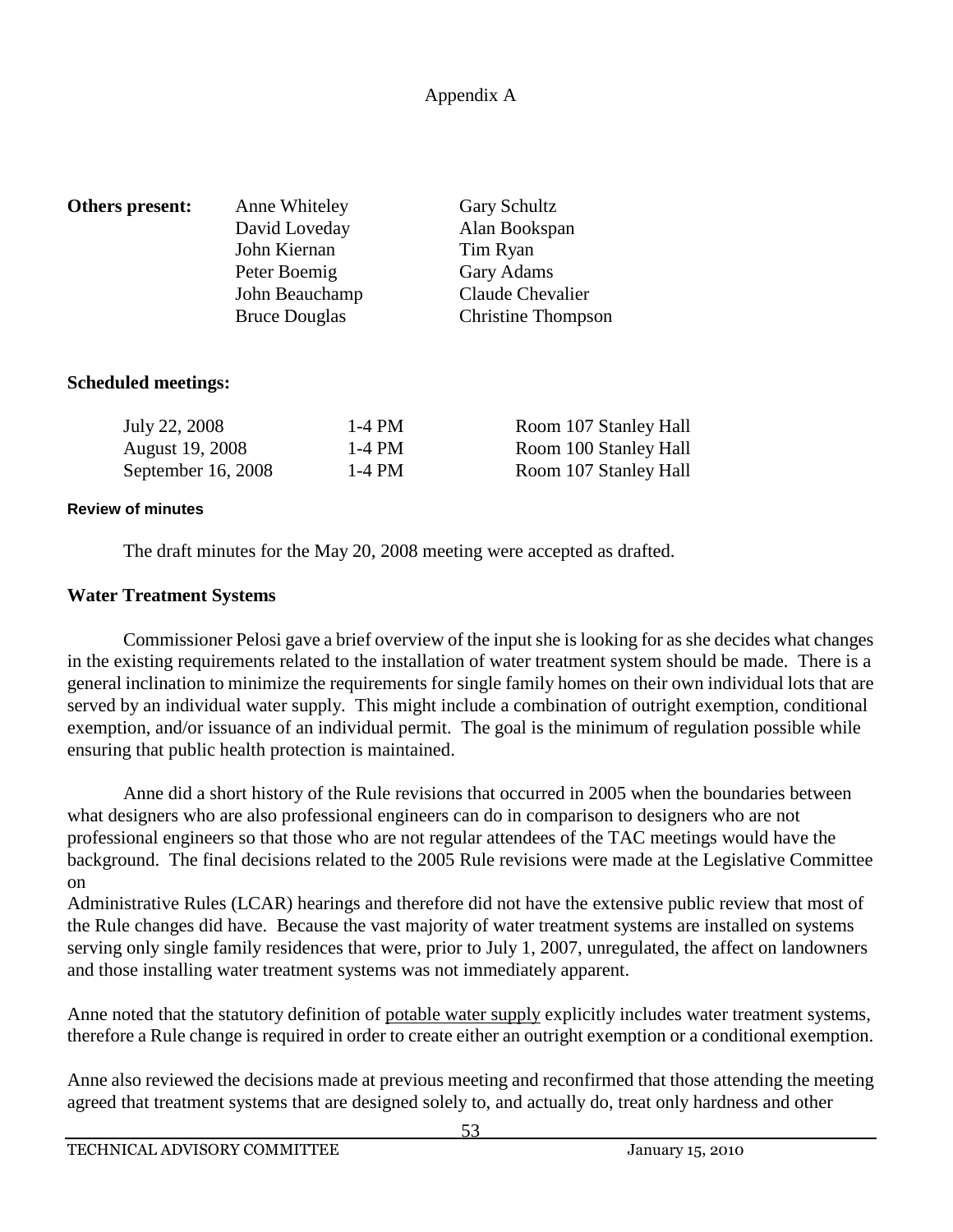Appendix A

**Others present:**

| | |
|---|---|
| Anne Whiteley | Gary Schultz |
| David Loveday | Alan Bookspan |
| John Kiernan | Tim Ryan |
| Peter Boemig | Gary Adams |
| John Beauchamp | Claude Chevalier |
| Bruce Douglas | Christine Thompson |

**Scheduled meetings:**

| | | |
|---|---|---|
| July 22, 2008 | 1-4 PM | Room 107 Stanley Hall |
| August 19, 2008 | 1-4 PM | Room 100 Stanley Hall |
| September 16, 2008 | 1-4 PM | Room 107 Stanley Hall |

**Review of minutes**

The draft minutes for the May 20, 2008 meeting were accepted as drafted.

**Water Treatment Systems**

Commissioner Pelosi gave a brief overview of the input she is looking for as she decides what changes in the existing requirements related to the installation of water treatment system should be made. There is a general inclination to minimize the requirements for single family homes on their own individual lots that are served by an individual water supply. This might include a combination of outright exemption, conditional exemption, and/or issuance of an individual permit. The goal is the minimum of regulation possible while ensuring that public health protection is maintained.

Anne did a short history of the Rule revisions that occurred in 2005 when the boundaries between what designers who are also professional engineers can do in comparison to designers who are not professional engineers so that those who are not regular attendees of the TAC meetings would have the background. The final decisions related to the 2005 Rule revisions were made at the Legislative Committee on Administrative Rules (LCAR) hearings and therefore did not have the extensive public review that most of the Rule changes did have. Because the vast majority of water treatment systems are installed on systems serving only single family residences that were, prior to July 1, 2007, unregulated, the affect on landowners and those installing water treatment systems was not immediately apparent.

Anne noted that the statutory definition of potable water supply explicitly includes water treatment systems, therefore a Rule change is required in order to create either an outright exemption or a conditional exemption.

Anne also reviewed the decisions made at previous meeting and reconfirmed that those attending the meeting agreed that treatment systems that are designed solely to, and actually do, treat only hardness and other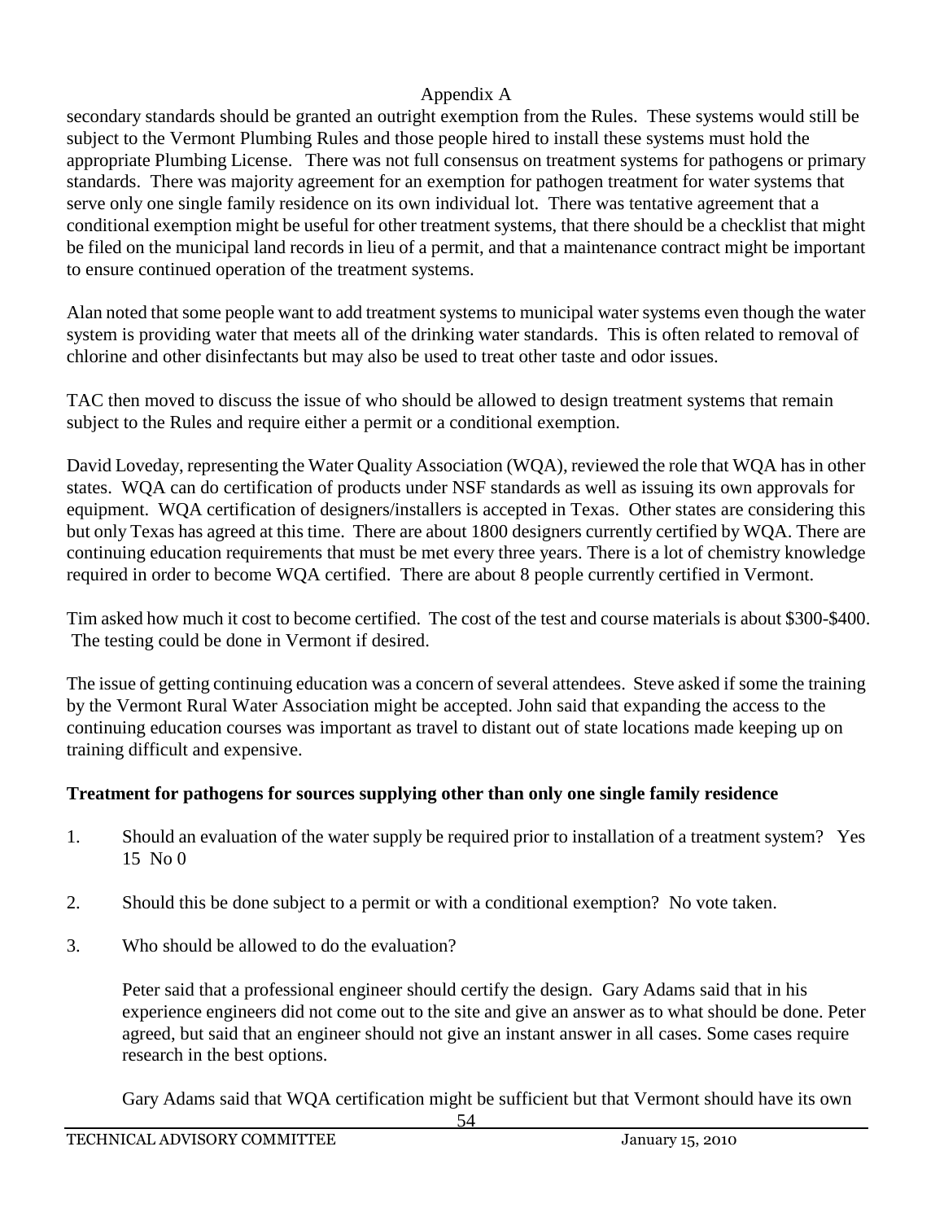secondary standards should be granted an outright exemption from the Rules. These systems would still be subject to the Vermont Plumbing Rules and those people hired to install these systems must hold the appropriate Plumbing License. There was not full consensus on treatment systems for pathogens or primary standards. There was majority agreement for an exemption for pathogen treatment for water systems that serve only one single family residence on its own individual lot. There was tentative agreement that a conditional exemption might be useful for other treatment systems, that there should be a checklist that might be filed on the municipal land records in lieu of a permit, and that a maintenance contract might be important to ensure continued operation of the treatment systems.

Alan noted that some people want to add treatment systems to municipal water systems even though the water system is providing water that meets all of the drinking water standards. This is often related to removal of chlorine and other disinfectants but may also be used to treat other taste and odor issues.

TAC then moved to discuss the issue of who should be allowed to design treatment systems that remain subject to the Rules and require either a permit or a conditional exemption.

David Loveday, representing the Water Quality Association (WQA), reviewed the role that WQA has in other states. WQA can do certification of products under NSF standards as well as issuing its own approvals for equipment. WQA certification of designers/installers is accepted in Texas. Other states are considering this but only Texas has agreed at this time. There are about 1800 designers currently certified by WQA. There are continuing education requirements that must be met every three years. There is a lot of chemistry knowledge required in order to become WQA certified. There are about 8 people currently certified in Vermont.

Tim asked how much it cost to become certified. The cost of the test and course materials is about \$300-\$400. The testing could be done in Vermont if desired.

The issue of getting continuing education was a concern of several attendees. Steve asked if some the training by the Vermont Rural Water Association might be accepted. John said that expanding the access to the continuing education courses was important as travel to distant out of state locations made keeping up on training difficult and expensive.

**Treatment for pathogens for sources supplying other than only one single family residence**

1. Should an evaluation of the water supply be required prior to installation of a treatment system? Yes 15 No 0

2. Should this be done subject to a permit or with a conditional exemption? No vote taken.

3. Who should be allowed to do the evaluation?

   Peter said that a professional engineer should certify the design. Gary Adams said that in his experience engineers did not come out to the site and give an answer as to what should be done. Peter agreed, but said that an engineer should not give an instant answer in all cases. Some cases require research in the best options.

   Gary Adams said that WQA certification might be sufficient but that Vermont should have its own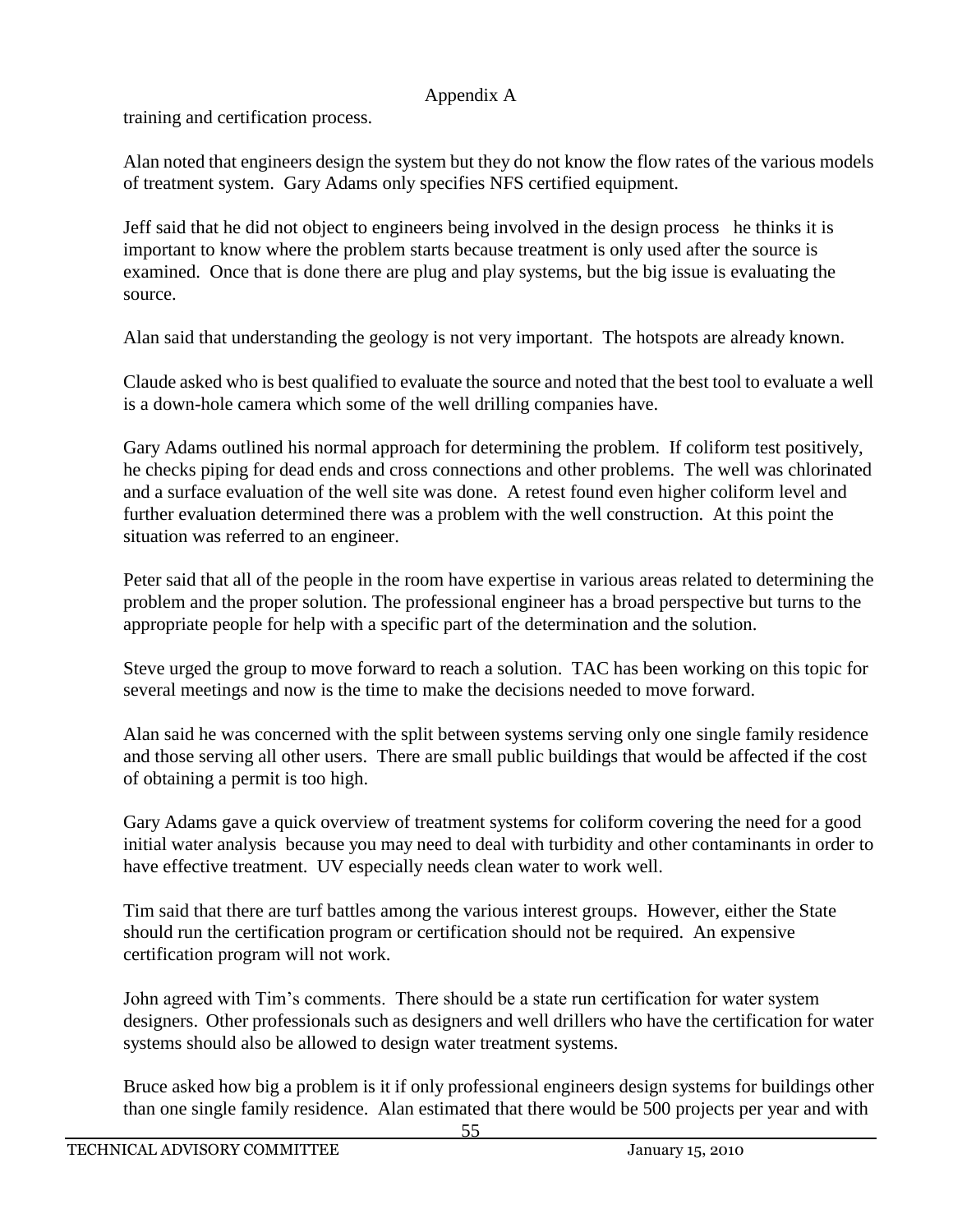training and certification process.

Alan noted that engineers design the system but they do not know the flow rates of the various models of treatment system. Gary Adams only specifies NFS certified equipment.

Jeff said that he did not object to engineers being involved in the design process he thinks it is important to know where the problem starts because treatment is only used after the source is examined. Once that is done there are plug and play systems, but the big issue is evaluating the source.

Alan said that understanding the geology is not very important. The hotspots are already known.

Claude asked who is best qualified to evaluate the source and noted that the best tool to evaluate a well is a down-hole camera which some of the well drilling companies have.

Gary Adams outlined his normal approach for determining the problem. If coliform test positively, he checks piping for dead ends and cross connections and other problems. The well was chlorinated and a surface evaluation of the well site was done. A retest found even higher coliform level and further evaluation determined there was a problem with the well construction. At this point the situation was referred to an engineer.

Peter said that all of the people in the room have expertise in various areas related to determining the problem and the proper solution. The professional engineer has a broad perspective but turns to the appropriate people for help with a specific part of the determination and the solution.

Steve urged the group to move forward to reach a solution. TAC has been working on this topic for several meetings and now is the time to make the decisions needed to move forward.

Alan said he was concerned with the split between systems serving only one single family residence and those serving all other users. There are small public buildings that would be affected if the cost of obtaining a permit is too high.

Gary Adams gave a quick overview of treatment systems for coliform covering the need for a good initial water analysis because you may need to deal with turbidity and other contaminants in order to have effective treatment. UV especially needs clean water to work well.

Tim said that there are turf battles among the various interest groups. However, either the State should run the certification program or certification should not be required. An expensive certification program will not work.

John agreed with Tim's comments. There should be a state run certification for water system designers. Other professionals such as designers and well drillers who have the certification for water systems should also be allowed to design water treatment systems.

Bruce asked how big a problem is it if only professional engineers design systems for buildings other than one single family residence. Alan estimated that there would be 500 projects per year and with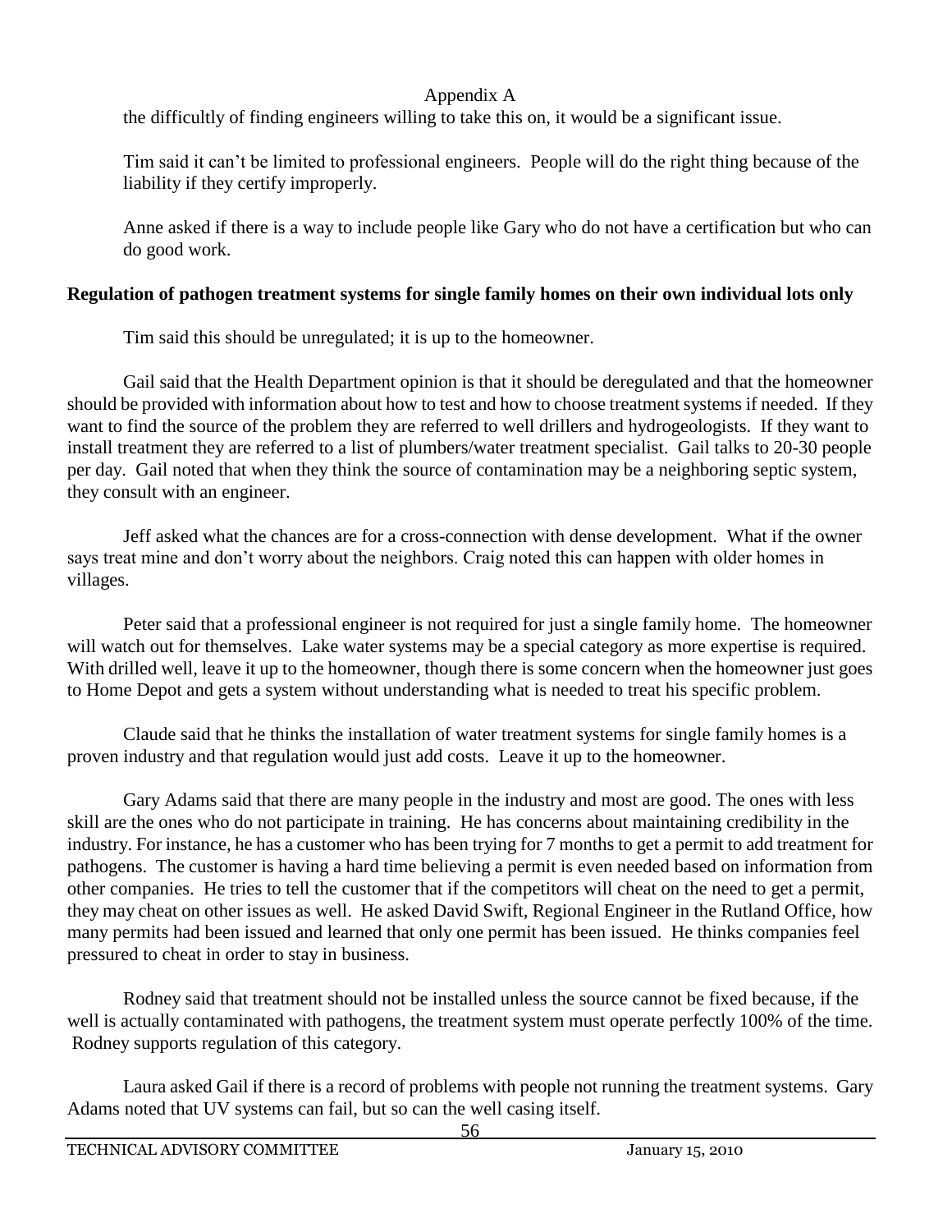the difficultly of finding engineers willing to take this on, it would be a significant issue.

Tim said it can't be limited to professional engineers. People will do the right thing because of the liability if they certify improperly.

Anne asked if there is a way to include people like Gary who do not have a certification but who can do good work.

**Regulation of pathogen treatment systems for single family homes on their own individual lots only**

Tim said this should be unregulated; it is up to the homeowner.

Gail said that the Health Department opinion is that it should be deregulated and that the homeowner should be provided with information about how to test and how to choose treatment systems if needed. If they want to find the source of the problem they are referred to well drillers and hydrogeologists. If they want to install treatment they are referred to a list of plumbers/water treatment specialist. Gail talks to 20-30 people per day. Gail noted that when they think the source of contamination may be a neighboring septic system, they consult with an engineer.

Jeff asked what the chances are for a cross-connection with dense development. What if the owner says treat mine and don't worry about the neighbors. Craig noted this can happen with older homes in villages.

Peter said that a professional engineer is not required for just a single family home. The homeowner will watch out for themselves. Lake water systems may be a special category as more expertise is required. With drilled well, leave it up to the homeowner, though there is some concern when the homeowner just goes to Home Depot and gets a system without understanding what is needed to treat his specific problem.

Claude said that he thinks the installation of water treatment systems for single family homes is a proven industry and that regulation would just add costs. Leave it up to the homeowner.

Gary Adams said that there are many people in the industry and most are good. The ones with less skill are the ones who do not participate in training. He has concerns about maintaining credibility in the industry. For instance, he has a customer who has been trying for 7 months to get a permit to add treatment for pathogens. The customer is having a hard time believing a permit is even needed based on information from other companies. He tries to tell the customer that if the competitors will cheat on the need to get a permit, they may cheat on other issues as well. He asked David Swift, Regional Engineer in the Rutland Office, how many permits had been issued and learned that only one permit has been issued. He thinks companies feel pressured to cheat in order to stay in business.

Rodney said that treatment should not be installed unless the source cannot be fixed because, if the well is actually contaminated with pathogens, the treatment system must operate perfectly 100% of the time. Rodney supports regulation of this category.

Laura asked Gail if there is a record of problems with people not running the treatment systems. Gary Adams noted that UV systems can fail, but so can the well casing itself.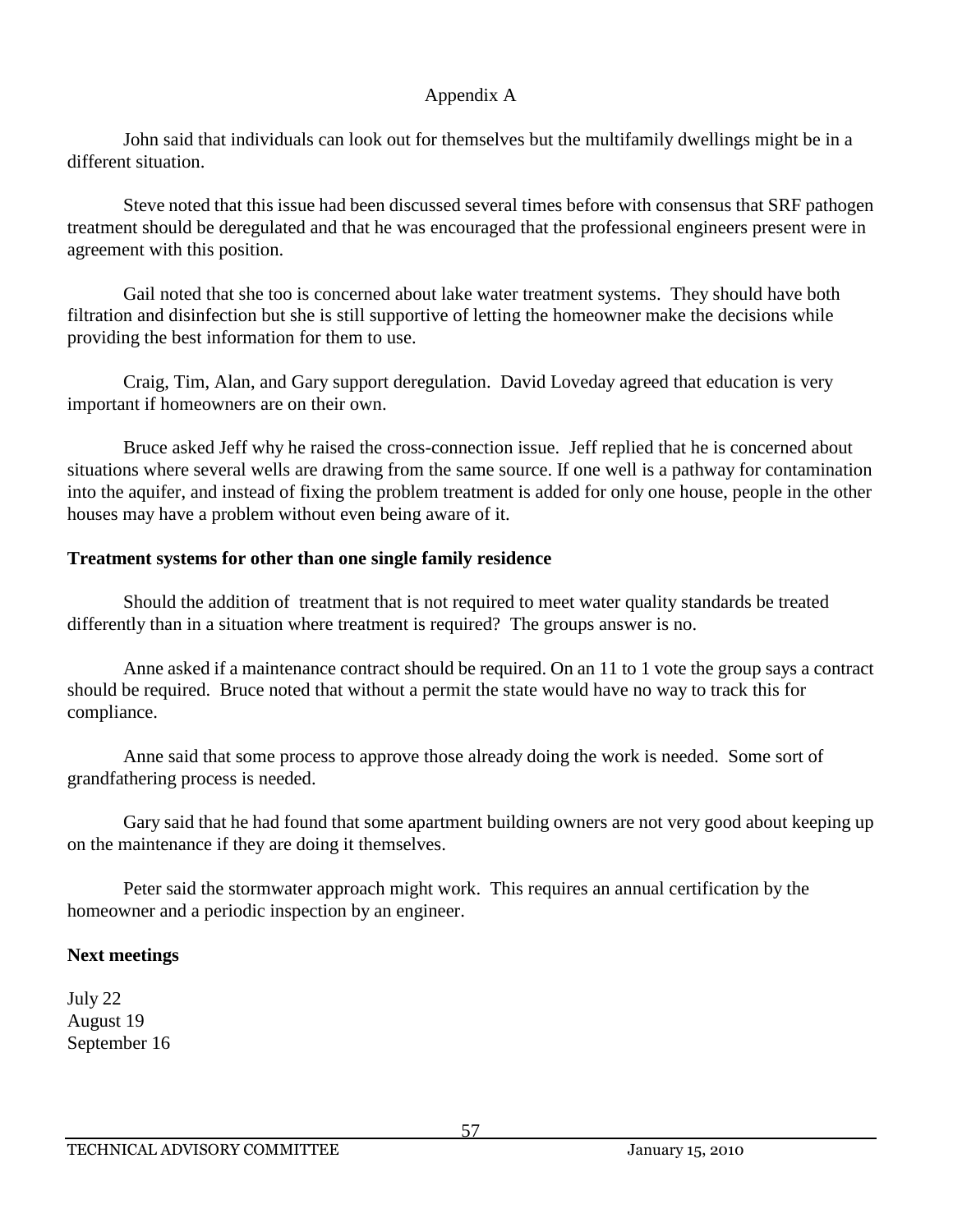Appendix A

John said that individuals can look out for themselves but the multifamily dwellings might be in a different situation.

Steve noted that this issue had been discussed several times before with consensus that SRF pathogen treatment should be deregulated and that he was encouraged that the professional engineers present were in agreement with this position.

Gail noted that she too is concerned about lake water treatment systems. They should have both filtration and disinfection but she is still supportive of letting the homeowner make the decisions while providing the best information for them to use.

Craig, Tim, Alan, and Gary support deregulation. David Loveday agreed that education is very important if homeowners are on their own.

Bruce asked Jeff why he raised the cross-connection issue. Jeff replied that he is concerned about situations where several wells are drawing from the same source. If one well is a pathway for contamination into the aquifer, and instead of fixing the problem treatment is added for only one house, people in the other houses may have a problem without even being aware of it.

**Treatment systems for other than one single family residence**

Should the addition of treatment that is not required to meet water quality standards be treated differently than in a situation where treatment is required? The groups answer is no.

Anne asked if a maintenance contract should be required. On an 11 to 1 vote the group says a contract should be required. Bruce noted that without a permit the state would have no way to track this for compliance.

Anne said that some process to approve those already doing the work is needed. Some sort of grandfathering process is needed.

Gary said that he had found that some apartment building owners are not very good about keeping up on the maintenance if they are doing it themselves.

Peter said the stormwater approach might work. This requires an annual certification by the homeowner and a periodic inspection by an engineer.

**Next meetings**

July 22
August 19
September 16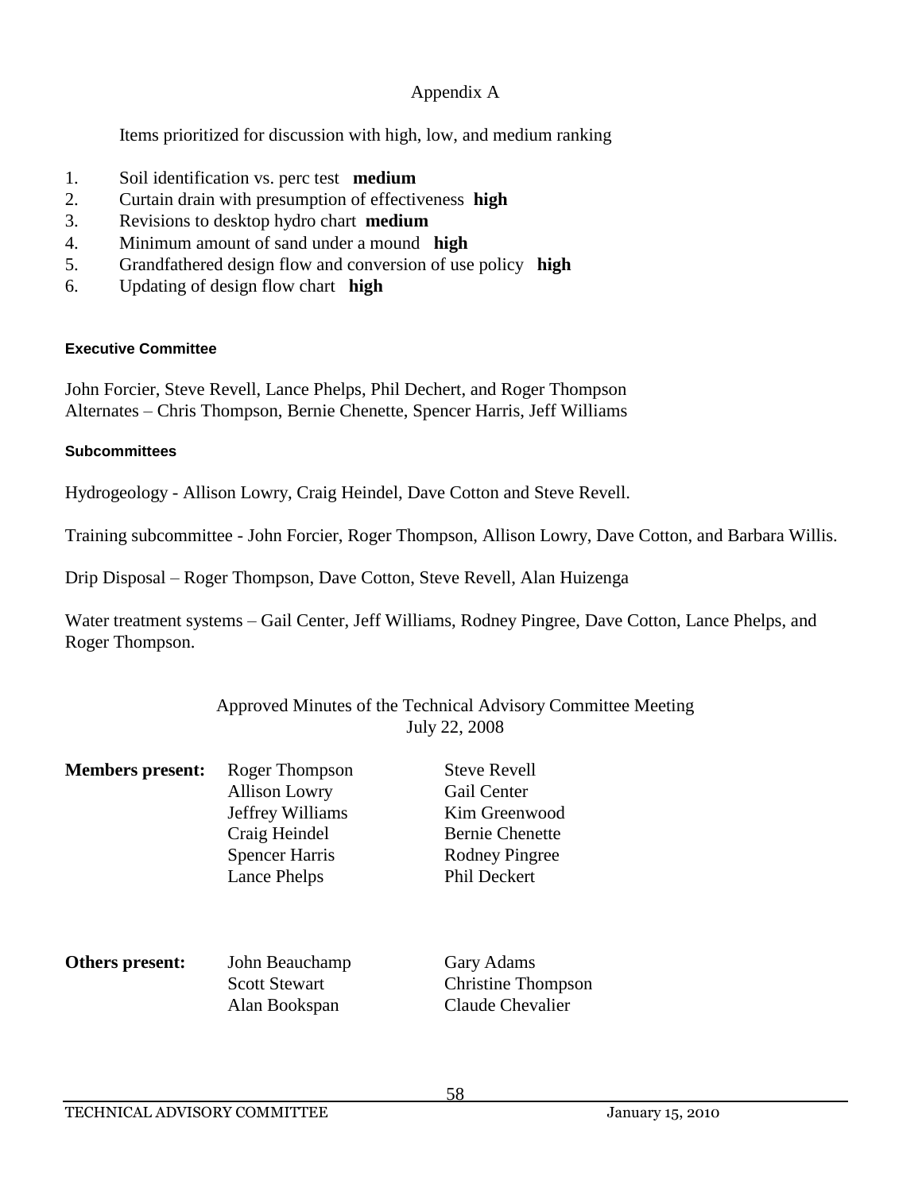## Appendix A

Items prioritized for discussion with high, low, and medium ranking

1. Soil identification vs. perc test **medium**
2. Curtain drain with presumption of effectiveness **high**
3. Revisions to desktop hydro chart **medium**
4. Minimum amount of sand under a mound **high**
5. Grandfathered design flow and conversion of use policy **high**
6. Updating of design flow chart **high**

#### Executive Committee

John Forcier, Steve Revell, Lance Phelps, Phil Dechert, and Roger Thompson
Alternates – Chris Thompson, Bernie Chenette, Spencer Harris, Jeff Williams

#### Subcommittees

Hydrogeology - Allison Lowry, Craig Heindel, Dave Cotton and Steve Revell.

Training subcommittee - John Forcier, Roger Thompson, Allison Lowry, Dave Cotton, and Barbara Willis.

Drip Disposal – Roger Thompson, Dave Cotton, Steve Revell, Alan Huizenga

Water treatment systems – Gail Center, Jeff Williams, Rodney Pingree, Dave Cotton, Lance Phelps, and Roger Thompson.

## Approved Minutes of the Technical Advisory Committee Meeting
## July 22, 2008

**Members present:**

| | |
|---|---|
| Roger Thompson | Steve Revell |
| Allison Lowry | Gail Center |
| Jeffrey Williams | Kim Greenwood |
| Craig Heindel | Bernie Chenette |
| Spencer Harris | Rodney Pingree |
| Lance Phelps | Phil Deckert |

**Others present:**

| | |
|---|---|
| John Beauchamp | Gary Adams |
| Scott Stewart | Christine Thompson |
| Alan Bookspan | Claude Chevalier |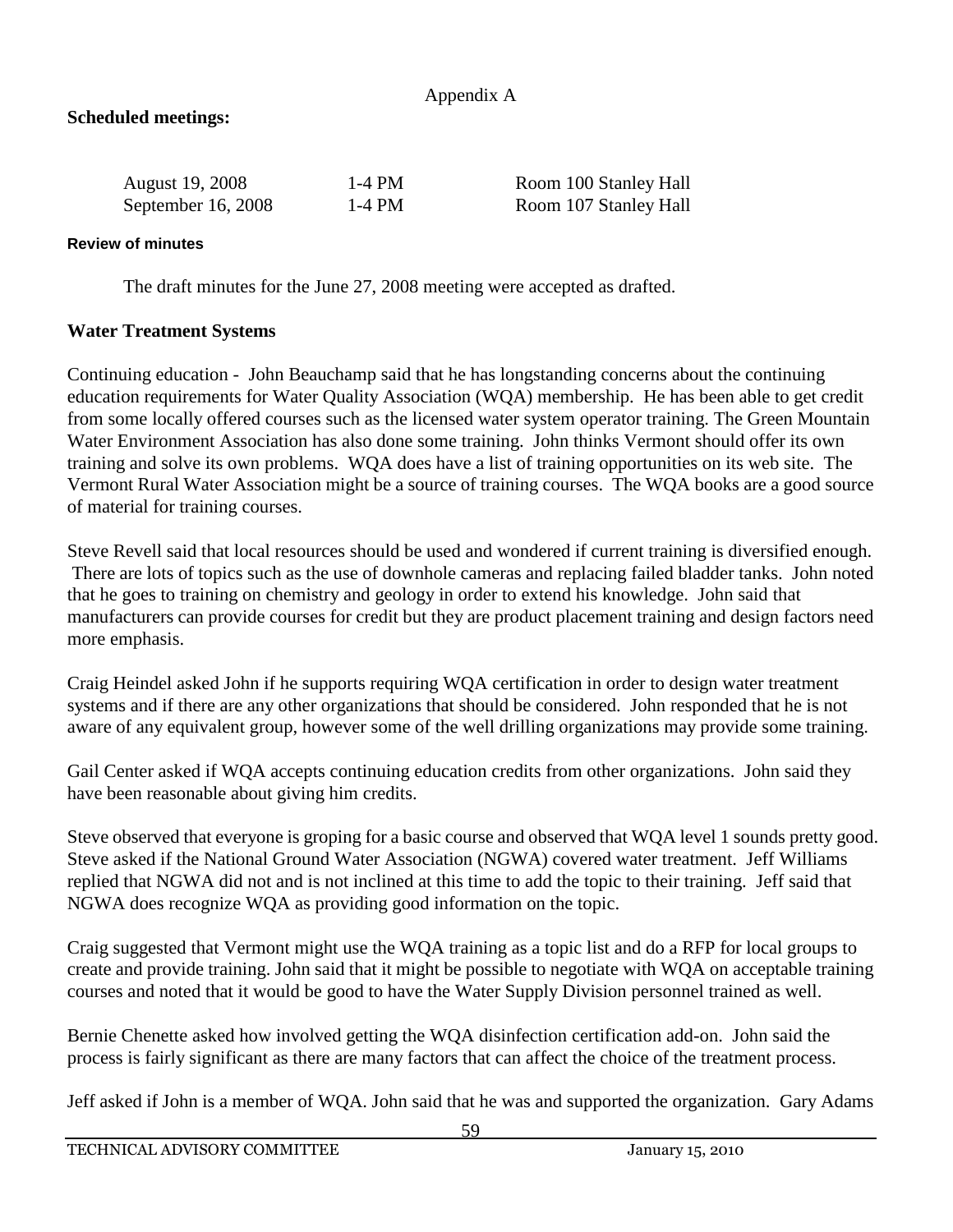Appendix A

**Scheduled meetings:**

| | | |
|---|---|---|
| August 19, 2008 | 1-4 PM | Room 100 Stanley Hall |
| September 16, 2008 | 1-4 PM | Room 107 Stanley Hall |

**Review of minutes**

The draft minutes for the June 27, 2008 meeting were accepted as drafted.

## Water Treatment Systems

Continuing education - John Beauchamp said that he has longstanding concerns about the continuing education requirements for Water Quality Association (WQA) membership. He has been able to get credit from some locally offered courses such as the licensed water system operator training. The Green Mountain Water Environment Association has also done some training. John thinks Vermont should offer its own training and solve its own problems. WQA does have a list of training opportunities on its web site. The Vermont Rural Water Association might be a source of training courses. The WQA books are a good source of material for training courses.

Steve Revell said that local resources should be used and wondered if current training is diversified enough. There are lots of topics such as the use of downhole cameras and replacing failed bladder tanks. John noted that he goes to training on chemistry and geology in order to extend his knowledge. John said that manufacturers can provide courses for credit but they are product placement training and design factors need more emphasis.

Craig Heindel asked John if he supports requiring WQA certification in order to design water treatment systems and if there are any other organizations that should be considered. John responded that he is not aware of any equivalent group, however some of the well drilling organizations may provide some training.

Gail Center asked if WQA accepts continuing education credits from other organizations. John said they have been reasonable about giving him credits.

Steve observed that everyone is groping for a basic course and observed that WQA level 1 sounds pretty good. Steve asked if the National Ground Water Association (NGWA) covered water treatment. Jeff Williams replied that NGWA did not and is not inclined at this time to add the topic to their training. Jeff said that NGWA does recognize WQA as providing good information on the topic.

Craig suggested that Vermont might use the WQA training as a topic list and do a RFP for local groups to create and provide training. John said that it might be possible to negotiate with WQA on acceptable training courses and noted that it would be good to have the Water Supply Division personnel trained as well.

Bernie Chenette asked how involved getting the WQA disinfection certification add-on. John said the process is fairly significant as there are many factors that can affect the choice of the treatment process.

Jeff asked if John is a member of WQA. John said that he was and supported the organization. Gary Adams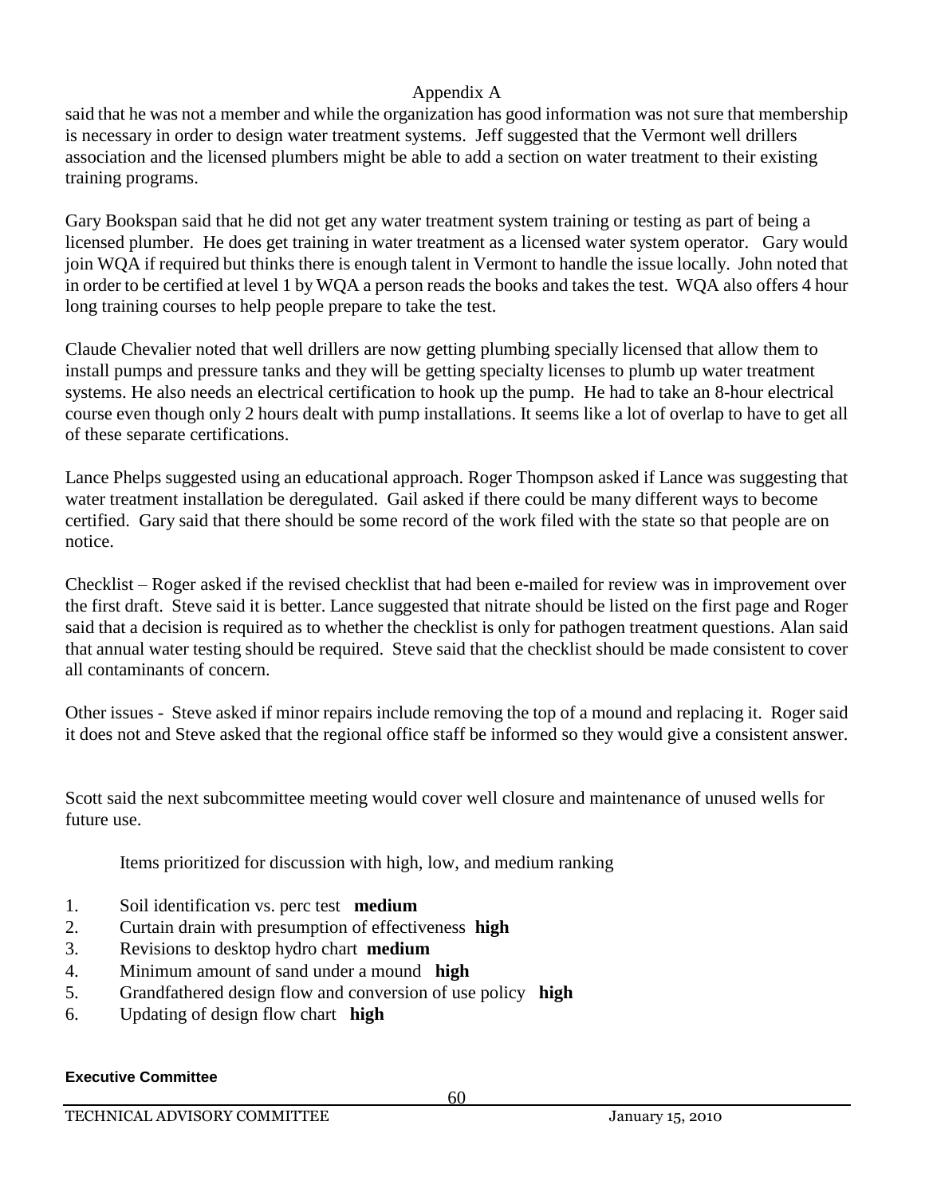said that he was not a member and while the organization has good information was not sure that membership is necessary in order to design water treatment systems. Jeff suggested that the Vermont well drillers association and the licensed plumbers might be able to add a section on water treatment to their existing training programs.

Gary Bookspan said that he did not get any water treatment system training or testing as part of being a licensed plumber. He does get training in water treatment as a licensed water system operator. Gary would join WQA if required but thinks there is enough talent in Vermont to handle the issue locally. John noted that in order to be certified at level 1 by WQA a person reads the books and takes the test. WQA also offers 4 hour long training courses to help people prepare to take the test.

Claude Chevalier noted that well drillers are now getting plumbing specially licensed that allow them to install pumps and pressure tanks and they will be getting specialty licenses to plumb up water treatment systems. He also needs an electrical certification to hook up the pump. He had to take an 8-hour electrical course even though only 2 hours dealt with pump installations. It seems like a lot of overlap to have to get all of these separate certifications.

Lance Phelps suggested using an educational approach. Roger Thompson asked if Lance was suggesting that water treatment installation be deregulated. Gail asked if there could be many different ways to become certified. Gary said that there should be some record of the work filed with the state so that people are on notice.

Checklist – Roger asked if the revised checklist that had been e-mailed for review was in improvement over the first draft. Steve said it is better. Lance suggested that nitrate should be listed on the first page and Roger said that a decision is required as to whether the checklist is only for pathogen treatment questions. Alan said that annual water testing should be required. Steve said that the checklist should be made consistent to cover all contaminants of concern.

Other issues - Steve asked if minor repairs include removing the top of a mound and replacing it. Roger said it does not and Steve asked that the regional office staff be informed so they would give a consistent answer.

Scott said the next subcommittee meeting would cover well closure and maintenance of unused wells for future use.

Items prioritized for discussion with high, low, and medium ranking

1. Soil identification vs. perc test **medium**
2. Curtain drain with presumption of effectiveness **high**
3. Revisions to desktop hydro chart **medium**
4. Minimum amount of sand under a mound **high**
5. Grandfathered design flow and conversion of use policy **high**
6. Updating of design flow chart **high**

**Executive Committee**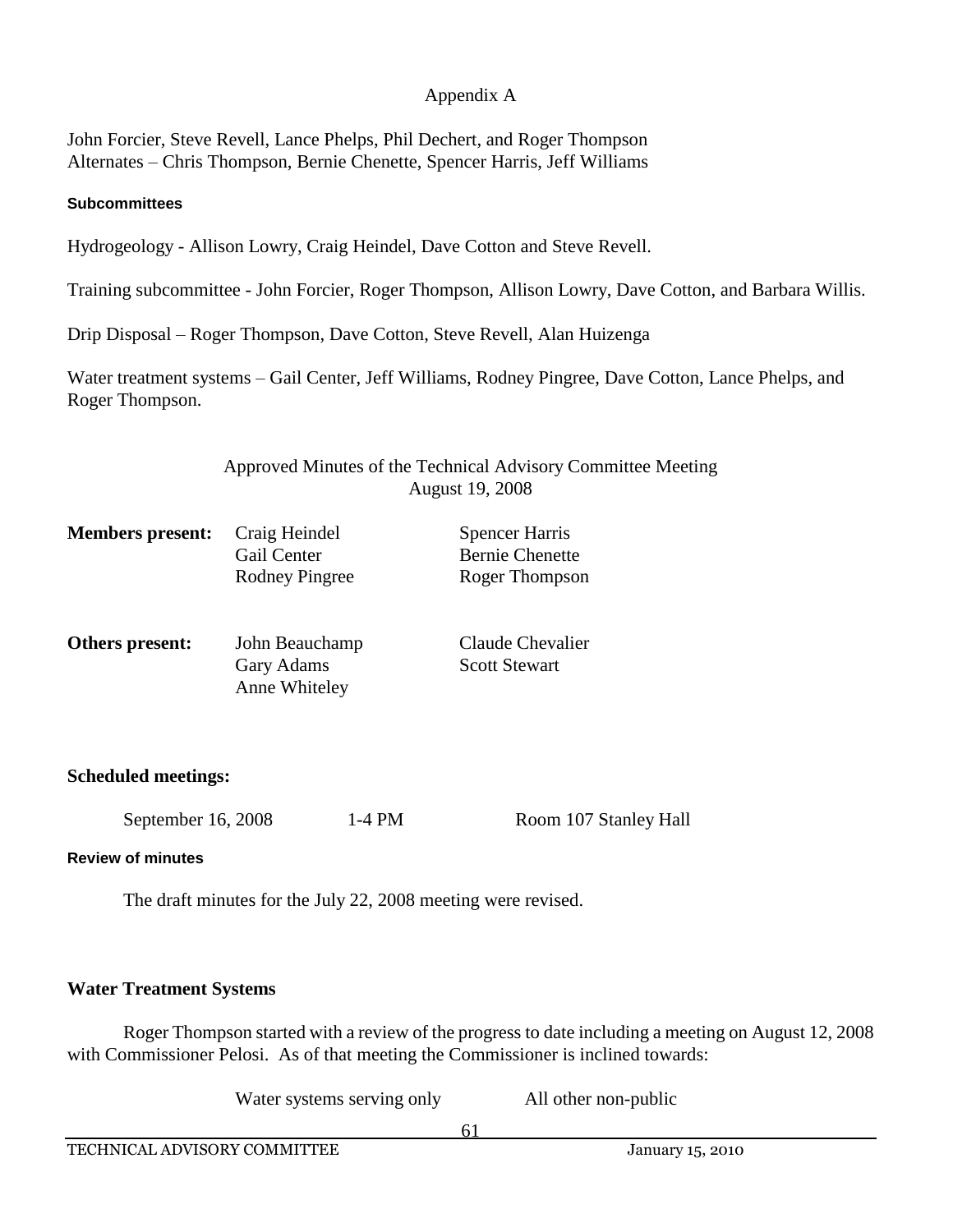Appendix A

John Forcier, Steve Revell, Lance Phelps, Phil Dechert, and Roger Thompson
Alternates – Chris Thompson, Bernie Chenette, Spencer Harris, Jeff Williams

#### Subcommittees

Hydrogeology - Allison Lowry, Craig Heindel, Dave Cotton and Steve Revell.

Training subcommittee - John Forcier, Roger Thompson, Allison Lowry, Dave Cotton, and Barbara Willis.

Drip Disposal – Roger Thompson, Dave Cotton, Steve Revell, Alan Huizenga

Water treatment systems – Gail Center, Jeff Williams, Rodney Pingree, Dave Cotton, Lance Phelps, and Roger Thompson.

Approved Minutes of the Technical Advisory Committee Meeting
August 19, 2008

| | | |
|---|---|---|
| **Members present:** | Craig Heindel<br>Gail Center<br>Rodney Pingree | Spencer Harris<br>Bernie Chenette<br>Roger Thompson |
| **Others present:** | John Beauchamp<br>Gary Adams<br>Anne Whiteley | Claude Chevalier<br>Scott Stewart |

**Scheduled meetings:**

| | | |
|---|---|---|
| September 16, 2008 | 1-4 PM | Room 107 Stanley Hall |

#### Review of minutes

The draft minutes for the July 22, 2008 meeting were revised.

**Water Treatment Systems**

Roger Thompson started with a review of the progress to date including a meeting on August 12, 2008 with Commissioner Pelosi. As of that meeting the Commissioner is inclined towards:

| Water systems serving only | All other non-public |
|---|---|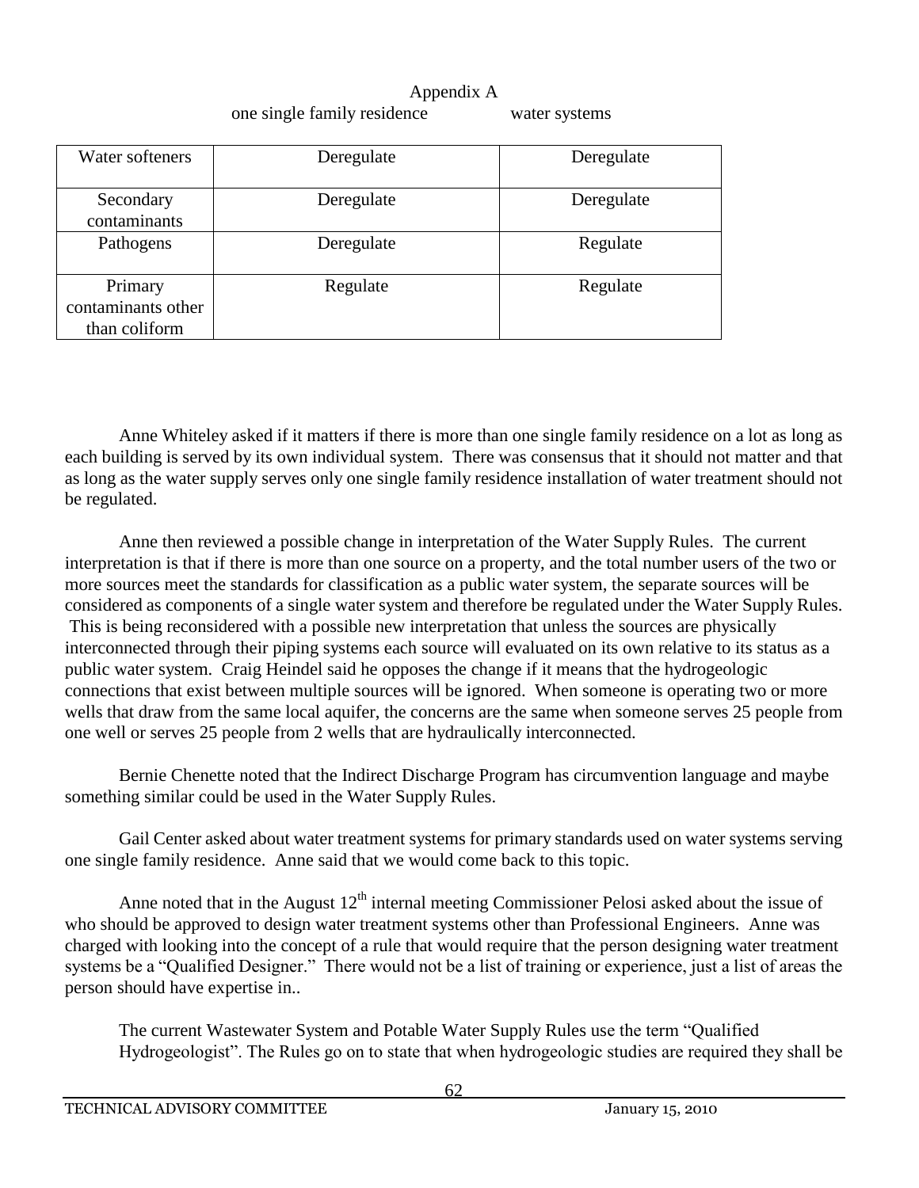Appendix A

| | one single family residence | water systems |
|---|---|---|
| Water softeners | Deregulate | Deregulate |
| Secondary contaminants | Deregulate | Deregulate |
| Pathogens | Deregulate | Regulate |
| Primary contaminants other than coliform | Regulate | Regulate |

Anne Whiteley asked if it matters if there is more than one single family residence on a lot as long as each building is served by its own individual system. There was consensus that it should not matter and that as long as the water supply serves only one single family residence installation of water treatment should not be regulated.

Anne then reviewed a possible change in interpretation of the Water Supply Rules. The current interpretation is that if there is more than one source on a property, and the total number users of the two or more sources meet the standards for classification as a public water system, the separate sources will be considered as components of a single water system and therefore be regulated under the Water Supply Rules. This is being reconsidered with a possible new interpretation that unless the sources are physically interconnected through their piping systems each source will evaluated on its own relative to its status as a public water system. Craig Heindel said he opposes the change if it means that the hydrogeologic connections that exist between multiple sources will be ignored. When someone is operating two or more wells that draw from the same local aquifer, the concerns are the same when someone serves 25 people from one well or serves 25 people from 2 wells that are hydraulically interconnected.

Bernie Chenette noted that the Indirect Discharge Program has circumvention language and maybe something similar could be used in the Water Supply Rules.

Gail Center asked about water treatment systems for primary standards used on water systems serving one single family residence. Anne said that we would come back to this topic.

Anne noted that in the August 12th internal meeting Commissioner Pelosi asked about the issue of who should be approved to design water treatment systems other than Professional Engineers. Anne was charged with looking into the concept of a rule that would require that the person designing water treatment systems be a "Qualified Designer." There would not be a list of training or experience, just a list of areas the person should have expertise in..

The current Wastewater System and Potable Water Supply Rules use the term "Qualified Hydrogeologist". The Rules go on to state that when hydrogeologic studies are required they shall be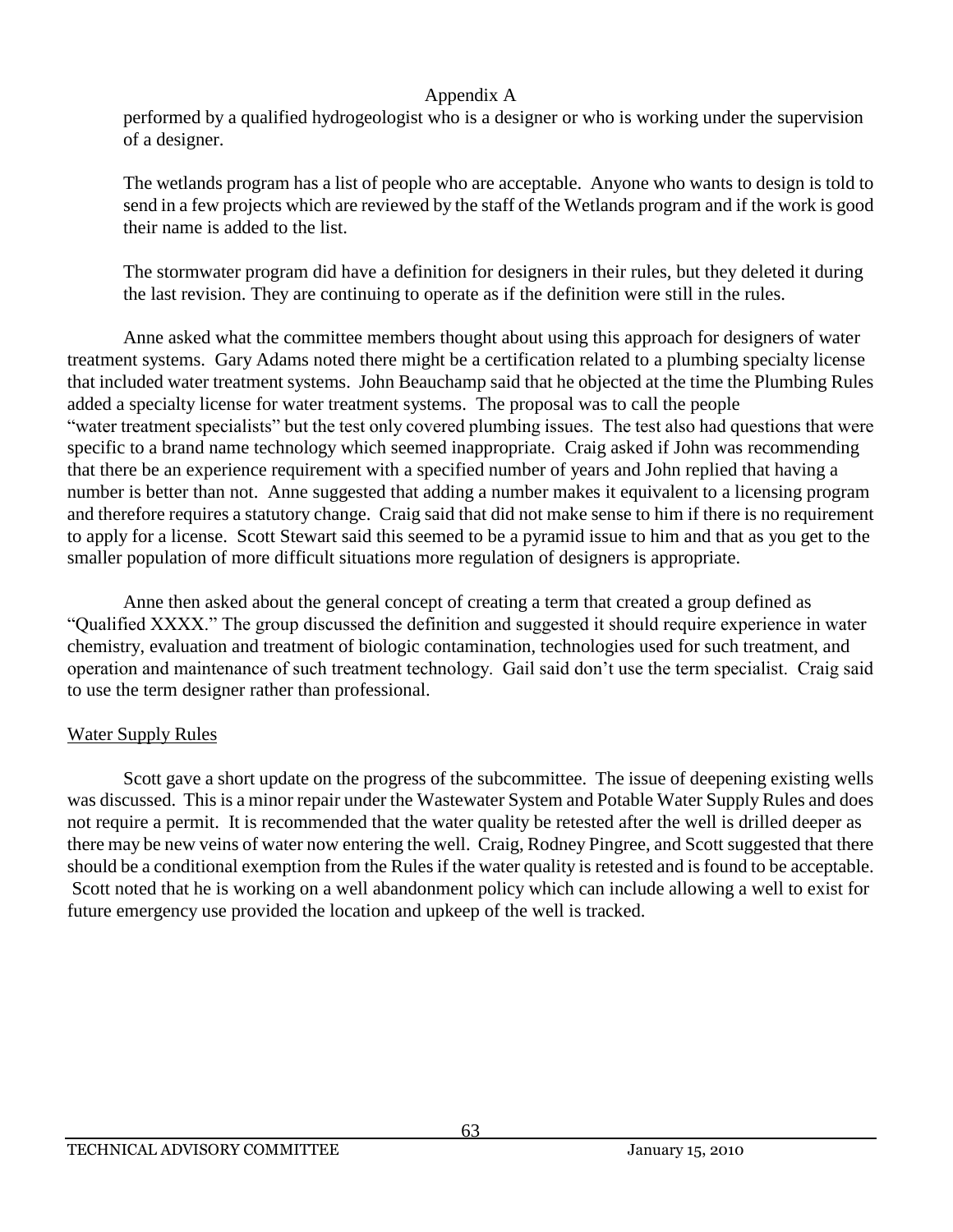performed by a qualified hydrogeologist who is a designer or who is working under the supervision of a designer.

The wetlands program has a list of people who are acceptable. Anyone who wants to design is told to send in a few projects which are reviewed by the staff of the Wetlands program and if the work is good their name is added to the list.

The stormwater program did have a definition for designers in their rules, but they deleted it during the last revision. They are continuing to operate as if the definition were still in the rules.

Anne asked what the committee members thought about using this approach for designers of water treatment systems. Gary Adams noted there might be a certification related to a plumbing specialty license that included water treatment systems. John Beauchamp said that he objected at the time the Plumbing Rules added a specialty license for water treatment systems. The proposal was to call the people "water treatment specialists" but the test only covered plumbing issues. The test also had questions that were specific to a brand name technology which seemed inappropriate. Craig asked if John was recommending that there be an experience requirement with a specified number of years and John replied that having a number is better than not. Anne suggested that adding a number makes it equivalent to a licensing program and therefore requires a statutory change. Craig said that did not make sense to him if there is no requirement to apply for a license. Scott Stewart said this seemed to be a pyramid issue to him and that as you get to the smaller population of more difficult situations more regulation of designers is appropriate.

Anne then asked about the general concept of creating a term that created a group defined as "Qualified XXXX." The group discussed the definition and suggested it should require experience in water chemistry, evaluation and treatment of biologic contamination, technologies used for such treatment, and operation and maintenance of such treatment technology. Gail said don't use the term specialist. Craig said to use the term designer rather than professional.

## Water Supply Rules

Scott gave a short update on the progress of the subcommittee. The issue of deepening existing wells was discussed. This is a minor repair under the Wastewater System and Potable Water Supply Rules and does not require a permit. It is recommended that the water quality be retested after the well is drilled deeper as there may be new veins of water now entering the well. Craig, Rodney Pingree, and Scott suggested that there should be a conditional exemption from the Rules if the water quality is retested and is found to be acceptable. Scott noted that he is working on a well abandonment policy which can include allowing a well to exist for future emergency use provided the location and upkeep of the well is tracked.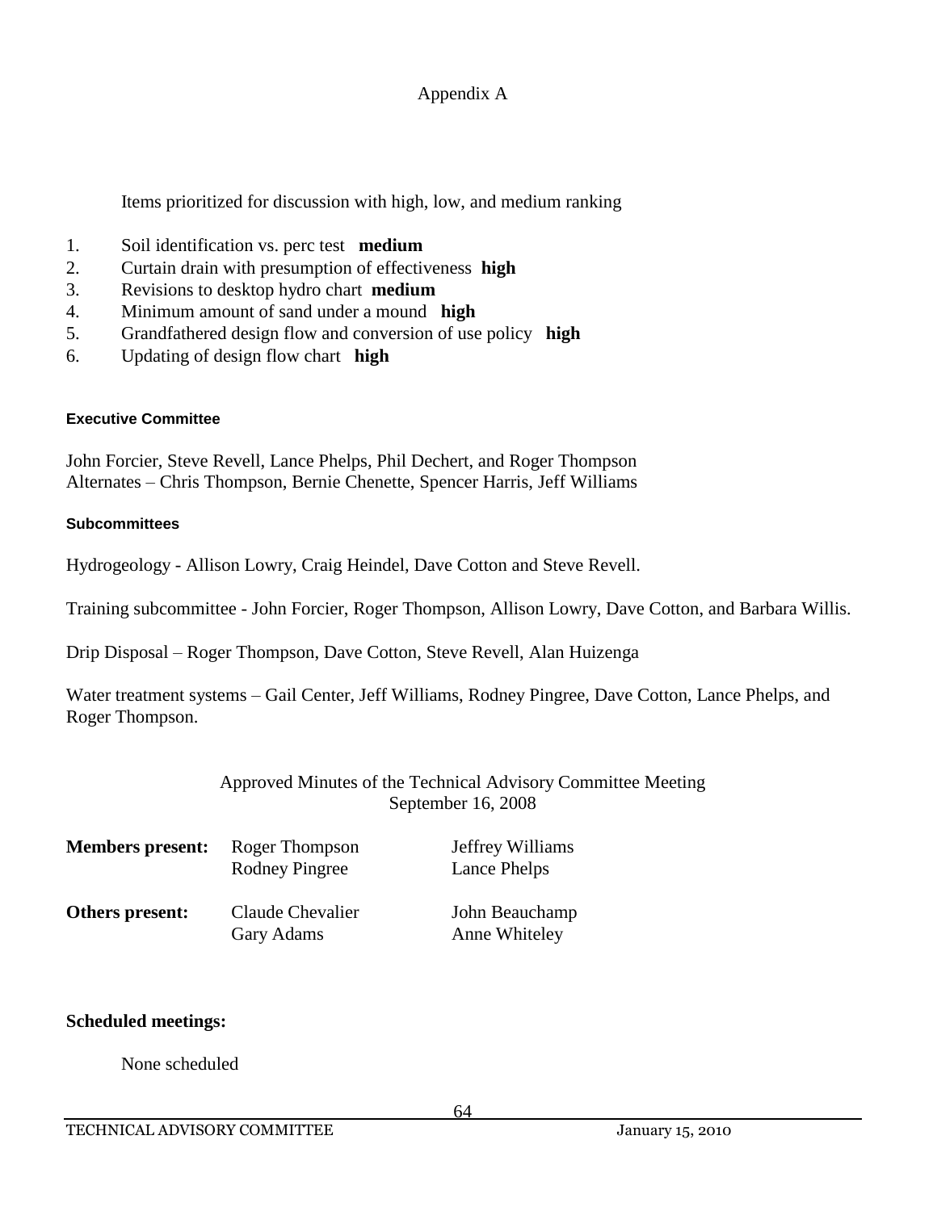Appendix A

Items prioritized for discussion with high, low, and medium ranking

1. Soil identification vs. perc test **medium**
2. Curtain drain with presumption of effectiveness **high**
3. Revisions to desktop hydro chart **medium**
4. Minimum amount of sand under a mound **high**
5. Grandfathered design flow and conversion of use policy **high**
6. Updating of design flow chart **high**

**Executive Committee**

John Forcier, Steve Revell, Lance Phelps, Phil Dechert, and Roger Thompson
Alternates – Chris Thompson, Bernie Chenette, Spencer Harris, Jeff Williams

**Subcommittees**

Hydrogeology - Allison Lowry, Craig Heindel, Dave Cotton and Steve Revell.

Training subcommittee - John Forcier, Roger Thompson, Allison Lowry, Dave Cotton, and Barbara Willis.

Drip Disposal – Roger Thompson, Dave Cotton, Steve Revell, Alan Huizenga

Water treatment systems – Gail Center, Jeff Williams, Rodney Pingree, Dave Cotton, Lance Phelps, and Roger Thompson.

Approved Minutes of the Technical Advisory Committee Meeting
September 16, 2008

| | | |
|---|---|---|
| **Members present:** | Roger Thompson<br>Rodney Pingree | Jeffrey Williams<br>Lance Phelps |
| **Others present:** | Claude Chevalier<br>Gary Adams | John Beauchamp<br>Anne Whiteley |

**Scheduled meetings:**

None scheduled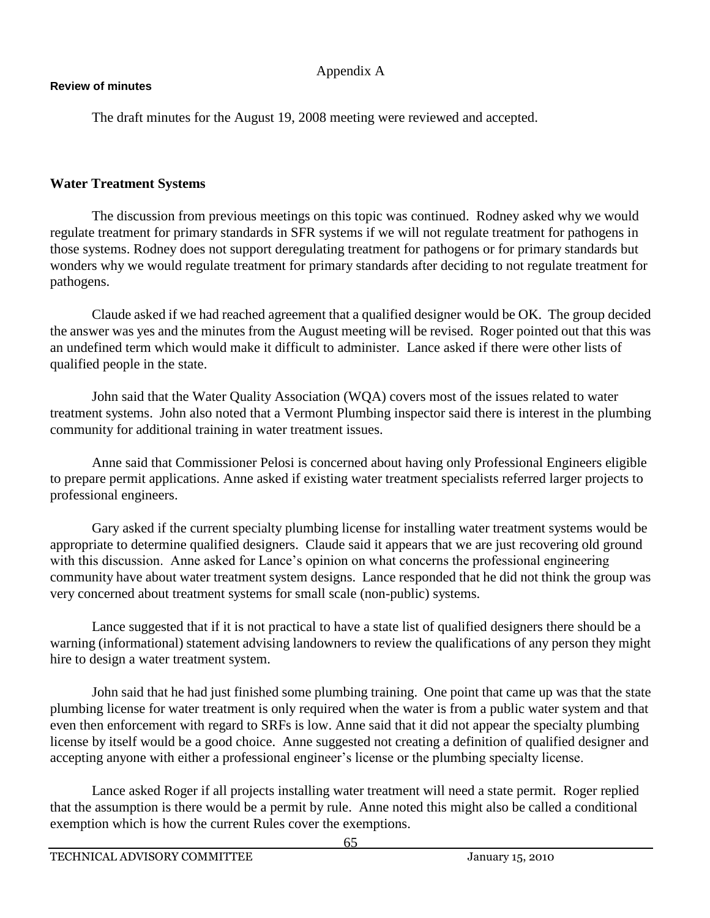Appendix A

**Review of minutes**

The draft minutes for the August 19, 2008 meeting were reviewed and accepted.

## Water Treatment Systems

The discussion from previous meetings on this topic was continued. Rodney asked why we would regulate treatment for primary standards in SFR systems if we will not regulate treatment for pathogens in those systems. Rodney does not support deregulating treatment for pathogens or for primary standards but wonders why we would regulate treatment for primary standards after deciding to not regulate treatment for pathogens.

Claude asked if we had reached agreement that a qualified designer would be OK. The group decided the answer was yes and the minutes from the August meeting will be revised. Roger pointed out that this was an undefined term which would make it difficult to administer. Lance asked if there were other lists of qualified people in the state.

John said that the Water Quality Association (WQA) covers most of the issues related to water treatment systems. John also noted that a Vermont Plumbing inspector said there is interest in the plumbing community for additional training in water treatment issues.

Anne said that Commissioner Pelosi is concerned about having only Professional Engineers eligible to prepare permit applications. Anne asked if existing water treatment specialists referred larger projects to professional engineers.

Gary asked if the current specialty plumbing license for installing water treatment systems would be appropriate to determine qualified designers. Claude said it appears that we are just recovering old ground with this discussion. Anne asked for Lance's opinion on what concerns the professional engineering community have about water treatment system designs. Lance responded that he did not think the group was very concerned about treatment systems for small scale (non-public) systems.

Lance suggested that if it is not practical to have a state list of qualified designers there should be a warning (informational) statement advising landowners to review the qualifications of any person they might hire to design a water treatment system.

John said that he had just finished some plumbing training. One point that came up was that the state plumbing license for water treatment is only required when the water is from a public water system and that even then enforcement with regard to SRFs is low. Anne said that it did not appear the specialty plumbing license by itself would be a good choice. Anne suggested not creating a definition of qualified designer and accepting anyone with either a professional engineer's license or the plumbing specialty license.

Lance asked Roger if all projects installing water treatment will need a state permit. Roger replied that the assumption is there would be a permit by rule. Anne noted this might also be called a conditional exemption which is how the current Rules cover the exemptions.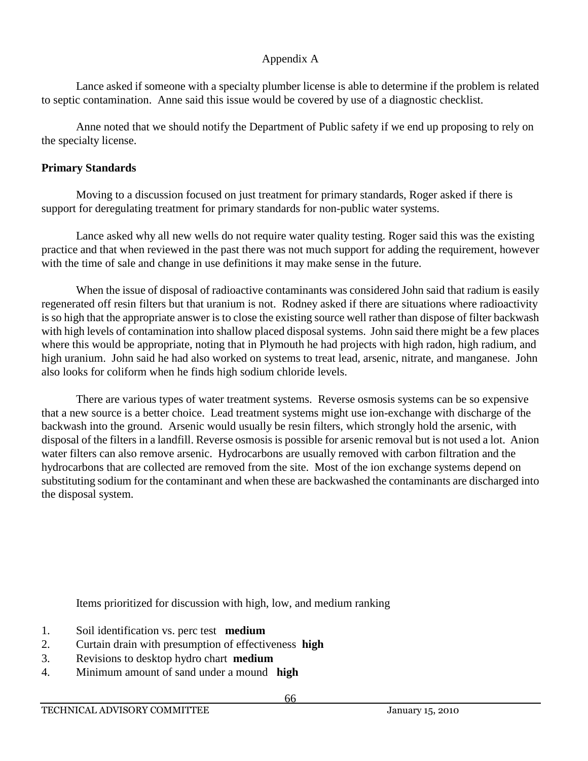Appendix A

Lance asked if someone with a specialty plumber license is able to determine if the problem is related to septic contamination. Anne said this issue would be covered by use of a diagnostic checklist.

Anne noted that we should notify the Department of Public safety if we end up proposing to rely on the specialty license.

**Primary Standards**

Moving to a discussion focused on just treatment for primary standards, Roger asked if there is support for deregulating treatment for primary standards for non-public water systems.

Lance asked why all new wells do not require water quality testing. Roger said this was the existing practice and that when reviewed in the past there was not much support for adding the requirement, however with the time of sale and change in use definitions it may make sense in the future.

When the issue of disposal of radioactive contaminants was considered John said that radium is easily regenerated off resin filters but that uranium is not. Rodney asked if there are situations where radioactivity is so high that the appropriate answer is to close the existing source well rather than dispose of filter backwash with high levels of contamination into shallow placed disposal systems. John said there might be a few places where this would be appropriate, noting that in Plymouth he had projects with high radon, high radium, and high uranium. John said he had also worked on systems to treat lead, arsenic, nitrate, and manganese. John also looks for coliform when he finds high sodium chloride levels.

There are various types of water treatment systems. Reverse osmosis systems can be so expensive that a new source is a better choice. Lead treatment systems might use ion-exchange with discharge of the backwash into the ground. Arsenic would usually be resin filters, which strongly hold the arsenic, with disposal of the filters in a landfill. Reverse osmosis is possible for arsenic removal but is not used a lot. Anion water filters can also remove arsenic. Hydrocarbons are usually removed with carbon filtration and the hydrocarbons that are collected are removed from the site. Most of the ion exchange systems depend on substituting sodium for the contaminant and when these are backwashed the contaminants are discharged into the disposal system.

Items prioritized for discussion with high, low, and medium ranking

1. Soil identification vs. perc test **medium**
2. Curtain drain with presumption of effectiveness **high**
3. Revisions to desktop hydro chart **medium**
4. Minimum amount of sand under a mound **high**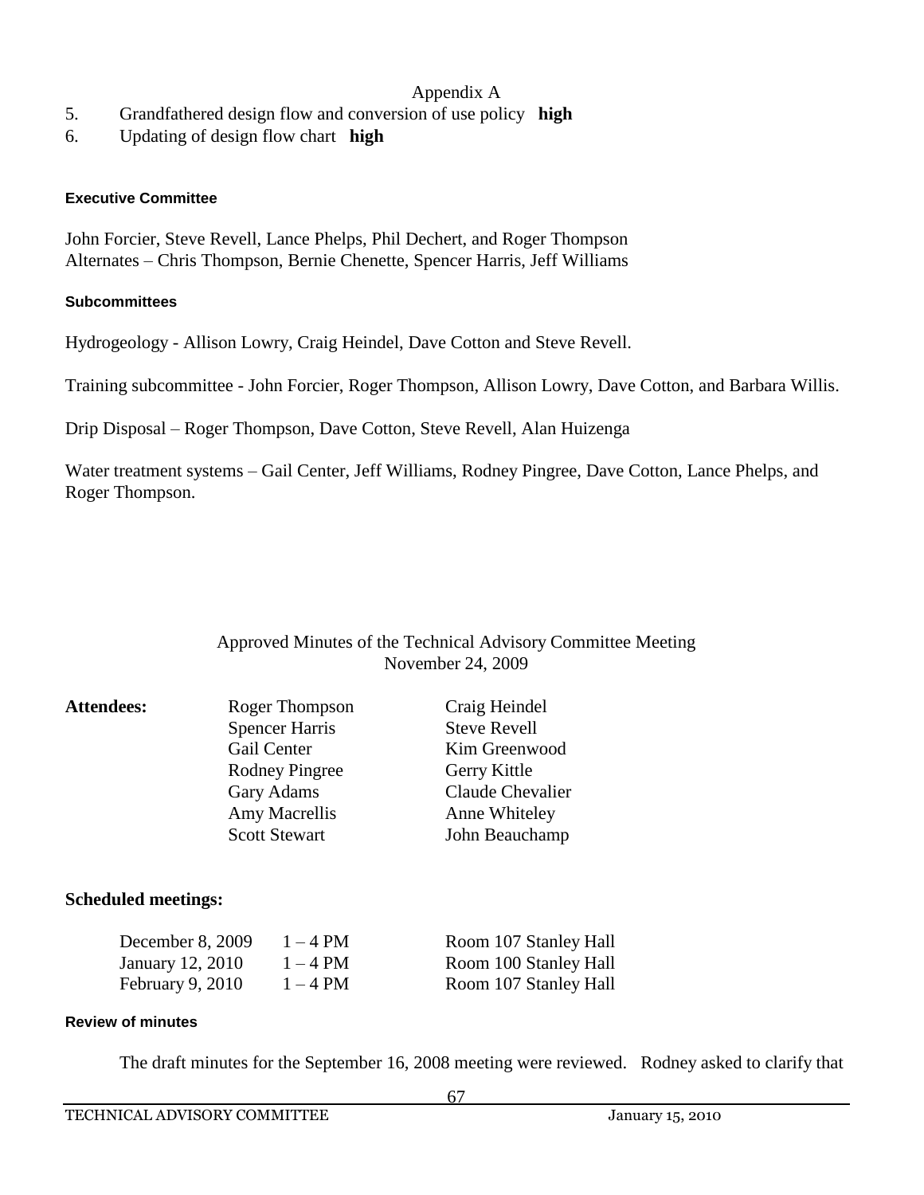Appendix A

5. Grandfathered design flow and conversion of use policy **high**
6. Updating of design flow chart **high**

#### Executive Committee

John Forcier, Steve Revell, Lance Phelps, Phil Dechert, and Roger Thompson
Alternates – Chris Thompson, Bernie Chenette, Spencer Harris, Jeff Williams

#### Subcommittees

Hydrogeology - Allison Lowry, Craig Heindel, Dave Cotton and Steve Revell.

Training subcommittee - John Forcier, Roger Thompson, Allison Lowry, Dave Cotton, and Barbara Willis.

Drip Disposal – Roger Thompson, Dave Cotton, Steve Revell, Alan Huizenga

Water treatment systems – Gail Center, Jeff Williams, Rodney Pingree, Dave Cotton, Lance Phelps, and Roger Thompson.

## Approved Minutes of the Technical Advisory Committee Meeting
## November 24, 2009

| **Attendees:** | Roger Thompson | Craig Heindel |
|---|---|---|
| | Spencer Harris | Steve Revell |
| | Gail Center | Kim Greenwood |
| | Rodney Pingree | Gerry Kittle |
| | Gary Adams | Claude Chevalier |
| | Amy Macrellis | Anne Whiteley |
| | Scott Stewart | John Beauchamp |

### Scheduled meetings:

| | | |
|---|---|---|
| December 8, 2009 | 1 – 4 PM | Room 107 Stanley Hall |
| January 12, 2010 | 1 – 4 PM | Room 100 Stanley Hall |
| February 9, 2010 | 1 – 4 PM | Room 107 Stanley Hall |

#### Review of minutes

The draft minutes for the September 16, 2008 meeting were reviewed. Rodney asked to clarify that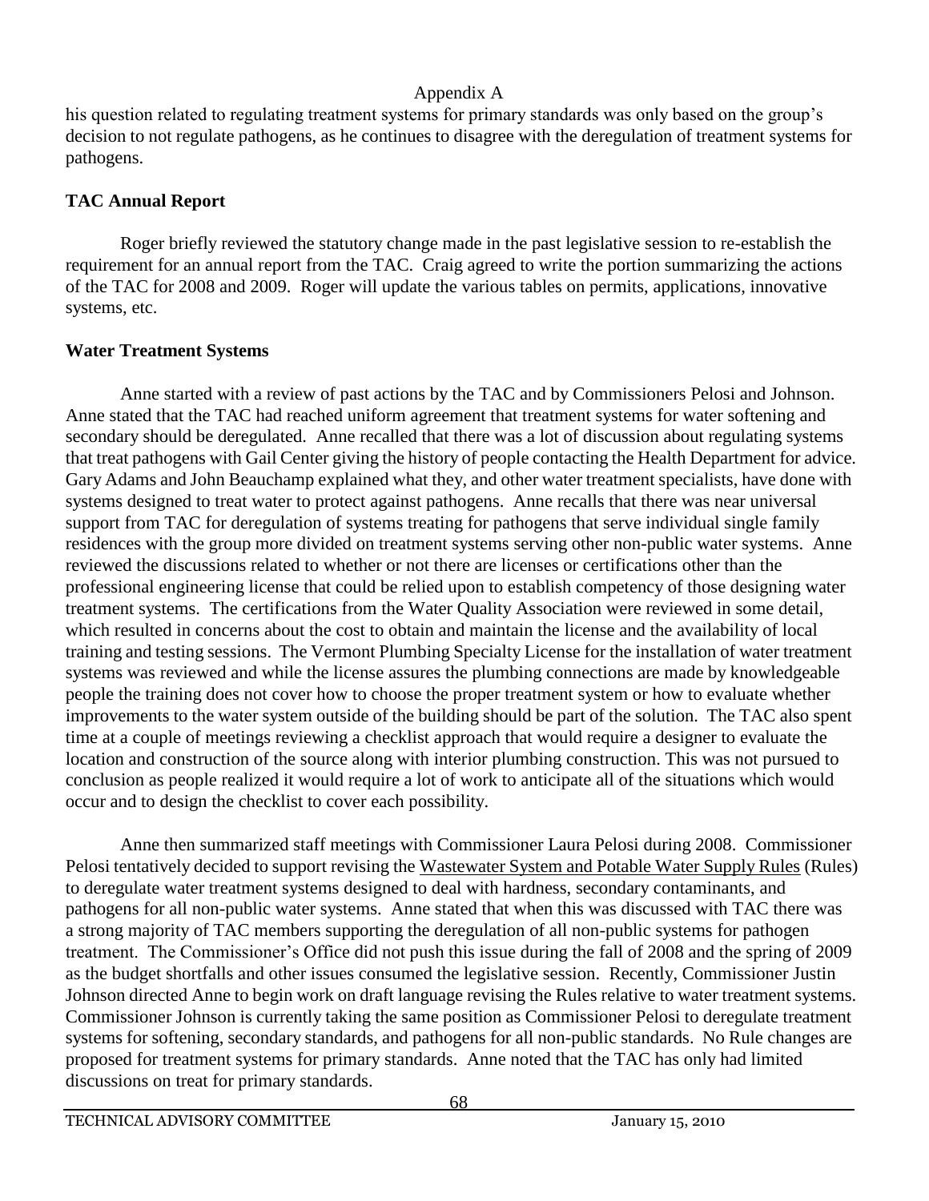his question related to regulating treatment systems for primary standards was only based on the group's decision to not regulate pathogens, as he continues to disagree with the deregulation of treatment systems for pathogens.

**TAC Annual Report**

Roger briefly reviewed the statutory change made in the past legislative session to re-establish the requirement for an annual report from the TAC. Craig agreed to write the portion summarizing the actions of the TAC for 2008 and 2009. Roger will update the various tables on permits, applications, innovative systems, etc.

**Water Treatment Systems**

Anne started with a review of past actions by the TAC and by Commissioners Pelosi and Johnson. Anne stated that the TAC had reached uniform agreement that treatment systems for water softening and secondary should be deregulated. Anne recalled that there was a lot of discussion about regulating systems that treat pathogens with Gail Center giving the history of people contacting the Health Department for advice. Gary Adams and John Beauchamp explained what they, and other water treatment specialists, have done with systems designed to treat water to protect against pathogens. Anne recalls that there was near universal support from TAC for deregulation of systems treating for pathogens that serve individual single family residences with the group more divided on treatment systems serving other non-public water systems. Anne reviewed the discussions related to whether or not there are licenses or certifications other than the professional engineering license that could be relied upon to establish competency of those designing water treatment systems. The certifications from the Water Quality Association were reviewed in some detail, which resulted in concerns about the cost to obtain and maintain the license and the availability of local training and testing sessions. The Vermont Plumbing Specialty License for the installation of water treatment systems was reviewed and while the license assures the plumbing connections are made by knowledgeable people the training does not cover how to choose the proper treatment system or how to evaluate whether improvements to the water system outside of the building should be part of the solution. The TAC also spent time at a couple of meetings reviewing a checklist approach that would require a designer to evaluate the location and construction of the source along with interior plumbing construction. This was not pursued to conclusion as people realized it would require a lot of work to anticipate all of the situations which would occur and to design the checklist to cover each possibility.

Anne then summarized staff meetings with Commissioner Laura Pelosi during 2008. Commissioner Pelosi tentatively decided to support revising the Wastewater System and Potable Water Supply Rules (Rules) to deregulate water treatment systems designed to deal with hardness, secondary contaminants, and pathogens for all non-public water systems. Anne stated that when this was discussed with TAC there was a strong majority of TAC members supporting the deregulation of all non-public systems for pathogen treatment. The Commissioner's Office did not push this issue during the fall of 2008 and the spring of 2009 as the budget shortfalls and other issues consumed the legislative session. Recently, Commissioner Justin Johnson directed Anne to begin work on draft language revising the Rules relative to water treatment systems. Commissioner Johnson is currently taking the same position as Commissioner Pelosi to deregulate treatment systems for softening, secondary standards, and pathogens for all non-public standards. No Rule changes are proposed for treatment systems for primary standards. Anne noted that the TAC has only had limited discussions on treat for primary standards.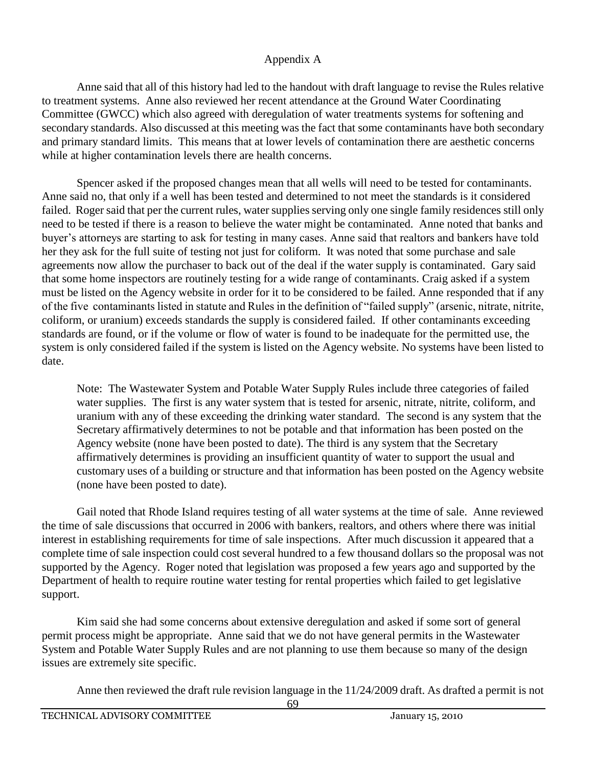Appendix A

Anne said that all of this history had led to the handout with draft language to revise the Rules relative to treatment systems. Anne also reviewed her recent attendance at the Ground Water Coordinating Committee (GWCC) which also agreed with deregulation of water treatments systems for softening and secondary standards. Also discussed at this meeting was the fact that some contaminants have both secondary and primary standard limits. This means that at lower levels of contamination there are aesthetic concerns while at higher contamination levels there are health concerns.

Spencer asked if the proposed changes mean that all wells will need to be tested for contaminants. Anne said no, that only if a well has been tested and determined to not meet the standards is it considered failed. Roger said that per the current rules, water supplies serving only one single family residences still only need to be tested if there is a reason to believe the water might be contaminated. Anne noted that banks and buyer's attorneys are starting to ask for testing in many cases. Anne said that realtors and bankers have told her they ask for the full suite of testing not just for coliform. It was noted that some purchase and sale agreements now allow the purchaser to back out of the deal if the water supply is contaminated. Gary said that some home inspectors are routinely testing for a wide range of contaminants. Craig asked if a system must be listed on the Agency website in order for it to be considered to be failed. Anne responded that if any of the five contaminants listed in statute and Rules in the definition of "failed supply" (arsenic, nitrate, nitrite, coliform, or uranium) exceeds standards the supply is considered failed. If other contaminants exceeding standards are found, or if the volume or flow of water is found to be inadequate for the permitted use, the system is only considered failed if the system is listed on the Agency website. No systems have been listed to date.

> Note: The Wastewater System and Potable Water Supply Rules include three categories of failed water supplies. The first is any water system that is tested for arsenic, nitrate, nitrite, coliform, and uranium with any of these exceeding the drinking water standard. The second is any system that the Secretary affirmatively determines to not be potable and that information has been posted on the Agency website (none have been posted to date). The third is any system that the Secretary affirmatively determines is providing an insufficient quantity of water to support the usual and customary uses of a building or structure and that information has been posted on the Agency website (none have been posted to date).

Gail noted that Rhode Island requires testing of all water systems at the time of sale. Anne reviewed the time of sale discussions that occurred in 2006 with bankers, realtors, and others where there was initial interest in establishing requirements for time of sale inspections. After much discussion it appeared that a complete time of sale inspection could cost several hundred to a few thousand dollars so the proposal was not supported by the Agency. Roger noted that legislation was proposed a few years ago and supported by the Department of health to require routine water testing for rental properties which failed to get legislative support.

Kim said she had some concerns about extensive deregulation and asked if some sort of general permit process might be appropriate. Anne said that we do not have general permits in the Wastewater System and Potable Water Supply Rules and are not planning to use them because so many of the design issues are extremely site specific.

Anne then reviewed the draft rule revision language in the 11/24/2009 draft. As drafted a permit is not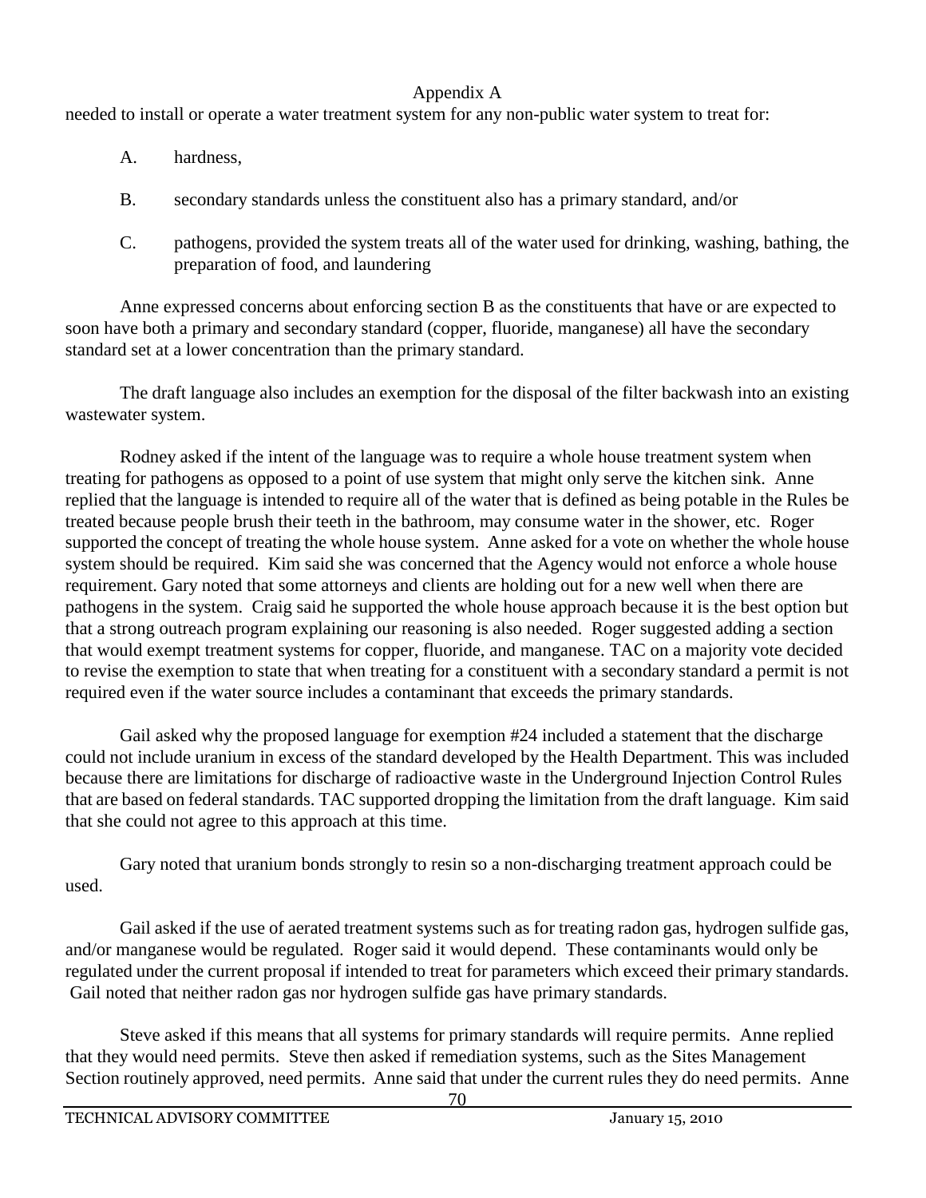Appendix A

needed to install or operate a water treatment system for any non-public water system to treat for:

A. hardness,

B. secondary standards unless the constituent also has a primary standard, and/or

C. pathogens, provided the system treats all of the water used for drinking, washing, bathing, the preparation of food, and laundering

Anne expressed concerns about enforcing section B as the constituents that have or are expected to soon have both a primary and secondary standard (copper, fluoride, manganese) all have the secondary standard set at a lower concentration than the primary standard.

The draft language also includes an exemption for the disposal of the filter backwash into an existing wastewater system.

Rodney asked if the intent of the language was to require a whole house treatment system when treating for pathogens as opposed to a point of use system that might only serve the kitchen sink. Anne replied that the language is intended to require all of the water that is defined as being potable in the Rules be treated because people brush their teeth in the bathroom, may consume water in the shower, etc. Roger supported the concept of treating the whole house system. Anne asked for a vote on whether the whole house system should be required. Kim said she was concerned that the Agency would not enforce a whole house requirement. Gary noted that some attorneys and clients are holding out for a new well when there are pathogens in the system. Craig said he supported the whole house approach because it is the best option but that a strong outreach program explaining our reasoning is also needed. Roger suggested adding a section that would exempt treatment systems for copper, fluoride, and manganese. TAC on a majority vote decided to revise the exemption to state that when treating for a constituent with a secondary standard a permit is not required even if the water source includes a contaminant that exceeds the primary standards.

Gail asked why the proposed language for exemption #24 included a statement that the discharge could not include uranium in excess of the standard developed by the Health Department. This was included because there are limitations for discharge of radioactive waste in the Underground Injection Control Rules that are based on federal standards. TAC supported dropping the limitation from the draft language. Kim said that she could not agree to this approach at this time.

Gary noted that uranium bonds strongly to resin so a non-discharging treatment approach could be used.

Gail asked if the use of aerated treatment systems such as for treating radon gas, hydrogen sulfide gas, and/or manganese would be regulated. Roger said it would depend. These contaminants would only be regulated under the current proposal if intended to treat for parameters which exceed their primary standards. Gail noted that neither radon gas nor hydrogen sulfide gas have primary standards.

Steve asked if this means that all systems for primary standards will require permits. Anne replied that they would need permits. Steve then asked if remediation systems, such as the Sites Management Section routinely approved, need permits. Anne said that under the current rules they do need permits. Anne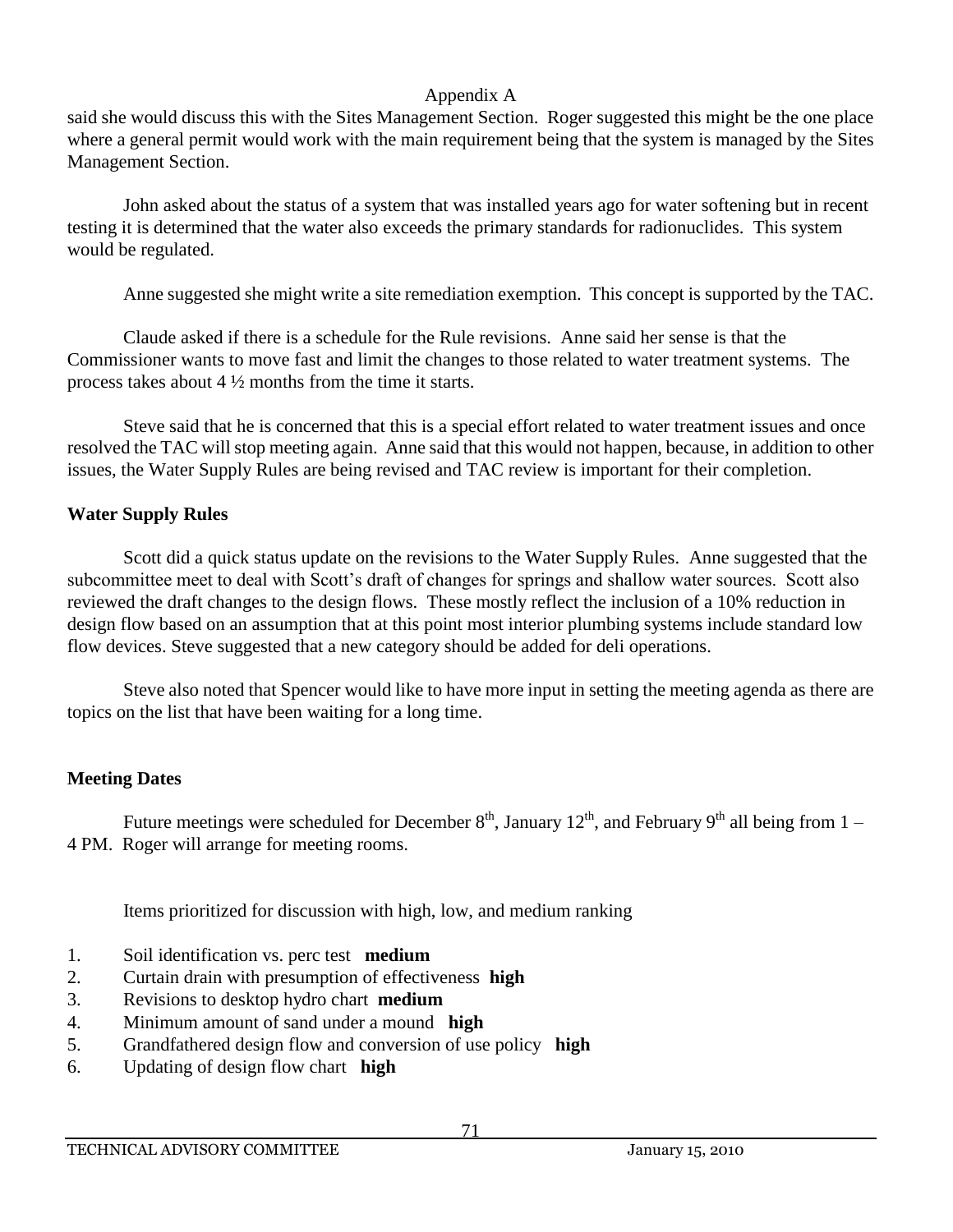said she would discuss this with the Sites Management Section. Roger suggested this might be the one place where a general permit would work with the main requirement being that the system is managed by the Sites Management Section.

John asked about the status of a system that was installed years ago for water softening but in recent testing it is determined that the water also exceeds the primary standards for radionuclides. This system would be regulated.

Anne suggested she might write a site remediation exemption. This concept is supported by the TAC.

Claude asked if there is a schedule for the Rule revisions. Anne said her sense is that the Commissioner wants to move fast and limit the changes to those related to water treatment systems. The process takes about 4 ½ months from the time it starts.

Steve said that he is concerned that this is a special effort related to water treatment issues and once resolved the TAC will stop meeting again. Anne said that this would not happen, because, in addition to other issues, the Water Supply Rules are being revised and TAC review is important for their completion.

**Water Supply Rules**

Scott did a quick status update on the revisions to the Water Supply Rules. Anne suggested that the subcommittee meet to deal with Scott's draft of changes for springs and shallow water sources. Scott also reviewed the draft changes to the design flows. These mostly reflect the inclusion of a 10% reduction in design flow based on an assumption that at this point most interior plumbing systems include standard low flow devices. Steve suggested that a new category should be added for deli operations.

Steve also noted that Spencer would like to have more input in setting the meeting agenda as there are topics on the list that have been waiting for a long time.

**Meeting Dates**

Future meetings were scheduled for December 8th, January 12th, and February 9th all being from 1 – 4 PM. Roger will arrange for meeting rooms.

Items prioritized for discussion with high, low, and medium ranking

1. Soil identification vs. perc test **medium**
2. Curtain drain with presumption of effectiveness **high**
3. Revisions to desktop hydro chart **medium**
4. Minimum amount of sand under a mound **high**
5. Grandfathered design flow and conversion of use policy **high**
6. Updating of design flow chart **high**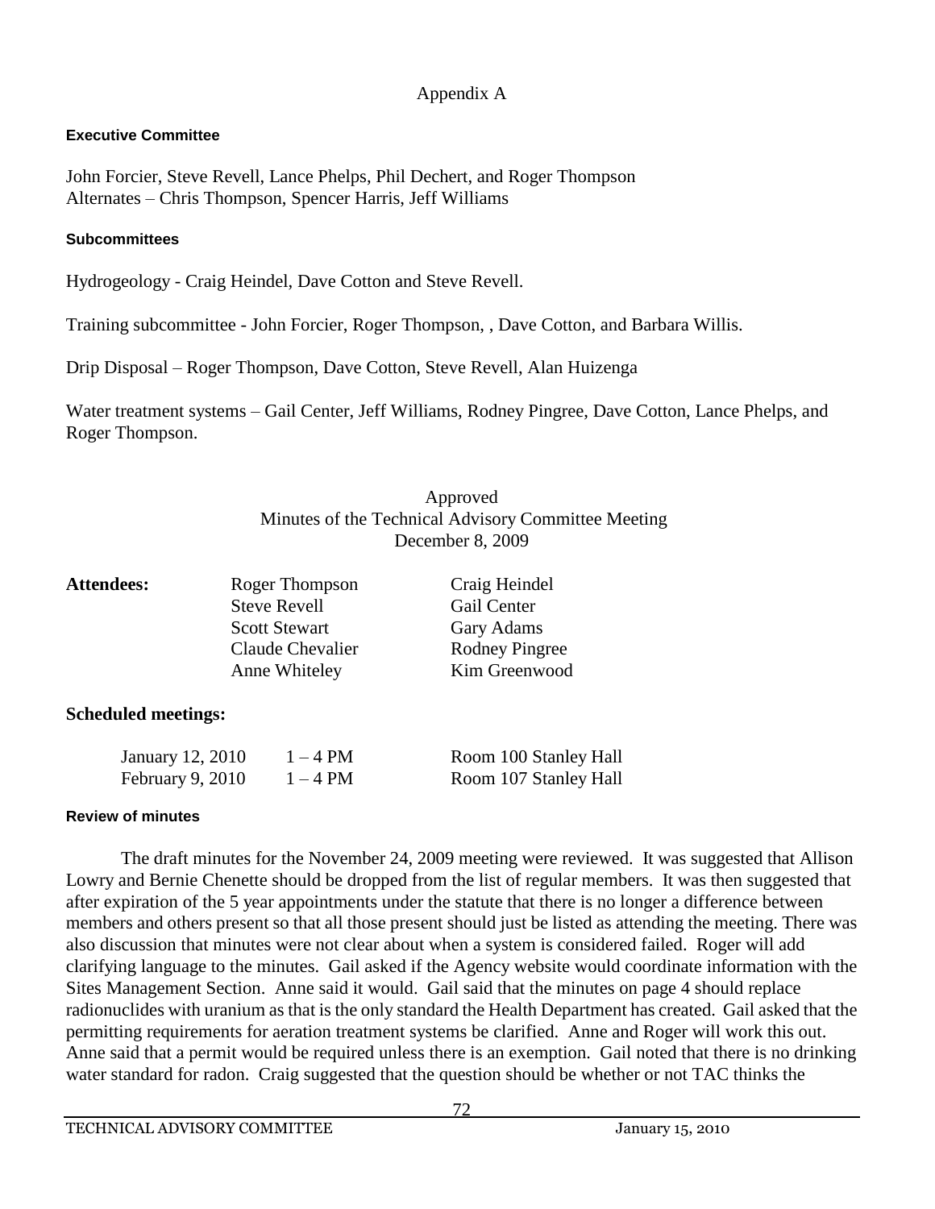Appendix A

**Executive Committee**

John Forcier, Steve Revell, Lance Phelps, Phil Dechert, and Roger Thompson
Alternates – Chris Thompson, Spencer Harris, Jeff Williams

**Subcommittees**

Hydrogeology - Craig Heindel, Dave Cotton and Steve Revell.

Training subcommittee - John Forcier, Roger Thompson, , Dave Cotton, and Barbara Willis.

Drip Disposal – Roger Thompson, Dave Cotton, Steve Revell, Alan Huizenga

Water treatment systems – Gail Center, Jeff Williams, Rodney Pingree, Dave Cotton, Lance Phelps, and Roger Thompson.

Approved
Minutes of the Technical Advisory Committee Meeting
December 8, 2009

| **Attendees:** | | |
|---|---|---|
| | Roger Thompson | Craig Heindel |
| | Steve Revell | Gail Center |
| | Scott Stewart | Gary Adams |
| | Claude Chevalier | Rodney Pingree |
| | Anne Whiteley | Kim Greenwood |

**Scheduled meetings:**

| | | |
|---|---|---|
| January 12, 2010 | 1 – 4 PM | Room 100 Stanley Hall |
| February 9, 2010 | 1 – 4 PM | Room 107 Stanley Hall |

**Review of minutes**

The draft minutes for the November 24, 2009 meeting were reviewed. It was suggested that Allison Lowry and Bernie Chenette should be dropped from the list of regular members. It was then suggested that after expiration of the 5 year appointments under the statute that there is no longer a difference between members and others present so that all those present should just be listed as attending the meeting. There was also discussion that minutes were not clear about when a system is considered failed. Roger will add clarifying language to the minutes. Gail asked if the Agency website would coordinate information with the Sites Management Section. Anne said it would. Gail said that the minutes on page 4 should replace radionuclides with uranium as that is the only standard the Health Department has created. Gail asked that the permitting requirements for aeration treatment systems be clarified. Anne and Roger will work this out. Anne said that a permit would be required unless there is an exemption. Gail noted that there is no drinking water standard for radon. Craig suggested that the question should be whether or not TAC thinks the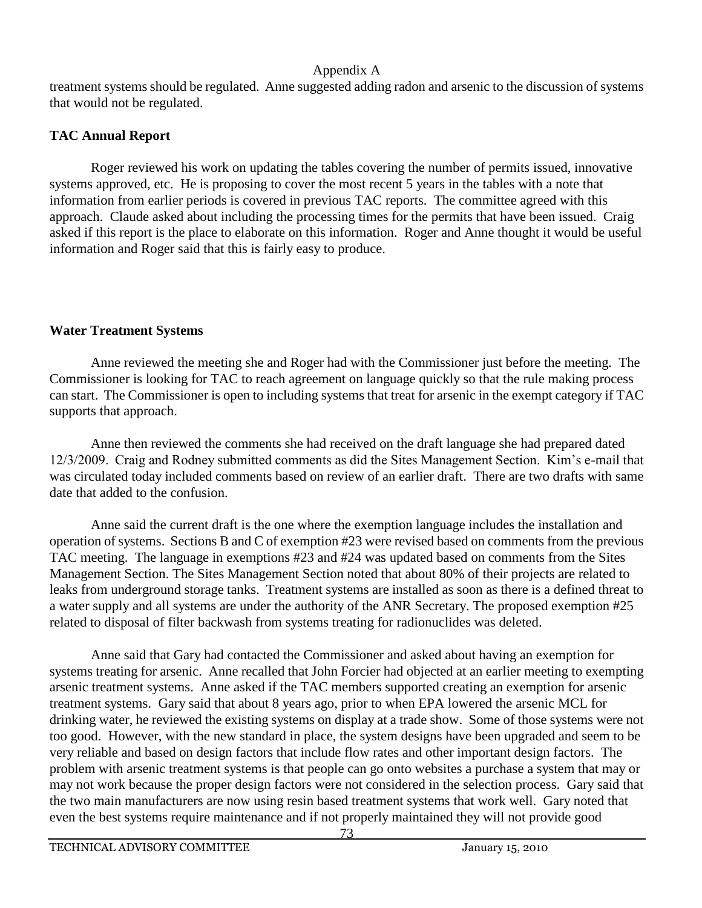treatment systems should be regulated. Anne suggested adding radon and arsenic to the discussion of systems that would not be regulated.

**TAC Annual Report**

Roger reviewed his work on updating the tables covering the number of permits issued, innovative systems approved, etc. He is proposing to cover the most recent 5 years in the tables with a note that information from earlier periods is covered in previous TAC reports. The committee agreed with this approach. Claude asked about including the processing times for the permits that have been issued. Craig asked if this report is the place to elaborate on this information. Roger and Anne thought it would be useful information and Roger said that this is fairly easy to produce.

**Water Treatment Systems**

Anne reviewed the meeting she and Roger had with the Commissioner just before the meeting. The Commissioner is looking for TAC to reach agreement on language quickly so that the rule making process can start. The Commissioner is open to including systems that treat for arsenic in the exempt category if TAC supports that approach.

Anne then reviewed the comments she had received on the draft language she had prepared dated 12/3/2009. Craig and Rodney submitted comments as did the Sites Management Section. Kim's e-mail that was circulated today included comments based on review of an earlier draft. There are two drafts with same date that added to the confusion.

Anne said the current draft is the one where the exemption language includes the installation and operation of systems. Sections B and C of exemption #23 were revised based on comments from the previous TAC meeting. The language in exemptions #23 and #24 was updated based on comments from the Sites Management Section. The Sites Management Section noted that about 80% of their projects are related to leaks from underground storage tanks. Treatment systems are installed as soon as there is a defined threat to a water supply and all systems are under the authority of the ANR Secretary. The proposed exemption #25 related to disposal of filter backwash from systems treating for radionuclides was deleted.

Anne said that Gary had contacted the Commissioner and asked about having an exemption for systems treating for arsenic. Anne recalled that John Forcier had objected at an earlier meeting to exempting arsenic treatment systems. Anne asked if the TAC members supported creating an exemption for arsenic treatment systems. Gary said that about 8 years ago, prior to when EPA lowered the arsenic MCL for drinking water, he reviewed the existing systems on display at a trade show. Some of those systems were not too good. However, with the new standard in place, the system designs have been upgraded and seem to be very reliable and based on design factors that include flow rates and other important design factors. The problem with arsenic treatment systems is that people can go onto websites a purchase a system that may or may not work because the proper design factors were not considered in the selection process. Gary said that the two main manufacturers are now using resin based treatment systems that work well. Gary noted that even the best systems require maintenance and if not properly maintained they will not provide good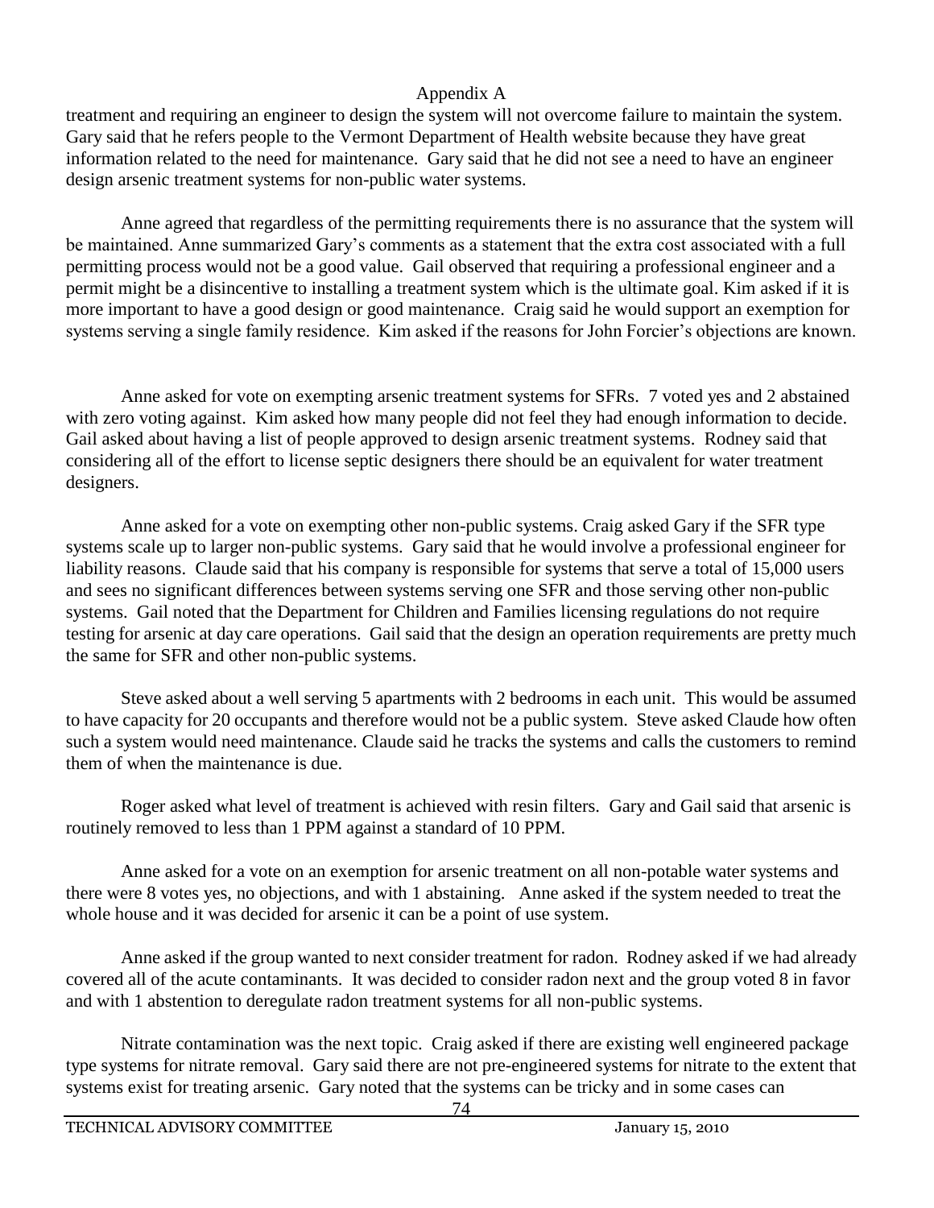Appendix A

treatment and requiring an engineer to design the system will not overcome failure to maintain the system. Gary said that he refers people to the Vermont Department of Health website because they have great information related to the need for maintenance. Gary said that he did not see a need to have an engineer design arsenic treatment systems for non-public water systems.

Anne agreed that regardless of the permitting requirements there is no assurance that the system will be maintained. Anne summarized Gary's comments as a statement that the extra cost associated with a full permitting process would not be a good value. Gail observed that requiring a professional engineer and a permit might be a disincentive to installing a treatment system which is the ultimate goal. Kim asked if it is more important to have a good design or good maintenance. Craig said he would support an exemption for systems serving a single family residence. Kim asked if the reasons for John Forcier's objections are known.

Anne asked for vote on exempting arsenic treatment systems for SFRs. 7 voted yes and 2 abstained with zero voting against. Kim asked how many people did not feel they had enough information to decide. Gail asked about having a list of people approved to design arsenic treatment systems. Rodney said that considering all of the effort to license septic designers there should be an equivalent for water treatment designers.

Anne asked for a vote on exempting other non-public systems. Craig asked Gary if the SFR type systems scale up to larger non-public systems. Gary said that he would involve a professional engineer for liability reasons. Claude said that his company is responsible for systems that serve a total of 15,000 users and sees no significant differences between systems serving one SFR and those serving other non-public systems. Gail noted that the Department for Children and Families licensing regulations do not require testing for arsenic at day care operations. Gail said that the design an operation requirements are pretty much the same for SFR and other non-public systems.

Steve asked about a well serving 5 apartments with 2 bedrooms in each unit. This would be assumed to have capacity for 20 occupants and therefore would not be a public system. Steve asked Claude how often such a system would need maintenance. Claude said he tracks the systems and calls the customers to remind them of when the maintenance is due.

Roger asked what level of treatment is achieved with resin filters. Gary and Gail said that arsenic is routinely removed to less than 1 PPM against a standard of 10 PPM.

Anne asked for a vote on an exemption for arsenic treatment on all non-potable water systems and there were 8 votes yes, no objections, and with 1 abstaining. Anne asked if the system needed to treat the whole house and it was decided for arsenic it can be a point of use system.

Anne asked if the group wanted to next consider treatment for radon. Rodney asked if we had already covered all of the acute contaminants. It was decided to consider radon next and the group voted 8 in favor and with 1 abstention to deregulate radon treatment systems for all non-public systems.

Nitrate contamination was the next topic. Craig asked if there are existing well engineered package type systems for nitrate removal. Gary said there are not pre-engineered systems for nitrate to the extent that systems exist for treating arsenic. Gary noted that the systems can be tricky and in some cases can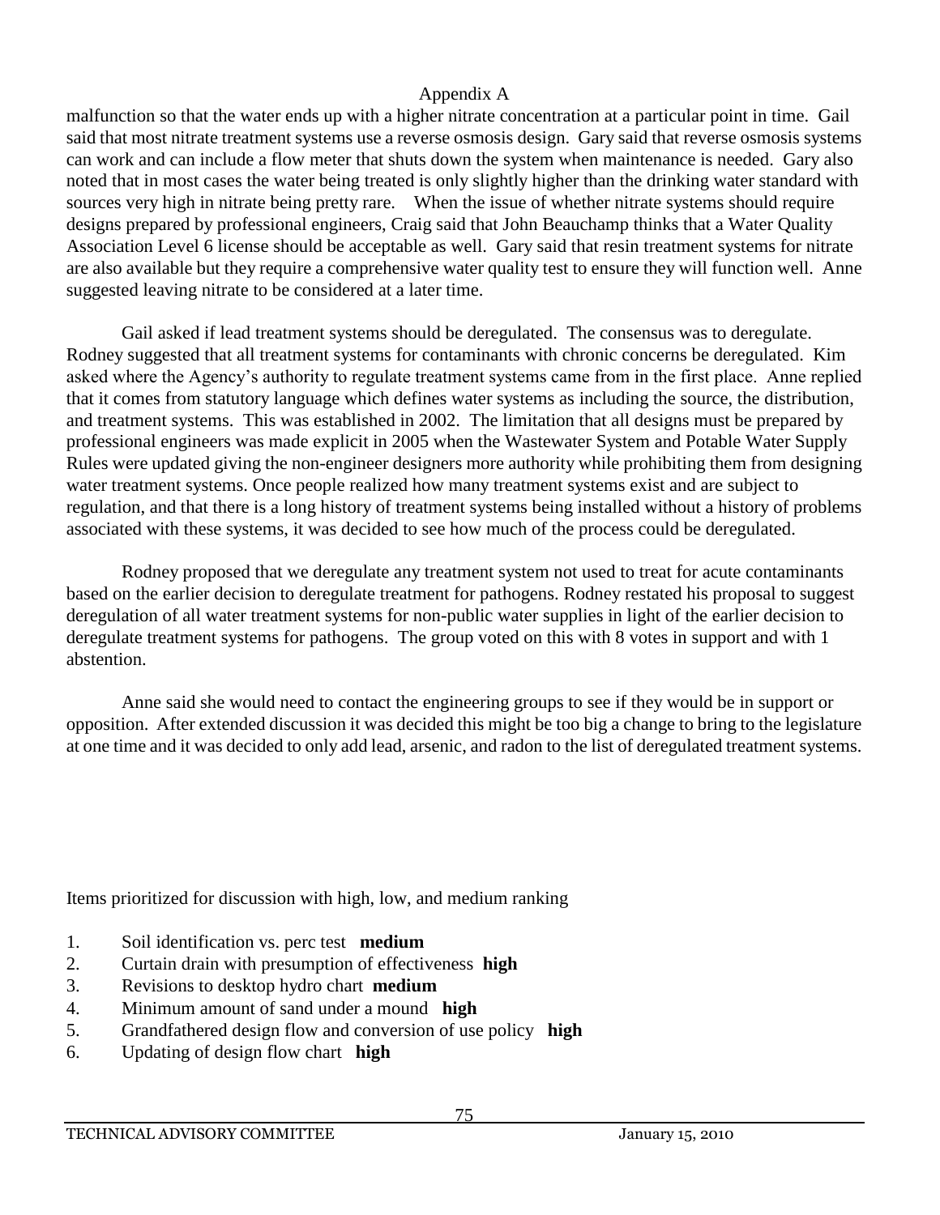malfunction so that the water ends up with a higher nitrate concentration at a particular point in time. Gail said that most nitrate treatment systems use a reverse osmosis design. Gary said that reverse osmosis systems can work and can include a flow meter that shuts down the system when maintenance is needed. Gary also noted that in most cases the water being treated is only slightly higher than the drinking water standard with sources very high in nitrate being pretty rare. When the issue of whether nitrate systems should require designs prepared by professional engineers, Craig said that John Beauchamp thinks that a Water Quality Association Level 6 license should be acceptable as well. Gary said that resin treatment systems for nitrate are also available but they require a comprehensive water quality test to ensure they will function well. Anne suggested leaving nitrate to be considered at a later time.

Gail asked if lead treatment systems should be deregulated. The consensus was to deregulate. Rodney suggested that all treatment systems for contaminants with chronic concerns be deregulated. Kim asked where the Agency's authority to regulate treatment systems came from in the first place. Anne replied that it comes from statutory language which defines water systems as including the source, the distribution, and treatment systems. This was established in 2002. The limitation that all designs must be prepared by professional engineers was made explicit in 2005 when the Wastewater System and Potable Water Supply Rules were updated giving the non-engineer designers more authority while prohibiting them from designing water treatment systems. Once people realized how many treatment systems exist and are subject to regulation, and that there is a long history of treatment systems being installed without a history of problems associated with these systems, it was decided to see how much of the process could be deregulated.

Rodney proposed that we deregulate any treatment system not used to treat for acute contaminants based on the earlier decision to deregulate treatment for pathogens. Rodney restated his proposal to suggest deregulation of all water treatment systems for non-public water supplies in light of the earlier decision to deregulate treatment systems for pathogens. The group voted on this with 8 votes in support and with 1 abstention.

Anne said she would need to contact the engineering groups to see if they would be in support or opposition. After extended discussion it was decided this might be too big a change to bring to the legislature at one time and it was decided to only add lead, arsenic, and radon to the list of deregulated treatment systems.

Items prioritized for discussion with high, low, and medium ranking

1. Soil identification vs. perc test **medium**
2. Curtain drain with presumption of effectiveness **high**
3. Revisions to desktop hydro chart **medium**
4. Minimum amount of sand under a mound **high**
5. Grandfathered design flow and conversion of use policy **high**
6. Updating of design flow chart **high**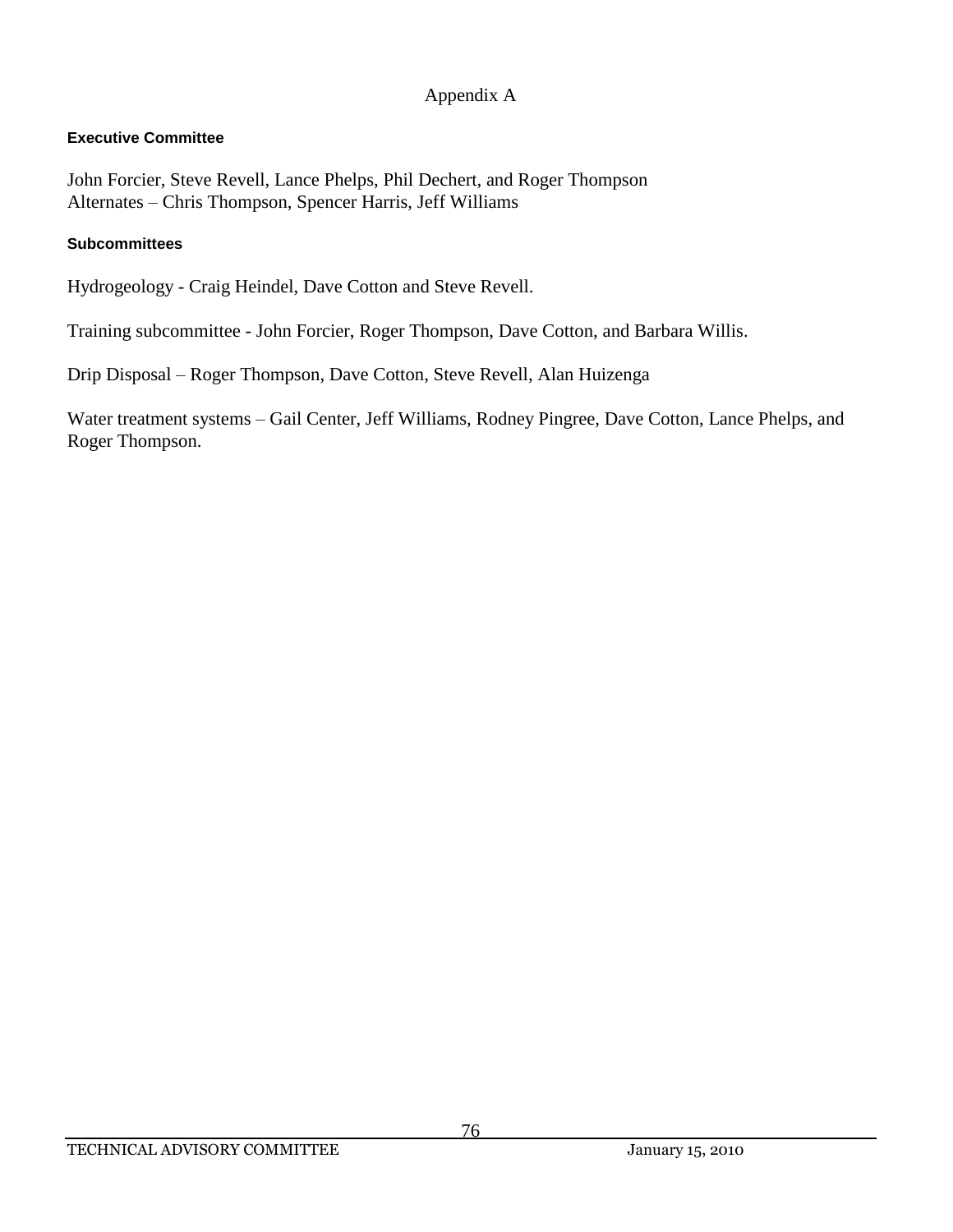# Appendix A

### Executive Committee

John Forcier, Steve Revell, Lance Phelps, Phil Dechert, and Roger Thompson
Alternates – Chris Thompson, Spencer Harris, Jeff Williams

### Subcommittees

Hydrogeology - Craig Heindel, Dave Cotton and Steve Revell.

Training subcommittee - John Forcier, Roger Thompson, Dave Cotton, and Barbara Willis.

Drip Disposal – Roger Thompson, Dave Cotton, Steve Revell, Alan Huizenga

Water treatment systems – Gail Center, Jeff Williams, Rodney Pingree, Dave Cotton, Lance Phelps, and Roger Thompson.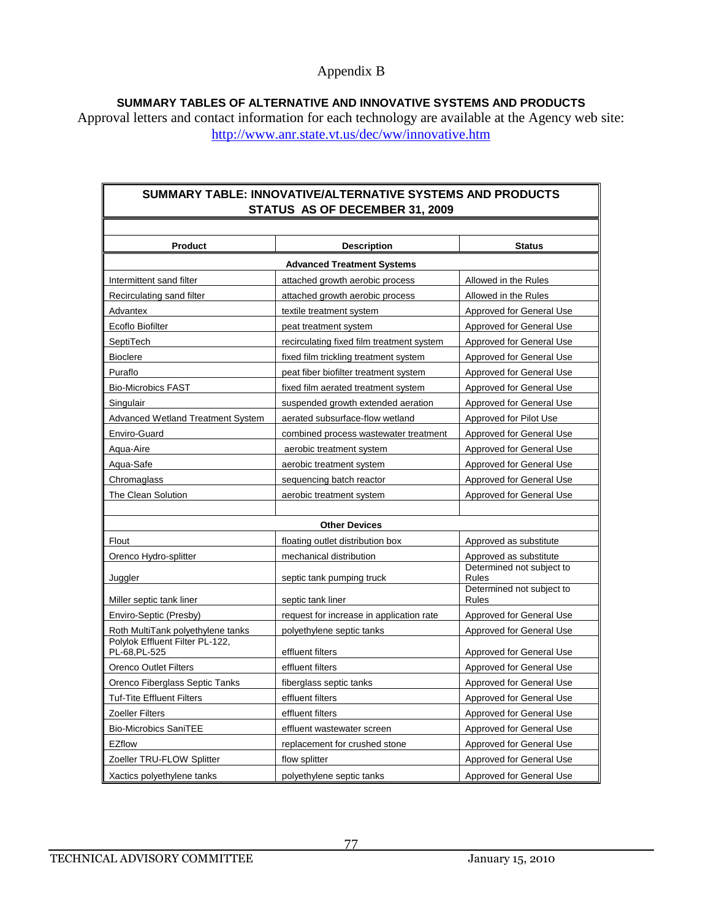# Appendix B

**SUMMARY TABLES OF ALTERNATIVE AND INNOVATIVE SYSTEMS AND PRODUCTS**

Approval letters and contact information for each technology are available at the Agency web site: http://www.anr.state.vt.us/dec/ww/innovative.htm

**SUMMARY TABLE: INNOVATIVE/ALTERNATIVE SYSTEMS AND PRODUCTS STATUS AS OF DECEMBER 31, 2009**

| Product | Description | Status |
|---|---|---|
| **Advanced Treatment Systems** | | |
| Intermittent sand filter | attached growth aerobic process | Allowed in the Rules |
| Recirculating sand filter | attached growth aerobic process | Allowed in the Rules |
| Advantex | textile treatment system | Approved for General Use |
| Ecoflo Biofilter | peat treatment system | Approved for General Use |
| SeptiTech | recirculating fixed film treatment system | Approved for General Use |
| Bioclere | fixed film trickling treatment system | Approved for General Use |
| Puraflo | peat fiber biofilter treatment system | Approved for General Use |
| Bio-Microbics FAST | fixed film aerated treatment system | Approved for General Use |
| Singulair | suspended growth extended aeration | Approved for General Use |
| Advanced Wetland Treatment System | aerated subsurface-flow wetland | Approved for Pilot Use |
| Enviro-Guard | combined process wastewater treatment | Approved for General Use |
| Aqua-Aire | aerobic treatment system | Approved for General Use |
| Aqua-Safe | aerobic treatment system | Approved for General Use |
| Chromaglass | sequencing batch reactor | Approved for General Use |
| The Clean Solution | aerobic treatment system | Approved for General Use |
| | | |
| **Other Devices** | | |
| Flout | floating outlet distribution box | Approved as substitute |
| Orenco Hydro-splitter | mechanical distribution | Approved as substitute |
| Juggler | septic tank pumping truck | Determined not subject to Rules |
| Miller septic tank liner | septic tank liner | Determined not subject to Rules |
| Enviro-Septic (Presby) | request for increase in application rate | Approved for General Use |
| Roth MultiTank polyethylene tanks | polyethylene septic tanks | Approved for General Use |
| Polylok Effluent Filter PL-122, PL-68,PL-525 | effluent filters | Approved for General Use |
| Orenco Outlet Filters | effluent filters | Approved for General Use |
| Orenco Fiberglass Septic Tanks | fiberglass septic tanks | Approved for General Use |
| Tuf-Tite Effluent Filters | effluent filters | Approved for General Use |
| Zoeller Filters | effluent filters | Approved for General Use |
| Bio-Microbics SaniTEE | effluent wastewater screen | Approved for General Use |
| EZflow | replacement for crushed stone | Approved for General Use |
| Zoeller TRU-FLOW Splitter | flow splitter | Approved for General Use |
| Xactics polyethylene tanks | polyethylene septic tanks | Approved for General Use |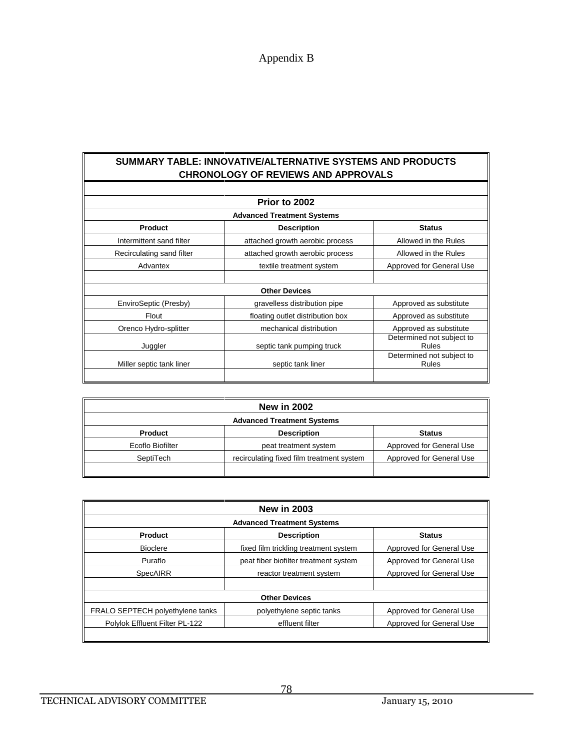# Appendix B

| SUMMARY TABLE: INNOVATIVE/ALTERNATIVE SYSTEMS AND PRODUCTS CHRONOLOGY OF REVIEWS AND APPROVALS | | |
|---|---|---|
| **Prior to 2002** | | |
| **Advanced Treatment Systems** | | |
| **Product** | **Description** | **Status** |
| Intermittent sand filter | attached growth aerobic process | Allowed in the Rules |
| Recirculating sand filter | attached growth aerobic process | Allowed in the Rules |
| Advantex | textile treatment system | Approved for General Use |
| | | |
| **Other Devices** | | |
| EnviroSeptic (Presby) | gravelless distribution pipe | Approved as substitute |
| Flout | floating outlet distribution box | Approved as substitute |
| Orenco Hydro-splitter | mechanical distribution | Approved as substitute |
| Juggler | septic tank pumping truck | Determined not subject to Rules |
| Miller septic tank liner | septic tank liner | Determined not subject to Rules |

| New in 2002 | | |
|---|---|---|
| **Advanced Treatment Systems** | | |
| **Product** | **Description** | **Status** |
| Ecoflo Biofilter | peat treatment system | Approved for General Use |
| SeptiTech | recirculating fixed film treatment system | Approved for General Use |

| New in 2003 | | |
|---|---|---|
| **Advanced Treatment Systems** | | |
| **Product** | **Description** | **Status** |
| Bioclere | fixed film trickling treatment system | Approved for General Use |
| Puraflo | peat fiber biofilter treatment system | Approved for General Use |
| SpecAIRR | reactor treatment system | Approved for General Use |
| | | |
| **Other Devices** | | |
| FRALO SEPTECH polyethylene tanks | polyethylene septic tanks | Approved for General Use |
| Polylok Effluent Filter PL-122 | effluent filter | Approved for General Use |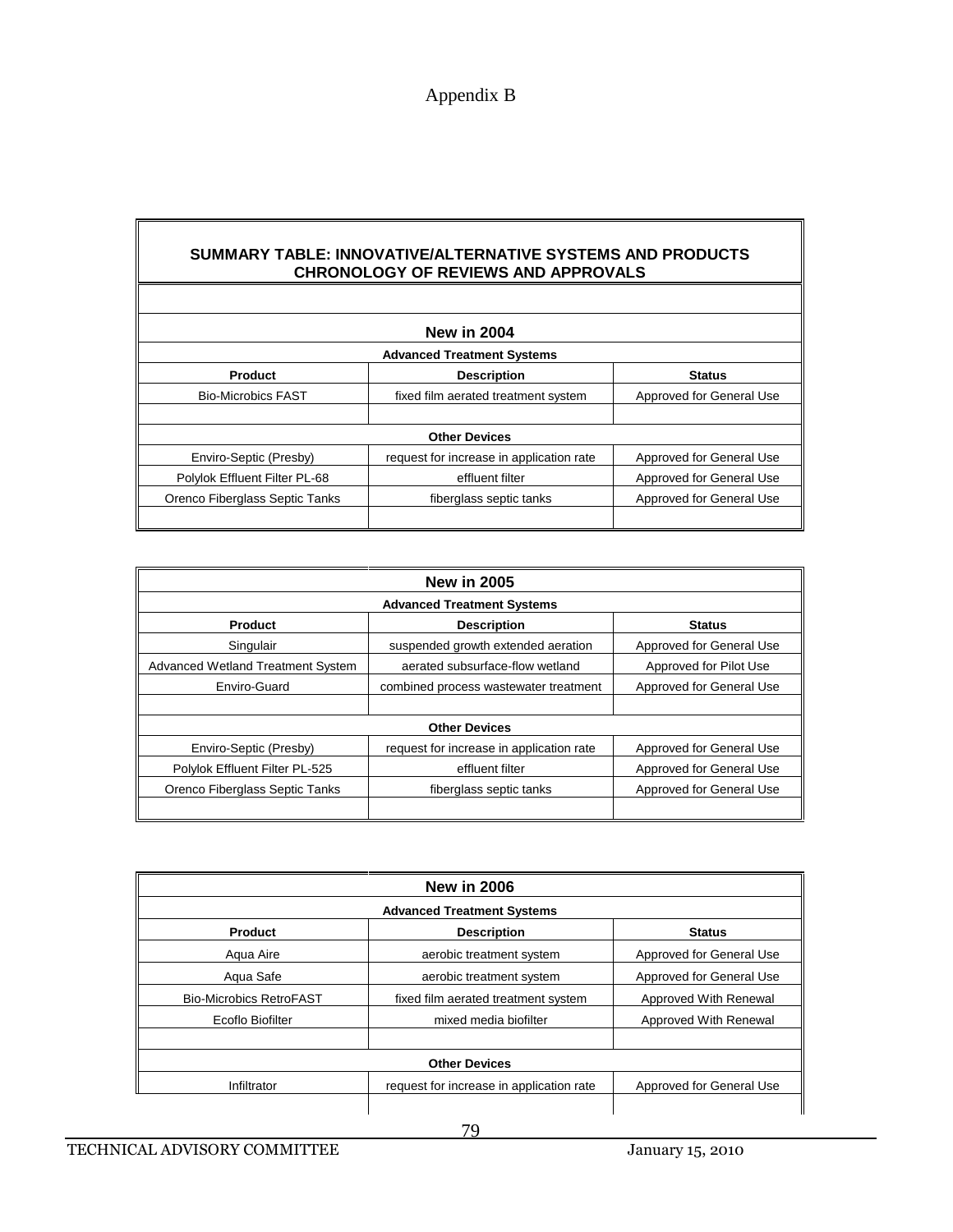# Appendix B

## SUMMARY TABLE: INNOVATIVE/ALTERNATIVE SYSTEMS AND PRODUCTS CHRONOLOGY OF REVIEWS AND APPROVALS

### New in 2004

| Advanced Treatment Systems | | |
|---|---|---|
| **Product** | **Description** | **Status** |
| Bio-Microbics FAST | fixed film aerated treatment system | Approved for General Use |
| | | |
| **Other Devices** | | |
| Enviro-Septic (Presby) | request for increase in application rate | Approved for General Use |
| Polylok Effluent Filter PL-68 | effluent filter | Approved for General Use |
| Orenco Fiberglass Septic Tanks | fiberglass septic tanks | Approved for General Use |

### New in 2005

| Advanced Treatment Systems | | |
|---|---|---|
| **Product** | **Description** | **Status** |
| Singulair | suspended growth extended aeration | Approved for General Use |
| Advanced Wetland Treatment System | aerated subsurface-flow wetland | Approved for Pilot Use |
| Enviro-Guard | combined process wastewater treatment | Approved for General Use |
| | | |
| **Other Devices** | | |
| Enviro-Septic (Presby) | request for increase in application rate | Approved for General Use |
| Polylok Effluent Filter PL-525 | effluent filter | Approved for General Use |
| Orenco Fiberglass Septic Tanks | fiberglass septic tanks | Approved for General Use |

### New in 2006

| Advanced Treatment Systems | | |
|---|---|---|
| **Product** | **Description** | **Status** |
| Aqua Aire | aerobic treatment system | Approved for General Use |
| Aqua Safe | aerobic treatment system | Approved for General Use |
| Bio-Microbics RetroFAST | fixed film aerated treatment system | Approved With Renewal |
| Ecoflo Biofilter | mixed media biofilter | Approved With Renewal |
| | | |
| **Other Devices** | | |
| Infiltrator | request for increase in application rate | Approved for General Use |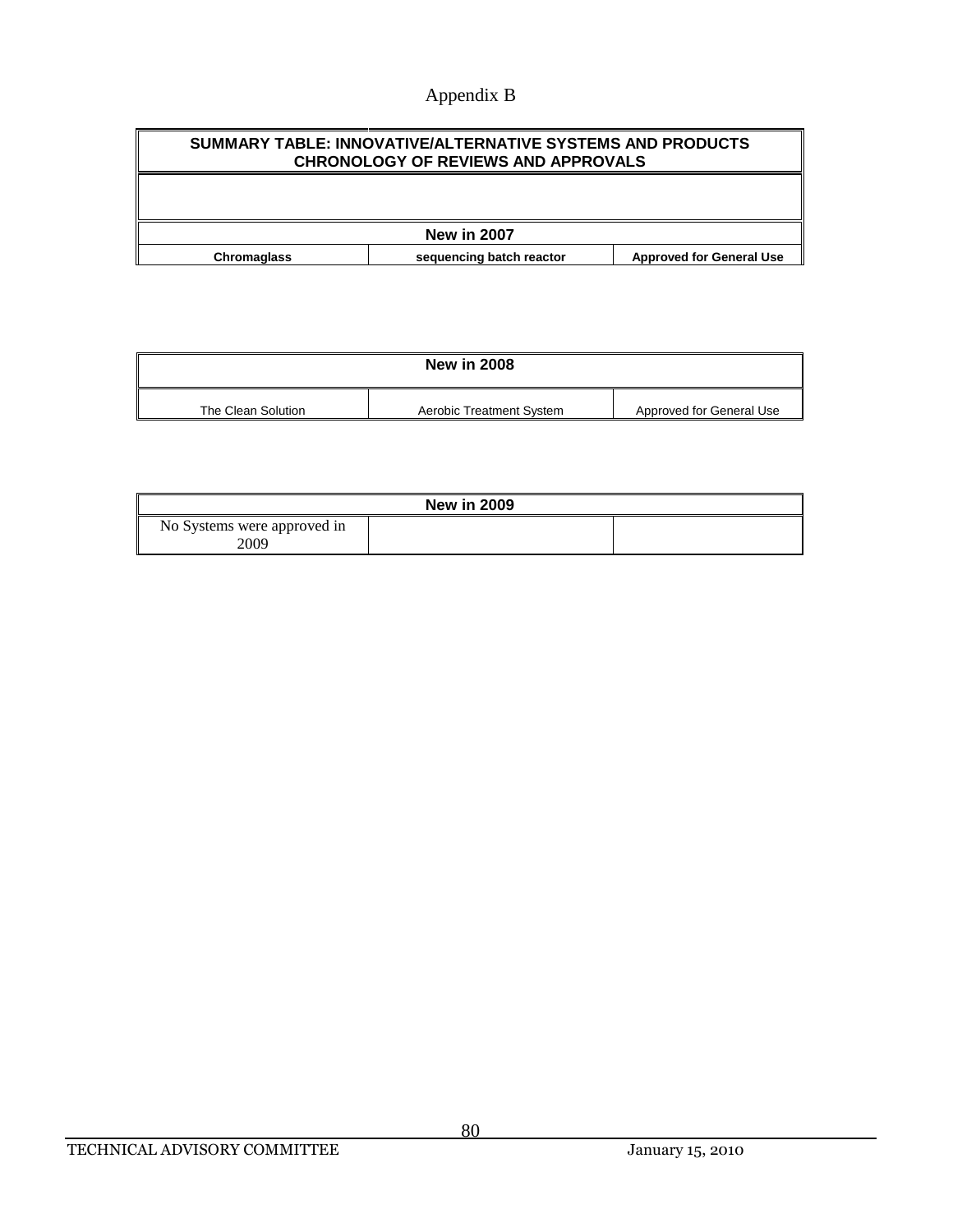# Appendix B

| SUMMARY TABLE: INNOVATIVE/ALTERNATIVE SYSTEMS AND PRODUCTS CHRONOLOGY OF REVIEWS AND APPROVALS | | |
|---|---|---|
| | | |
| **New in 2007** | | |
| **Chromaglass** | **sequencing batch reactor** | **Approved for General Use** |

| **New in 2008** | | |
|---|---|---|
| The Clean Solution | Aerobic Treatment System | Approved for General Use |

| **New in 2009** | | |
|---|---|---|
| No Systems were approved in 2009 | | |

TECHNICAL ADVISORY COMMITTEE January 15, 2010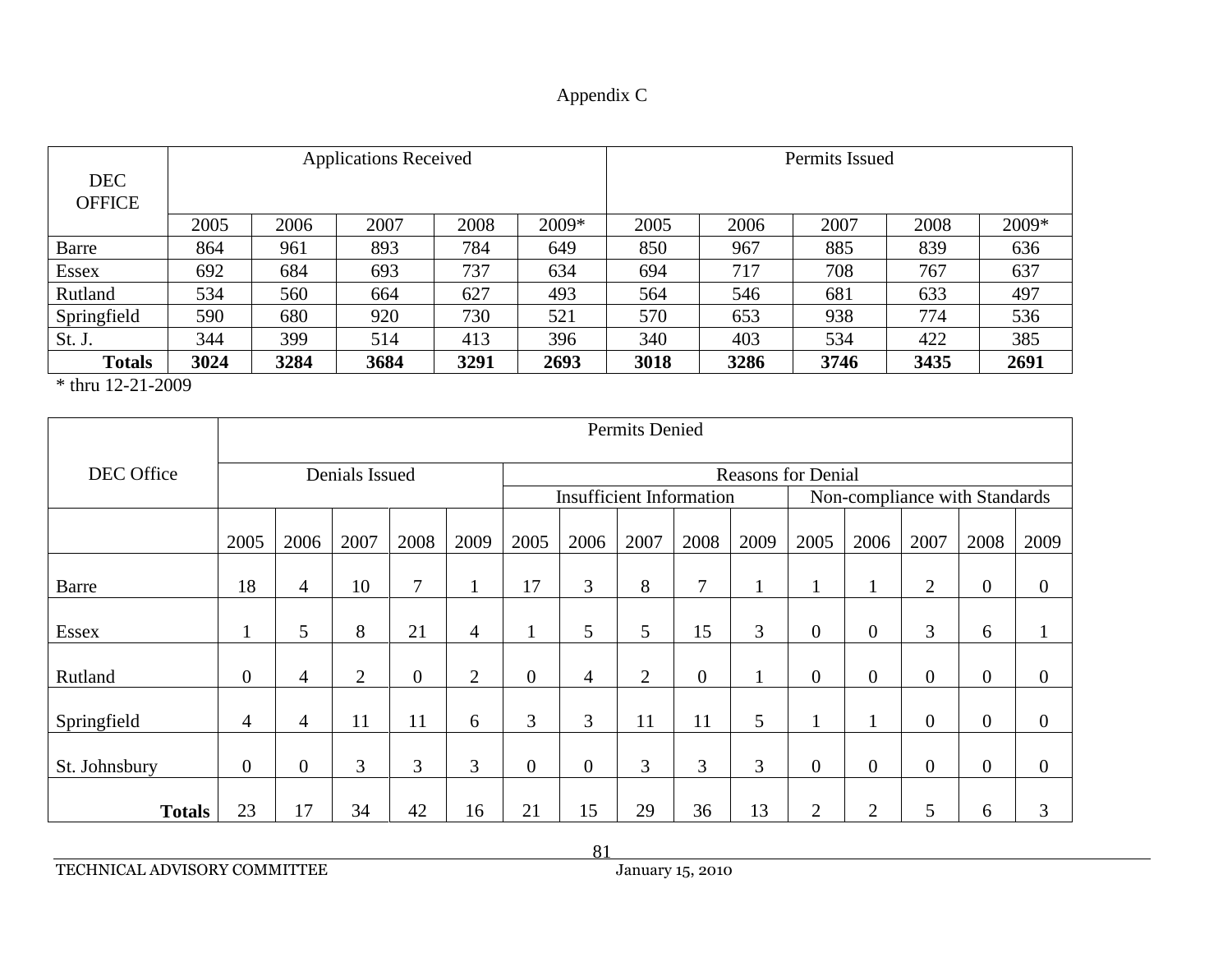Appendix C

| DEC OFFICE | Applications Received | | | | | Permits Issued | | | | |
|---|---|---|---|---|---|---|---|---|---|---|
| | 2005 | 2006 | 2007 | 2008 | 2009* | 2005 | 2006 | 2007 | 2008 | 2009* |
| Barre | 864 | 961 | 893 | 784 | 649 | 850 | 967 | 885 | 839 | 636 |
| Essex | 692 | 684 | 693 | 737 | 634 | 694 | 717 | 708 | 767 | 637 |
| Rutland | 534 | 560 | 664 | 627 | 493 | 564 | 546 | 681 | 633 | 497 |
| Springfield | 590 | 680 | 920 | 730 | 521 | 570 | 653 | 938 | 774 | 536 |
| St. J. | 344 | 399 | 514 | 413 | 396 | 340 | 403 | 534 | 422 | 385 |
| **Totals** | **3024** | **3284** | **3684** | **3291** | **2693** | **3018** | **3286** | **3746** | **3435** | **2691** |

* thru 12-21-2009

| DEC Office | Permits Denied | | | | | | | | | | | | | | |
|---|---|---|---|---|---|---|---|---|---|---|---|---|---|---|---|
| | Denials Issued | | | | | Reasons for Denial | | | | | | | | | |
| | | | | | | Insufficient Information | | | | | Non-compliance with Standards | | | | |
| | 2005 | 2006 | 2007 | 2008 | 2009 | 2005 | 2006 | 2007 | 2008 | 2009 | 2005 | 2006 | 2007 | 2008 | 2009 |
| Barre | 18 | 4 | 10 | 7 | 1 | 17 | 3 | 8 | 7 | 1 | 1 | 1 | 2 | 0 | 0 |
| Essex | 1 | 5 | 8 | 21 | 4 | 1 | 5 | 5 | 15 | 3 | 0 | 0 | 3 | 6 | 1 |
| Rutland | 0 | 4 | 2 | 0 | 2 | 0 | 4 | 2 | 0 | 1 | 0 | 0 | 0 | 0 | 0 |
| Springfield | 4 | 4 | 11 | 11 | 6 | 3 | 3 | 11 | 11 | 5 | 1 | 1 | 0 | 0 | 0 |
| St. Johnsbury | 0 | 0 | 3 | 3 | 3 | 0 | 0 | 3 | 3 | 3 | 0 | 0 | 0 | 0 | 0 |
| **Totals** | 23 | 17 | 34 | 42 | 16 | 21 | 15 | 29 | 36 | 13 | 2 | 2 | 5 | 6 | 3 |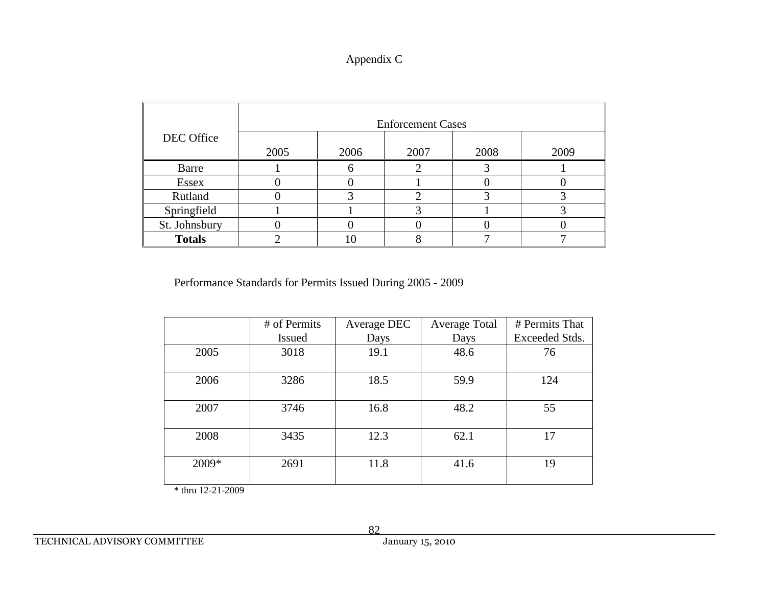# Appendix C

| DEC Office | Enforcement Cases | | | | |
|---|---|---|---|---|---|
| | 2005 | 2006 | 2007 | 2008 | 2009 |
| Barre | 1 | 6 | 2 | 3 | 1 |
| Essex | 0 | 0 | 1 | 0 | 0 |
| Rutland | 0 | 3 | 2 | 3 | 3 |
| Springfield | 1 | 1 | 3 | 1 | 3 |
| St. Johnsbury | 0 | 0 | 0 | 0 | 0 |
| **Totals** | 2 | 10 | 8 | 7 | 7 |

Performance Standards for Permits Issued During 2005 - 2009

| | # of Permits Issued | Average DEC Days | Average Total Days | # Permits That Exceeded Stds. |
|---|---|---|---|---|
| 2005 | 3018 | 19.1 | 48.6 | 76 |
| 2006 | 3286 | 18.5 | 59.9 | 124 |
| 2007 | 3746 | 16.8 | 48.2 | 55 |
| 2008 | 3435 | 12.3 | 62.1 | 17 |
| 2009* | 2691 | 11.8 | 41.6 | 19 |

* thru 12-21-2009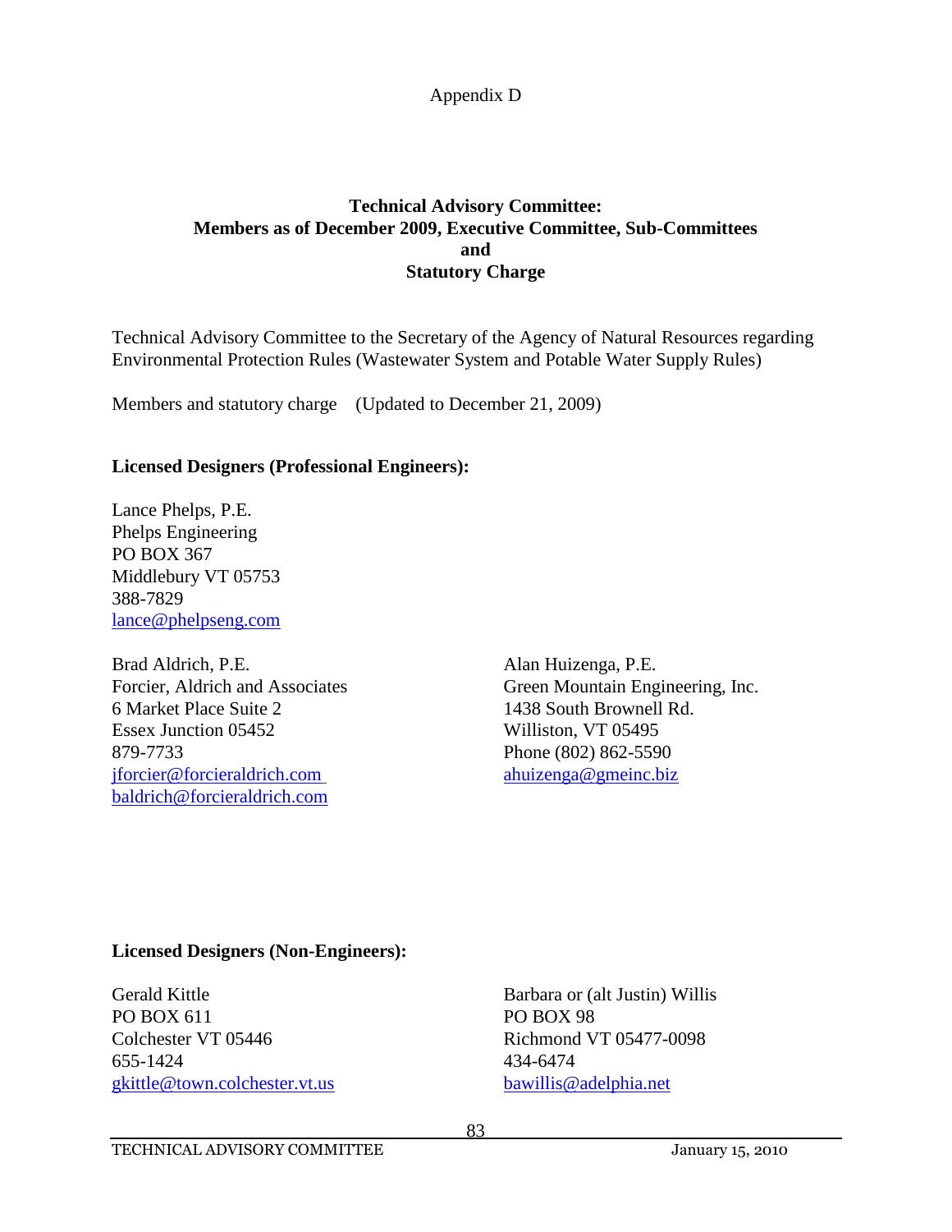Appendix D

## Technical Advisory Committee: Members as of December 2009, Executive Committee, Sub-Committees and Statutory Charge

Technical Advisory Committee to the Secretary of the Agency of Natural Resources regarding Environmental Protection Rules (Wastewater System and Potable Water Supply Rules)

Members and statutory charge (Updated to December 21, 2009)

**Licensed Designers (Professional Engineers):**

Lance Phelps, P.E.
Phelps Engineering
PO BOX 367
Middlebury VT 05753
388-7829
lance@phelpseng.com

Brad Aldrich, P.E.
Forcier, Aldrich and Associates
6 Market Place Suite 2
Essex Junction 05452
879-7733
jforcier@forcieraldrich.com
baldrich@forcieraldrich.com

Alan Huizenga, P.E.
Green Mountain Engineering, Inc.
1438 South Brownell Rd.
Williston, VT 05495
Phone (802) 862-5590
ahuizenga@gmeinc.biz

**Licensed Designers (Non-Engineers):**

Gerald Kittle
PO BOX 611
Colchester VT 05446
655-1424
gkittle@town.colchester.vt.us

Barbara or (alt Justin) Willis
PO BOX 98
Richmond VT 05477-0098
434-6474
bawillis@adelphia.net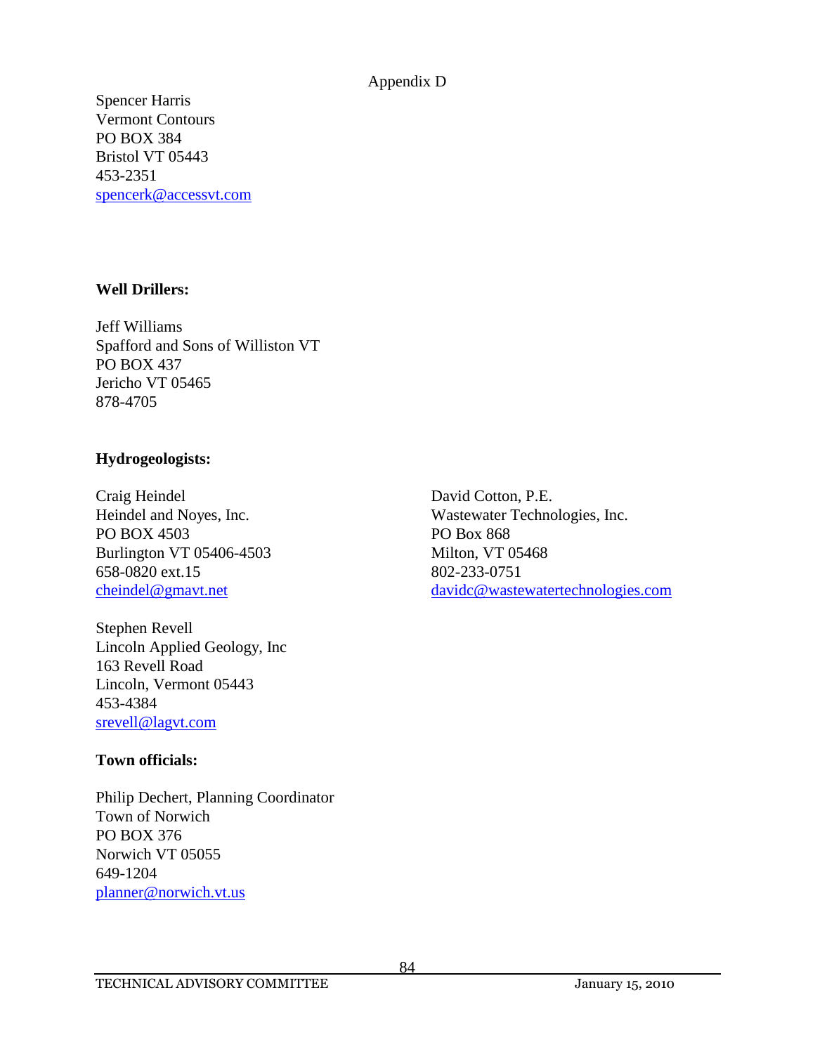Appendix D

Spencer Harris
Vermont Contours
PO BOX 384
Bristol VT 05443
453-2351
spencerk@accessvt.com

**Well Drillers:**

Jeff Williams
Spafford and Sons of Williston VT
PO BOX 437
Jericho VT 05465
878-4705

**Hydrogeologists:**

Craig Heindel
Heindel and Noyes, Inc.
PO BOX 4503
Burlington VT 05406-4503
658-0820 ext.15
cheindel@gmavt.net

David Cotton, P.E.
Wastewater Technologies, Inc.
PO Box 868
Milton, VT 05468
802-233-0751
davidc@wastewatertechnologies.com

Stephen Revell
Lincoln Applied Geology, Inc
163 Revell Road
Lincoln, Vermont 05443
453-4384
srevell@lagvt.com

**Town officials:**

Philip Dechert, Planning Coordinator
Town of Norwich
PO BOX 376
Norwich VT 05055
649-1204
planner@norwich.vt.us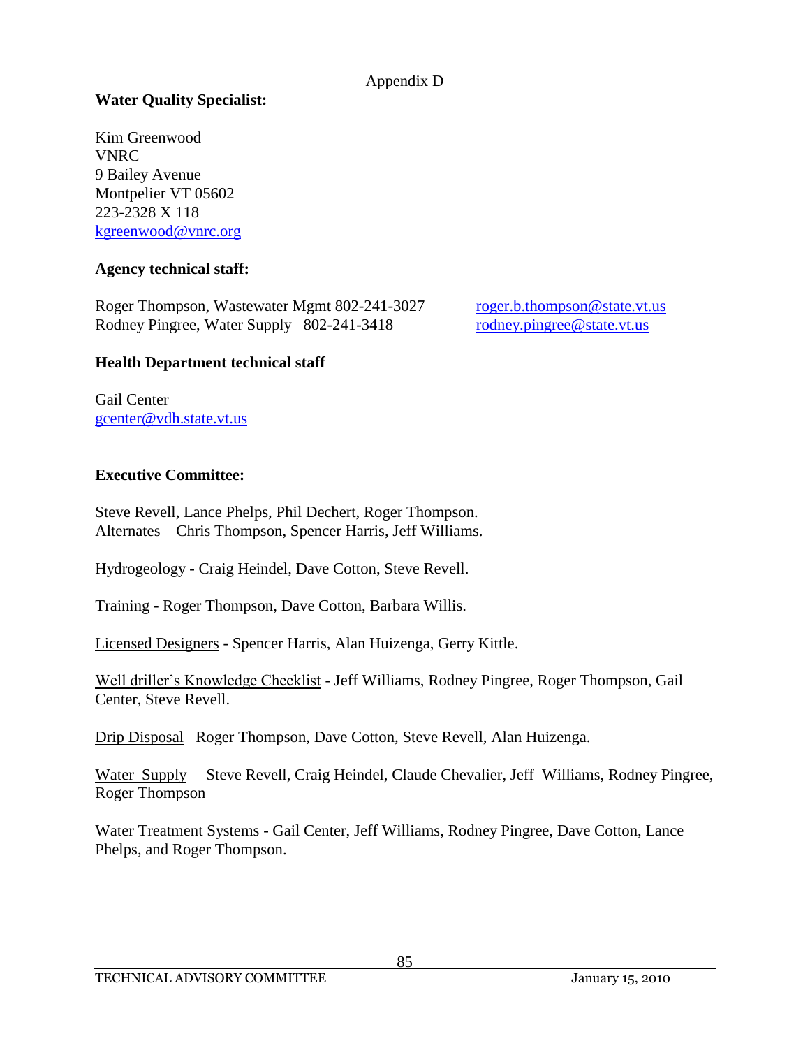Appendix D

**Water Quality Specialist:**

Kim Greenwood
VNRC
9 Bailey Avenue
Montpelier VT 05602
223-2328 X 118
kgreenwood@vnrc.org

**Agency technical staff:**

Roger Thompson, Wastewater Mgmt 802-241-3027 roger.b.thompson@state.vt.us
Rodney Pingree, Water Supply 802-241-3418 rodney.pingree@state.vt.us

**Health Department technical staff**

Gail Center
gcenter@vdh.state.vt.us

**Executive Committee:**

Steve Revell, Lance Phelps, Phil Dechert, Roger Thompson.
Alternates – Chris Thompson, Spencer Harris, Jeff Williams.

Hydrogeology - Craig Heindel, Dave Cotton, Steve Revell.

Training - Roger Thompson, Dave Cotton, Barbara Willis.

Licensed Designers - Spencer Harris, Alan Huizenga, Gerry Kittle.

Well driller's Knowledge Checklist - Jeff Williams, Rodney Pingree, Roger Thompson, Gail Center, Steve Revell.

Drip Disposal –Roger Thompson, Dave Cotton, Steve Revell, Alan Huizenga.

Water Supply – Steve Revell, Craig Heindel, Claude Chevalier, Jeff Williams, Rodney Pingree, Roger Thompson

Water Treatment Systems - Gail Center, Jeff Williams, Rodney Pingree, Dave Cotton, Lance Phelps, and Roger Thompson.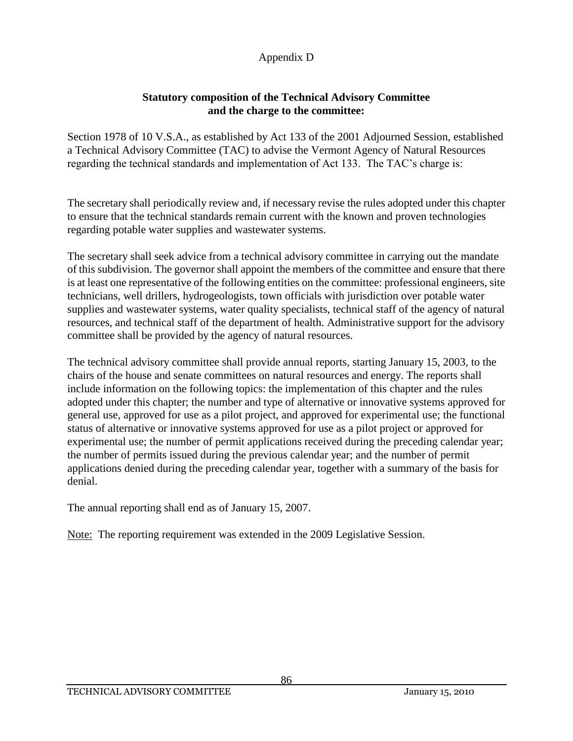Appendix D

## Statutory composition of the Technical Advisory Committee and the charge to the committee:

Section 1978 of 10 V.S.A., as established by Act 133 of the 2001 Adjourned Session, established a Technical Advisory Committee (TAC) to advise the Vermont Agency of Natural Resources regarding the technical standards and implementation of Act 133. The TAC's charge is:

The secretary shall periodically review and, if necessary revise the rules adopted under this chapter to ensure that the technical standards remain current with the known and proven technologies regarding potable water supplies and wastewater systems.

The secretary shall seek advice from a technical advisory committee in carrying out the mandate of this subdivision. The governor shall appoint the members of the committee and ensure that there is at least one representative of the following entities on the committee: professional engineers, site technicians, well drillers, hydrogeologists, town officials with jurisdiction over potable water supplies and wastewater systems, water quality specialists, technical staff of the agency of natural resources, and technical staff of the department of health. Administrative support for the advisory committee shall be provided by the agency of natural resources.

The technical advisory committee shall provide annual reports, starting January 15, 2003, to the chairs of the house and senate committees on natural resources and energy. The reports shall include information on the following topics: the implementation of this chapter and the rules adopted under this chapter; the number and type of alternative or innovative systems approved for general use, approved for use as a pilot project, and approved for experimental use; the functional status of alternative or innovative systems approved for use as a pilot project or approved for experimental use; the number of permit applications received during the preceding calendar year; the number of permits issued during the previous calendar year; and the number of permit applications denied during the preceding calendar year, together with a summary of the basis for denial.

The annual reporting shall end as of January 15, 2007.

Note: The reporting requirement was extended in the 2009 Legislative Session.